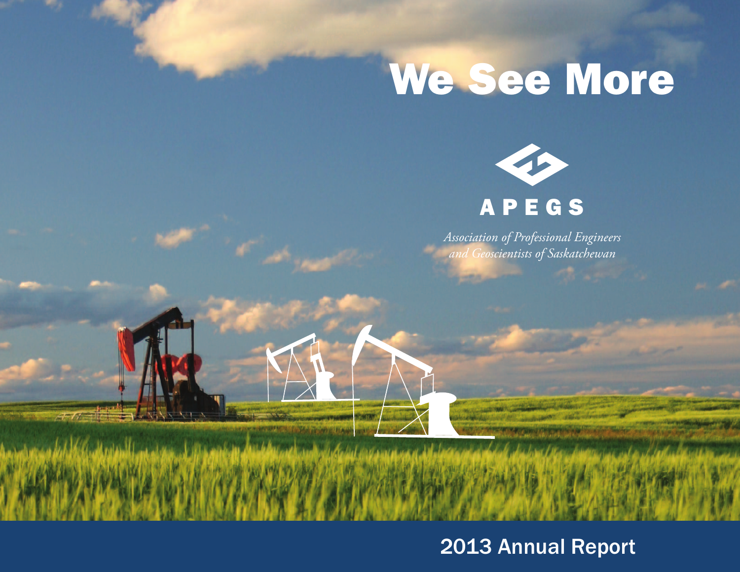# We See More

APEGS

*Association of Professional Engineers and Geoscientists of Saskatchewan*

2013 Annual Report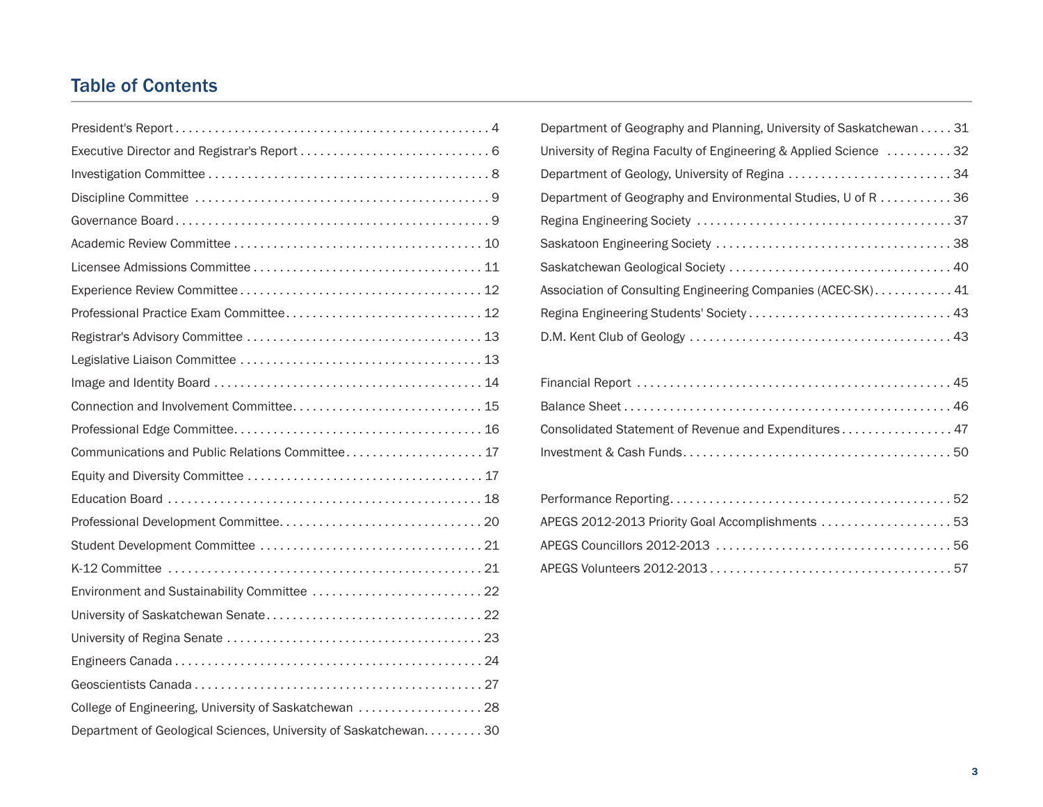# Table of Contents

| | |
|---|---|
| President's Report | 4 |
| Executive Director and Registrar's Report | 6 |
| Investigation Committee | 8 |
| Discipline Committee | 9 |
| Governance Board | 9 |
| Academic Review Committee | 10 |
| Licensee Admissions Committee | 11 |
| Experience Review Committee | 12 |
| Professional Practice Exam Committee | 12 |
| Registrar's Advisory Committee | 13 |
| Legislative Liaison Committee | 13 |
| Image and Identity Board | 14 |
| Connection and Involvement Committee | 15 |
| Professional Edge Committee | 16 |
| Communications and Public Relations Committee | 17 |
| Equity and Diversity Committee | 17 |
| Education Board | 18 |
| Professional Development Committee | 20 |
| Student Development Committee | 21 |
| K-12 Committee | 21 |
| Environment and Sustainability Committee | 22 |
| University of Saskatchewan Senate | 22 |
| University of Regina Senate | 23 |
| Engineers Canada | 24 |
| Geoscientists Canada | 27 |
| College of Engineering, University of Saskatchewan | 28 |
| Department of Geological Sciences, University of Saskatchewan | 30 |
| Department of Geography and Planning, University of Saskatchewan | 31 |
| University of Regina Faculty of Engineering & Applied Science | 32 |
| Department of Geology, University of Regina | 34 |
| Department of Geography and Environmental Studies, U of R | 36 |
| Regina Engineering Society | 37 |
| Saskatoon Engineering Society | 38 |
| Saskatchewan Geological Society | 40 |
| Association of Consulting Engineering Companies (ACEC-SK) | 41 |
| Regina Engineering Students' Society | 43 |
| D.M. Kent Club of Geology | 43 |
| Financial Report | 45 |
| Balance Sheet | 46 |
| Consolidated Statement of Revenue and Expenditures | 47 |
| Investment & Cash Funds | 50 |
| Performance Reporting | 52 |
| APEGS 2012-2013 Priority Goal Accomplishments | 53 |
| APEGS Councillors 2012-2013 | 56 |
| APEGS Volunteers 2012-2013 | 57 |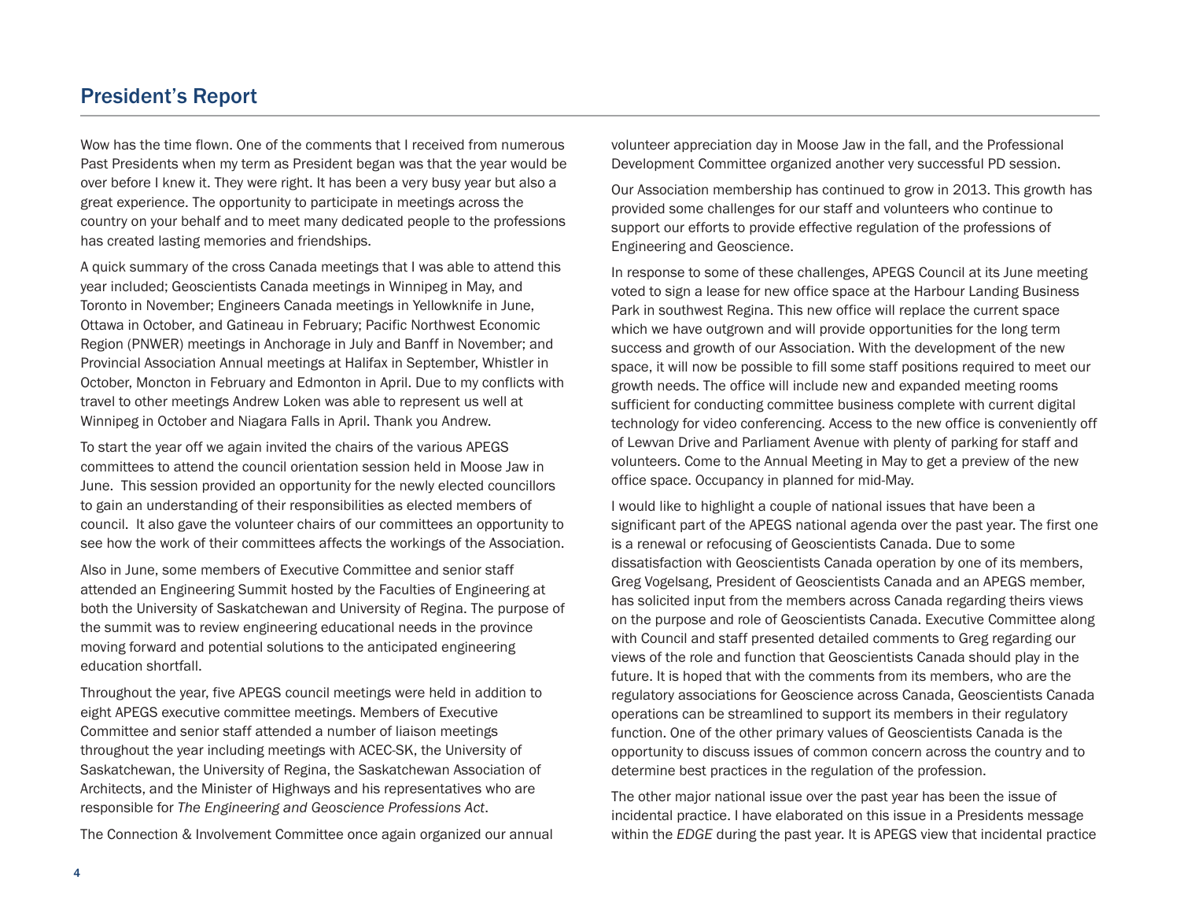# President's Report

Wow has the time flown. One of the comments that I received from numerous Past Presidents when my term as President began was that the year would be over before I knew it. They were right. It has been a very busy year but also a great experience. The opportunity to participate in meetings across the country on your behalf and to meet many dedicated people to the professions has created lasting memories and friendships.

A quick summary of the cross Canada meetings that I was able to attend this year included; Geoscientists Canada meetings in Winnipeg in May, and Toronto in November; Engineers Canada meetings in Yellowknife in June, Ottawa in October, and Gatineau in February; Pacific Northwest Economic Region (PNWER) meetings in Anchorage in July and Banff in November; and Provincial Association Annual meetings at Halifax in September, Whistler in October, Moncton in February and Edmonton in April. Due to my conflicts with travel to other meetings Andrew Loken was able to represent us well at Winnipeg in October and Niagara Falls in April. Thank you Andrew.

To start the year off we again invited the chairs of the various APEGS committees to attend the council orientation session held in Moose Jaw in June. This session provided an opportunity for the newly elected councillors to gain an understanding of their responsibilities as elected members of council. It also gave the volunteer chairs of our committees an opportunity to see how the work of their committees affects the workings of the Association.

Also in June, some members of Executive Committee and senior staff attended an Engineering Summit hosted by the Faculties of Engineering at both the University of Saskatchewan and University of Regina. The purpose of the summit was to review engineering educational needs in the province moving forward and potential solutions to the anticipated engineering education shortfall.

Throughout the year, five APEGS council meetings were held in addition to eight APEGS executive committee meetings. Members of Executive Committee and senior staff attended a number of liaison meetings throughout the year including meetings with ACEC-SK, the University of Saskatchewan, the University of Regina, the Saskatchewan Association of Architects, and the Minister of Highways and his representatives who are responsible for *The Engineering and Geoscience Professions Act*.

The Connection & Involvement Committee once again organized our annual volunteer appreciation day in Moose Jaw in the fall, and the Professional Development Committee organized another very successful PD session.

Our Association membership has continued to grow in 2013. This growth has provided some challenges for our staff and volunteers who continue to support our efforts to provide effective regulation of the professions of Engineering and Geoscience.

In response to some of these challenges, APEGS Council at its June meeting voted to sign a lease for new office space at the Harbour Landing Business Park in southwest Regina. This new office will replace the current space which we have outgrown and will provide opportunities for the long term success and growth of our Association. With the development of the new space, it will now be possible to fill some staff positions required to meet our growth needs. The office will include new and expanded meeting rooms sufficient for conducting committee business complete with current digital technology for video conferencing. Access to the new office is conveniently off of Lewvan Drive and Parliament Avenue with plenty of parking for staff and volunteers. Come to the Annual Meeting in May to get a preview of the new office space. Occupancy in planned for mid-May.

I would like to highlight a couple of national issues that have been a significant part of the APEGS national agenda over the past year. The first one is a renewal or refocusing of Geoscientists Canada. Due to some dissatisfaction with Geoscientists Canada operation by one of its members, Greg Vogelsang, President of Geoscientists Canada and an APEGS member, has solicited input from the members across Canada regarding theirs views on the purpose and role of Geoscientists Canada. Executive Committee along with Council and staff presented detailed comments to Greg regarding our views of the role and function that Geoscientists Canada should play in the future. It is hoped that with the comments from its members, who are the regulatory associations for Geoscience across Canada, Geoscientists Canada operations can be streamlined to support its members in their regulatory function. One of the other primary values of Geoscientists Canada is the opportunity to discuss issues of common concern across the country and to determine best practices in the regulation of the profession.

The other major national issue over the past year has been the issue of incidental practice. I have elaborated on this issue in a Presidents message within the *EDGE* during the past year. It is APEGS view that incidental practice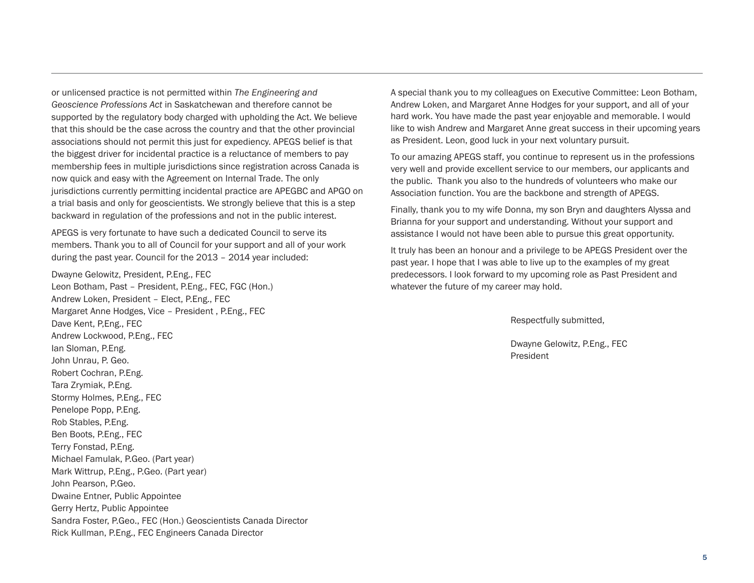or unlicensed practice is not permitted within *The Engineering and Geoscience Professions Act* in Saskatchewan and therefore cannot be supported by the regulatory body charged with upholding the Act. We believe that this should be the case across the country and that the other provincial associations should not permit this just for expediency. APEGS belief is that the biggest driver for incidental practice is a reluctance of members to pay membership fees in multiple jurisdictions since registration across Canada is now quick and easy with the Agreement on Internal Trade. The only jurisdictions currently permitting incidental practice are APEGBC and APGO on a trial basis and only for geoscientists. We strongly believe that this is a step backward in regulation of the professions and not in the public interest.

APEGS is very fortunate to have such a dedicated Council to serve its members. Thank you to all of Council for your support and all of your work during the past year. Council for the 2013 – 2014 year included:

Dwayne Gelowitz, President, P.Eng., FEC
Leon Botham, Past – President, P.Eng., FEC, FGC (Hon.)
Andrew Loken, President – Elect, P.Eng., FEC
Margaret Anne Hodges, Vice – President , P.Eng., FEC
Dave Kent, P,Eng., FEC
Andrew Lockwood, P.Eng., FEC
Ian Sloman, P.Eng.
John Unrau, P. Geo.
Robert Cochran, P.Eng.
Tara Zrymiak, P.Eng.
Stormy Holmes, P.Eng., FEC
Penelope Popp, P.Eng.
Rob Stables, P.Eng.
Ben Boots, P.Eng., FEC
Terry Fonstad, P.Eng.
Michael Famulak, P.Geo. (Part year)
Mark Wittrup, P.Eng., P.Geo. (Part year)
John Pearson, P.Geo.
Dwaine Entner, Public Appointee
Gerry Hertz, Public Appointee
Sandra Foster, P.Geo., FEC (Hon.) Geoscientists Canada Director
Rick Kullman, P.Eng., FEC Engineers Canada Director

A special thank you to my colleagues on Executive Committee: Leon Botham, Andrew Loken, and Margaret Anne Hodges for your support, and all of your hard work. You have made the past year enjoyable and memorable. I would like to wish Andrew and Margaret Anne great success in their upcoming years as President. Leon, good luck in your next voluntary pursuit.

To our amazing APEGS staff, you continue to represent us in the professions very well and provide excellent service to our members, our applicants and the public. Thank you also to the hundreds of volunteers who make our Association function. You are the backbone and strength of APEGS.

Finally, thank you to my wife Donna, my son Bryn and daughters Alyssa and Brianna for your support and understanding. Without your support and assistance I would not have been able to pursue this great opportunity.

It truly has been an honour and a privilege to be APEGS President over the past year. I hope that I was able to live up to the examples of my great predecessors. I look forward to my upcoming role as Past President and whatever the future of my career may hold.

Respectfully submitted,

Dwayne Gelowitz, P.Eng., FEC
President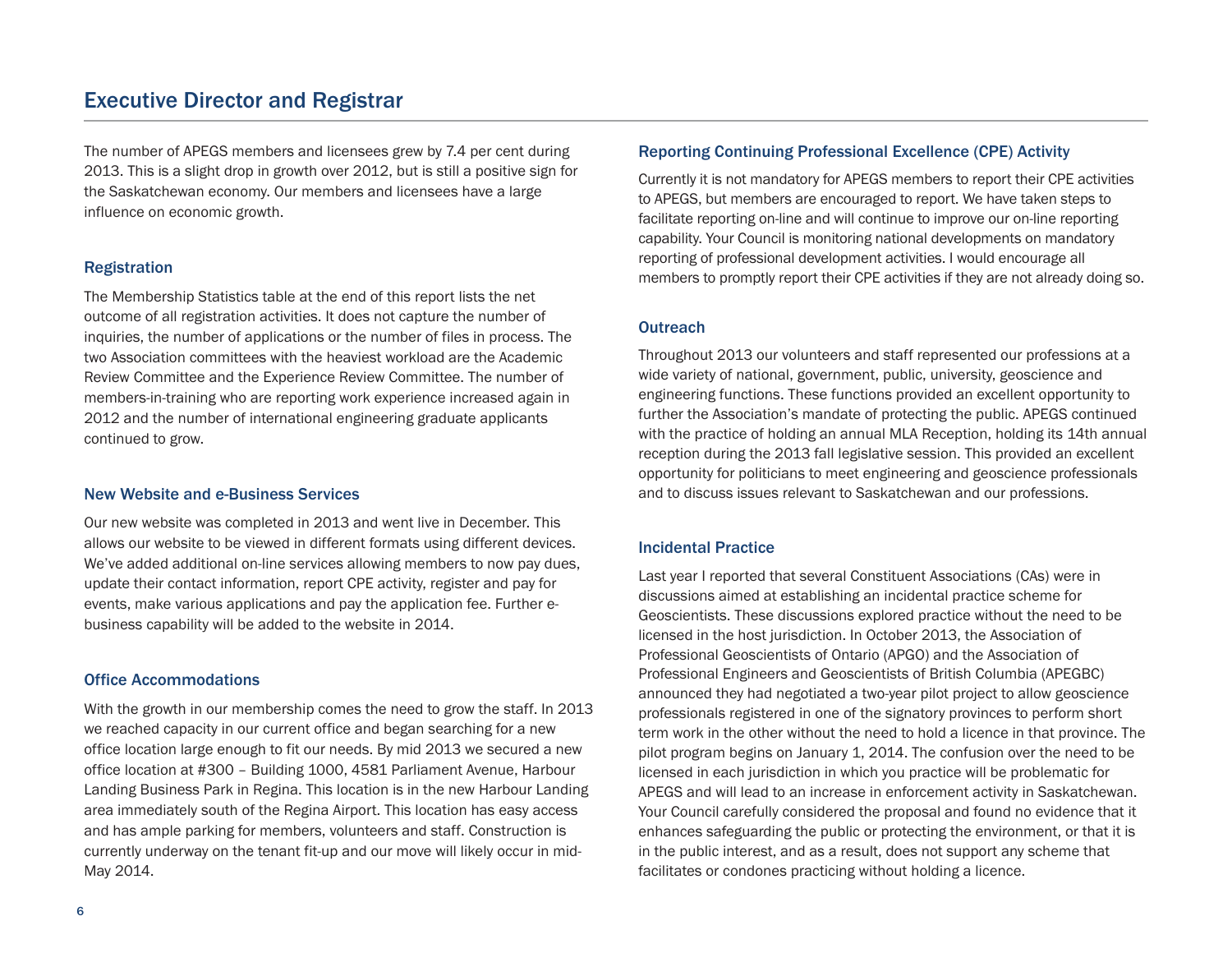# Executive Director and Registrar

The number of APEGS members and licensees grew by 7.4 per cent during 2013. This is a slight drop in growth over 2012, but is still a positive sign for the Saskatchewan economy. Our members and licensees have a large influence on economic growth.

## Registration

The Membership Statistics table at the end of this report lists the net outcome of all registration activities. It does not capture the number of inquiries, the number of applications or the number of files in process. The two Association committees with the heaviest workload are the Academic Review Committee and the Experience Review Committee. The number of members-in-training who are reporting work experience increased again in 2012 and the number of international engineering graduate applicants continued to grow.

## New Website and e-Business Services

Our new website was completed in 2013 and went live in December. This allows our website to be viewed in different formats using different devices. We've added additional on-line services allowing members to now pay dues, update their contact information, report CPE activity, register and pay for events, make various applications and pay the application fee. Further e-business capability will be added to the website in 2014.

## Office Accommodations

With the growth in our membership comes the need to grow the staff. In 2013 we reached capacity in our current office and began searching for a new office location large enough to fit our needs. By mid 2013 we secured a new office location at #300 – Building 1000, 4581 Parliament Avenue, Harbour Landing Business Park in Regina. This location is in the new Harbour Landing area immediately south of the Regina Airport. This location has easy access and has ample parking for members, volunteers and staff. Construction is currently underway on the tenant fit-up and our move will likely occur in mid-May 2014.

## Reporting Continuing Professional Excellence (CPE) Activity

Currently it is not mandatory for APEGS members to report their CPE activities to APEGS, but members are encouraged to report. We have taken steps to facilitate reporting on-line and will continue to improve our on-line reporting capability. Your Council is monitoring national developments on mandatory reporting of professional development activities. I would encourage all members to promptly report their CPE activities if they are not already doing so.

## Outreach

Throughout 2013 our volunteers and staff represented our professions at a wide variety of national, government, public, university, geoscience and engineering functions. These functions provided an excellent opportunity to further the Association's mandate of protecting the public. APEGS continued with the practice of holding an annual MLA Reception, holding its 14th annual reception during the 2013 fall legislative session. This provided an excellent opportunity for politicians to meet engineering and geoscience professionals and to discuss issues relevant to Saskatchewan and our professions.

## Incidental Practice

Last year I reported that several Constituent Associations (CAs) were in discussions aimed at establishing an incidental practice scheme for Geoscientists. These discussions explored practice without the need to be licensed in the host jurisdiction. In October 2013, the Association of Professional Geoscientists of Ontario (APGO) and the Association of Professional Engineers and Geoscientists of British Columbia (APEGBC) announced they had negotiated a two-year pilot project to allow geoscience professionals registered in one of the signatory provinces to perform short term work in the other without the need to hold a licence in that province. The pilot program begins on January 1, 2014. The confusion over the need to be licensed in each jurisdiction in which you practice will be problematic for APEGS and will lead to an increase in enforcement activity in Saskatchewan. Your Council carefully considered the proposal and found no evidence that it enhances safeguarding the public or protecting the environment, or that it is in the public interest, and as a result, does not support any scheme that facilitates or condones practicing without holding a licence.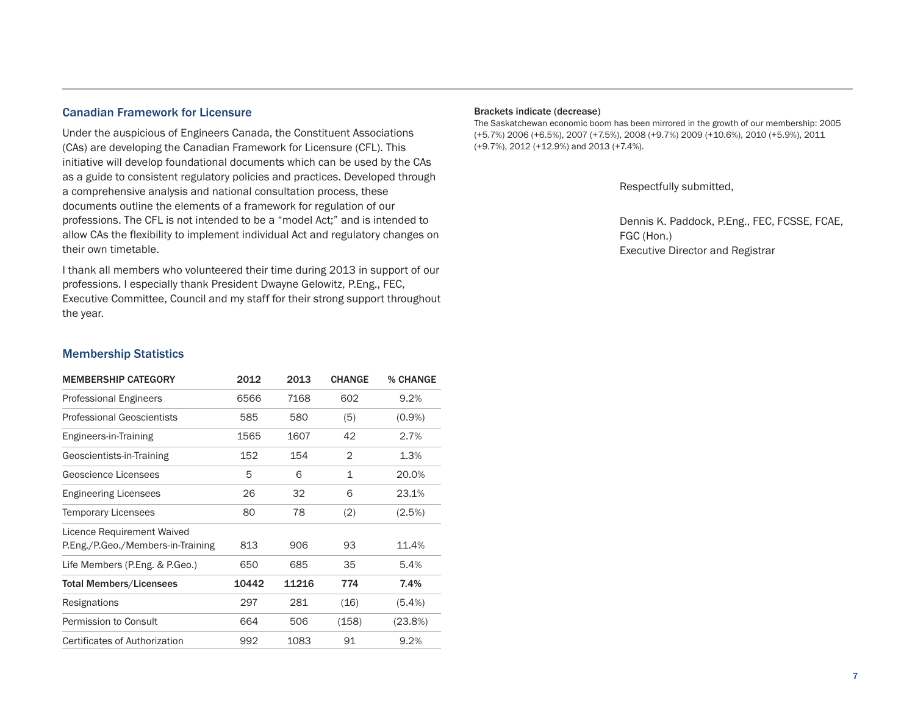## Canadian Framework for Licensure

Under the auspicious of Engineers Canada, the Constituent Associations (CAs) are developing the Canadian Framework for Licensure (CFL). This initiative will develop foundational documents which can be used by the CAs as a guide to consistent regulatory policies and practices. Developed through a comprehensive analysis and national consultation process, these documents outline the elements of a framework for regulation of our professions. The CFL is not intended to be a "model Act;" and is intended to allow CAs the flexibility to implement individual Act and regulatory changes on their own timetable.

I thank all members who volunteered their time during 2013 in support of our professions. I especially thank President Dwayne Gelowitz, P.Eng., FEC, Executive Committee, Council and my staff for their strong support throughout the year.

## Membership Statistics

| MEMBERSHIP CATEGORY | 2012 | 2013 | CHANGE | % CHANGE |
|---|---|---|---|---|
| Professional Engineers | 6566 | 7168 | 602 | 9.2% |
| Professional Geoscientists | 585 | 580 | (5) | (0.9%) |
| Engineers-in-Training | 1565 | 1607 | 42 | 2.7% |
| Geoscientists-in-Training | 152 | 154 | 2 | 1.3% |
| Geoscience Licensees | 5 | 6 | 1 | 20.0% |
| Engineering Licensees | 26 | 32 | 6 | 23.1% |
| Temporary Licensees | 80 | 78 | (2) | (2.5%) |
| Licence Requirement Waived P.Eng./P.Geo./Members-in-Training | 813 | 906 | 93 | 11.4% |
| Life Members (P.Eng. & P.Geo.) | 650 | 685 | 35 | 5.4% |
| **Total Members/Licensees** | **10442** | **11216** | **774** | **7.4%** |
| Resignations | 297 | 281 | (16) | (5.4%) |
| Permission to Consult | 664 | 506 | (158) | (23.8%) |
| Certificates of Authorization | 992 | 1083 | 91 | 9.2% |

Brackets indicate (decrease)

The Saskatchewan economic boom has been mirrored in the growth of our membership: 2005 (+5.7%) 2006 (+6.5%), 2007 (+7.5%), 2008 (+9.7%) 2009 (+10.6%), 2010 (+5.9%), 2011 (+9.7%), 2012 (+12.9%) and 2013 (+7.4%).

Respectfully submitted,

Dennis K. Paddock, P.Eng., FEC, FCSSE, FCAE, FGC (Hon.)
Executive Director and Registrar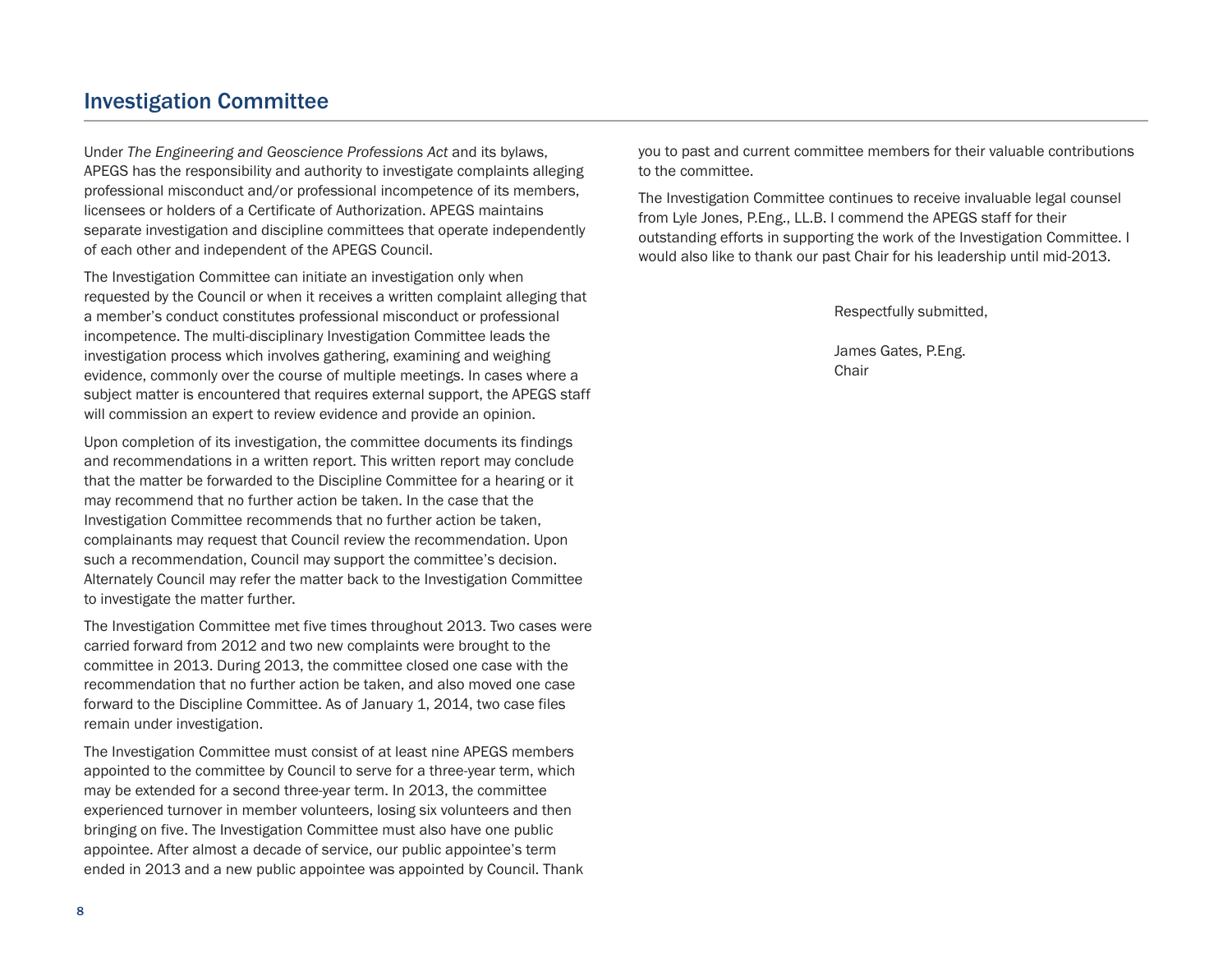## Investigation Committee

Under *The Engineering and Geoscience Professions Act* and its bylaws, APEGS has the responsibility and authority to investigate complaints alleging professional misconduct and/or professional incompetence of its members, licensees or holders of a Certificate of Authorization. APEGS maintains separate investigation and discipline committees that operate independently of each other and independent of the APEGS Council.

The Investigation Committee can initiate an investigation only when requested by the Council or when it receives a written complaint alleging that a member's conduct constitutes professional misconduct or professional incompetence. The multi-disciplinary Investigation Committee leads the investigation process which involves gathering, examining and weighing evidence, commonly over the course of multiple meetings. In cases where a subject matter is encountered that requires external support, the APEGS staff will commission an expert to review evidence and provide an opinion.

Upon completion of its investigation, the committee documents its findings and recommendations in a written report. This written report may conclude that the matter be forwarded to the Discipline Committee for a hearing or it may recommend that no further action be taken. In the case that the Investigation Committee recommends that no further action be taken, complainants may request that Council review the recommendation. Upon such a recommendation, Council may support the committee's decision. Alternately Council may refer the matter back to the Investigation Committee to investigate the matter further.

The Investigation Committee met five times throughout 2013. Two cases were carried forward from 2012 and two new complaints were brought to the committee in 2013. During 2013, the committee closed one case with the recommendation that no further action be taken, and also moved one case forward to the Discipline Committee. As of January 1, 2014, two case files remain under investigation.

The Investigation Committee must consist of at least nine APEGS members appointed to the committee by Council to serve for a three-year term, which may be extended for a second three-year term. In 2013, the committee experienced turnover in member volunteers, losing six volunteers and then bringing on five. The Investigation Committee must also have one public appointee. After almost a decade of service, our public appointee's term ended in 2013 and a new public appointee was appointed by Council. Thank you to past and current committee members for their valuable contributions to the committee.

The Investigation Committee continues to receive invaluable legal counsel from Lyle Jones, P.Eng., LL.B. I commend the APEGS staff for their outstanding efforts in supporting the work of the Investigation Committee. I would also like to thank our past Chair for his leadership until mid-2013.

Respectfully submitted,

James Gates, P.Eng.
Chair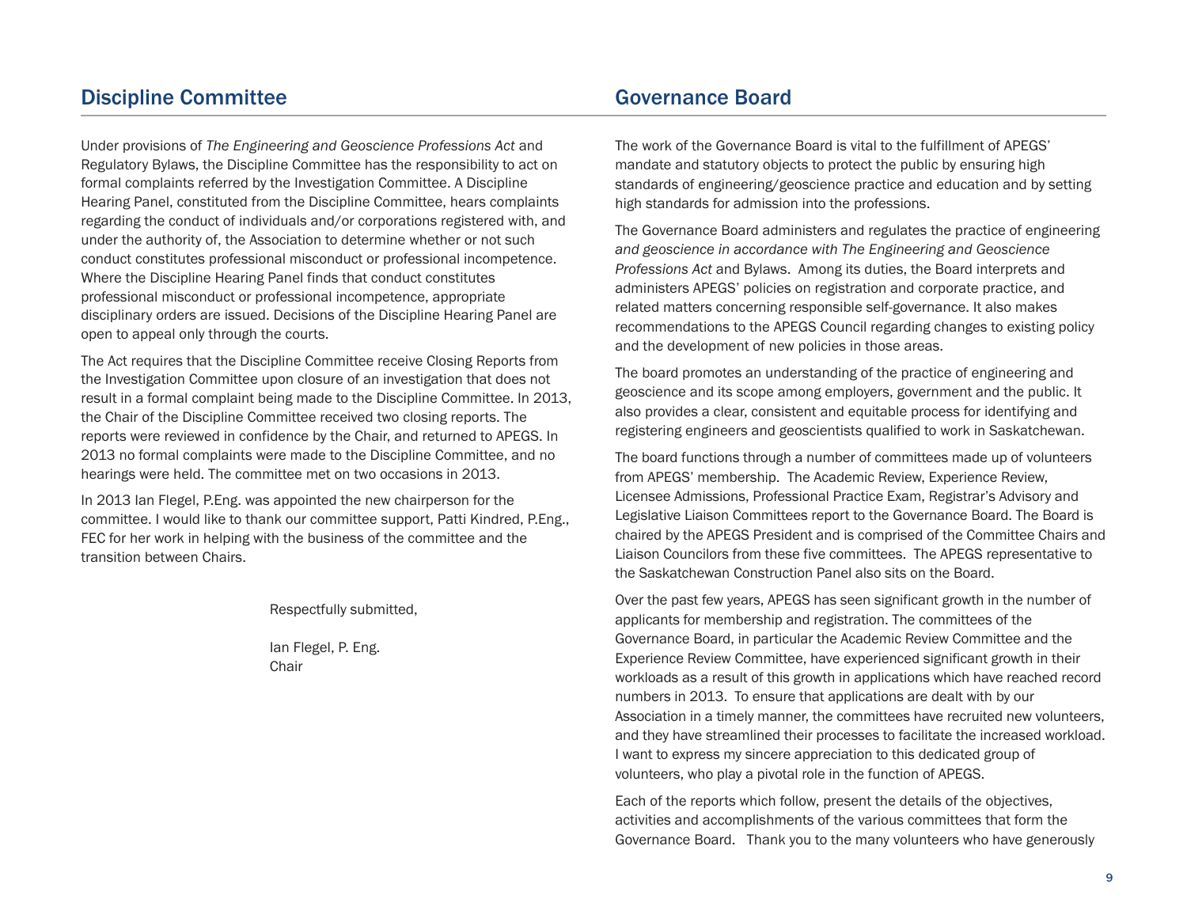## Discipline Committee

Under provisions of *The Engineering and Geoscience Professions Act* and Regulatory Bylaws, the Discipline Committee has the responsibility to act on formal complaints referred by the Investigation Committee. A Discipline Hearing Panel, constituted from the Discipline Committee, hears complaints regarding the conduct of individuals and/or corporations registered with, and under the authority of, the Association to determine whether or not such conduct constitutes professional misconduct or professional incompetence. Where the Discipline Hearing Panel finds that conduct constitutes professional misconduct or professional incompetence, appropriate disciplinary orders are issued. Decisions of the Discipline Hearing Panel are open to appeal only through the courts.

The Act requires that the Discipline Committee receive Closing Reports from the Investigation Committee upon closure of an investigation that does not result in a formal complaint being made to the Discipline Committee. In 2013, the Chair of the Discipline Committee received two closing reports. The reports were reviewed in confidence by the Chair, and returned to APEGS. In 2013 no formal complaints were made to the Discipline Committee, and no hearings were held. The committee met on two occasions in 2013.

In 2013 Ian Flegel, P.Eng. was appointed the new chairperson for the committee. I would like to thank our committee support, Patti Kindred, P.Eng., FEC for her work in helping with the business of the committee and the transition between Chairs.

Respectfully submitted,

Ian Flegel, P. Eng.
Chair

## Governance Board

The work of the Governance Board is vital to the fulfillment of APEGS' mandate and statutory objects to protect the public by ensuring high standards of engineering/geoscience practice and education and by setting high standards for admission into the professions.

The Governance Board administers and regulates the practice of engineering *and geoscience in accordance with The Engineering and Geoscience Professions Act* and Bylaws. Among its duties, the Board interprets and administers APEGS' policies on registration and corporate practice, and related matters concerning responsible self-governance. It also makes recommendations to the APEGS Council regarding changes to existing policy and the development of new policies in those areas.

The board promotes an understanding of the practice of engineering and geoscience and its scope among employers, government and the public. It also provides a clear, consistent and equitable process for identifying and registering engineers and geoscientists qualified to work in Saskatchewan.

The board functions through a number of committees made up of volunteers from APEGS' membership. The Academic Review, Experience Review, Licensee Admissions, Professional Practice Exam, Registrar's Advisory and Legislative Liaison Committees report to the Governance Board. The Board is chaired by the APEGS President and is comprised of the Committee Chairs and Liaison Councilors from these five committees. The APEGS representative to the Saskatchewan Construction Panel also sits on the Board.

Over the past few years, APEGS has seen significant growth in the number of applicants for membership and registration. The committees of the Governance Board, in particular the Academic Review Committee and the Experience Review Committee, have experienced significant growth in their workloads as a result of this growth in applications which have reached record numbers in 2013. To ensure that applications are dealt with by our Association in a timely manner, the committees have recruited new volunteers, and they have streamlined their processes to facilitate the increased workload. I want to express my sincere appreciation to this dedicated group of volunteers, who play a pivotal role in the function of APEGS.

Each of the reports which follow, present the details of the objectives, activities and accomplishments of the various committees that form the Governance Board. Thank you to the many volunteers who have generously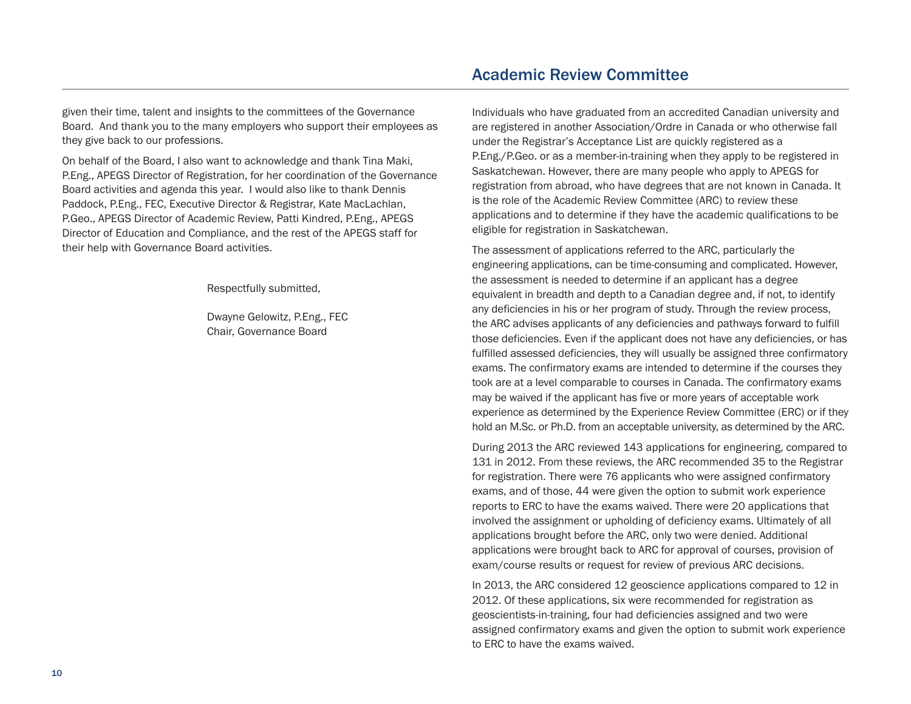given their time, talent and insights to the committees of the Governance Board. And thank you to the many employers who support their employees as they give back to our professions.

On behalf of the Board, I also want to acknowledge and thank Tina Maki, P.Eng., APEGS Director of Registration, for her coordination of the Governance Board activities and agenda this year. I would also like to thank Dennis Paddock, P.Eng., FEC, Executive Director & Registrar, Kate MacLachlan, P.Geo., APEGS Director of Academic Review, Patti Kindred, P.Eng., APEGS Director of Education and Compliance, and the rest of the APEGS staff for their help with Governance Board activities.

Respectfully submitted,

Dwayne Gelowitz, P.Eng., FEC
Chair, Governance Board

## Academic Review Committee

Individuals who have graduated from an accredited Canadian university and are registered in another Association/Ordre in Canada or who otherwise fall under the Registrar's Acceptance List are quickly registered as a P.Eng./P.Geo. or as a member-in-training when they apply to be registered in Saskatchewan. However, there are many people who apply to APEGS for registration from abroad, who have degrees that are not known in Canada. It is the role of the Academic Review Committee (ARC) to review these applications and to determine if they have the academic qualifications to be eligible for registration in Saskatchewan.

The assessment of applications referred to the ARC, particularly the engineering applications, can be time-consuming and complicated. However, the assessment is needed to determine if an applicant has a degree equivalent in breadth and depth to a Canadian degree and, if not, to identify any deficiencies in his or her program of study. Through the review process, the ARC advises applicants of any deficiencies and pathways forward to fulfill those deficiencies. Even if the applicant does not have any deficiencies, or has fulfilled assessed deficiencies, they will usually be assigned three confirmatory exams. The confirmatory exams are intended to determine if the courses they took are at a level comparable to courses in Canada. The confirmatory exams may be waived if the applicant has five or more years of acceptable work experience as determined by the Experience Review Committee (ERC) or if they hold an M.Sc. or Ph.D. from an acceptable university, as determined by the ARC.

During 2013 the ARC reviewed 143 applications for engineering, compared to 131 in 2012. From these reviews, the ARC recommended 35 to the Registrar for registration. There were 76 applicants who were assigned confirmatory exams, and of those, 44 were given the option to submit work experience reports to ERC to have the exams waived. There were 20 applications that involved the assignment or upholding of deficiency exams. Ultimately of all applications brought before the ARC, only two were denied. Additional applications were brought back to ARC for approval of courses, provision of exam/course results or request for review of previous ARC decisions.

In 2013, the ARC considered 12 geoscience applications compared to 12 in 2012. Of these applications, six were recommended for registration as geoscientists-in-training, four had deficiencies assigned and two were assigned confirmatory exams and given the option to submit work experience to ERC to have the exams waived.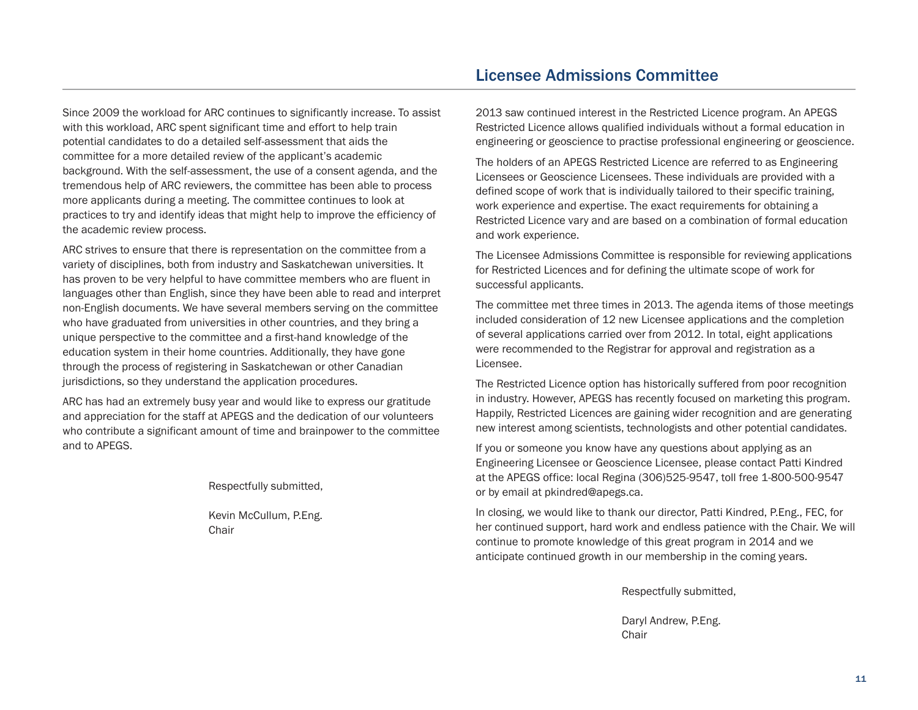Since 2009 the workload for ARC continues to significantly increase. To assist with this workload, ARC spent significant time and effort to help train potential candidates to do a detailed self-assessment that aids the committee for a more detailed review of the applicant's academic background. With the self-assessment, the use of a consent agenda, and the tremendous help of ARC reviewers, the committee has been able to process more applicants during a meeting. The committee continues to look at practices to try and identify ideas that might help to improve the efficiency of the academic review process.

ARC strives to ensure that there is representation on the committee from a variety of disciplines, both from industry and Saskatchewan universities. It has proven to be very helpful to have committee members who are fluent in languages other than English, since they have been able to read and interpret non-English documents. We have several members serving on the committee who have graduated from universities in other countries, and they bring a unique perspective to the committee and a first-hand knowledge of the education system in their home countries. Additionally, they have gone through the process of registering in Saskatchewan or other Canadian jurisdictions, so they understand the application procedures.

ARC has had an extremely busy year and would like to express our gratitude and appreciation for the staff at APEGS and the dedication of our volunteers who contribute a significant amount of time and brainpower to the committee and to APEGS.

Respectfully submitted,

Kevin McCullum, P.Eng.
Chair

## Licensee Admissions Committee

2013 saw continued interest in the Restricted Licence program. An APEGS Restricted Licence allows qualified individuals without a formal education in engineering or geoscience to practise professional engineering or geoscience.

The holders of an APEGS Restricted Licence are referred to as Engineering Licensees or Geoscience Licensees. These individuals are provided with a defined scope of work that is individually tailored to their specific training, work experience and expertise. The exact requirements for obtaining a Restricted Licence vary and are based on a combination of formal education and work experience.

The Licensee Admissions Committee is responsible for reviewing applications for Restricted Licences and for defining the ultimate scope of work for successful applicants.

The committee met three times in 2013. The agenda items of those meetings included consideration of 12 new Licensee applications and the completion of several applications carried over from 2012. In total, eight applications were recommended to the Registrar for approval and registration as a Licensee.

The Restricted Licence option has historically suffered from poor recognition in industry. However, APEGS has recently focused on marketing this program. Happily, Restricted Licences are gaining wider recognition and are generating new interest among scientists, technologists and other potential candidates.

If you or someone you know have any questions about applying as an Engineering Licensee or Geoscience Licensee, please contact Patti Kindred at the APEGS office: local Regina (306)525-9547, toll free 1-800-500-9547 or by email at pkindred@apegs.ca.

In closing, we would like to thank our director, Patti Kindred, P.Eng., FEC, for her continued support, hard work and endless patience with the Chair. We will continue to promote knowledge of this great program in 2014 and we anticipate continued growth in our membership in the coming years.

Respectfully submitted,

Daryl Andrew, P.Eng.
Chair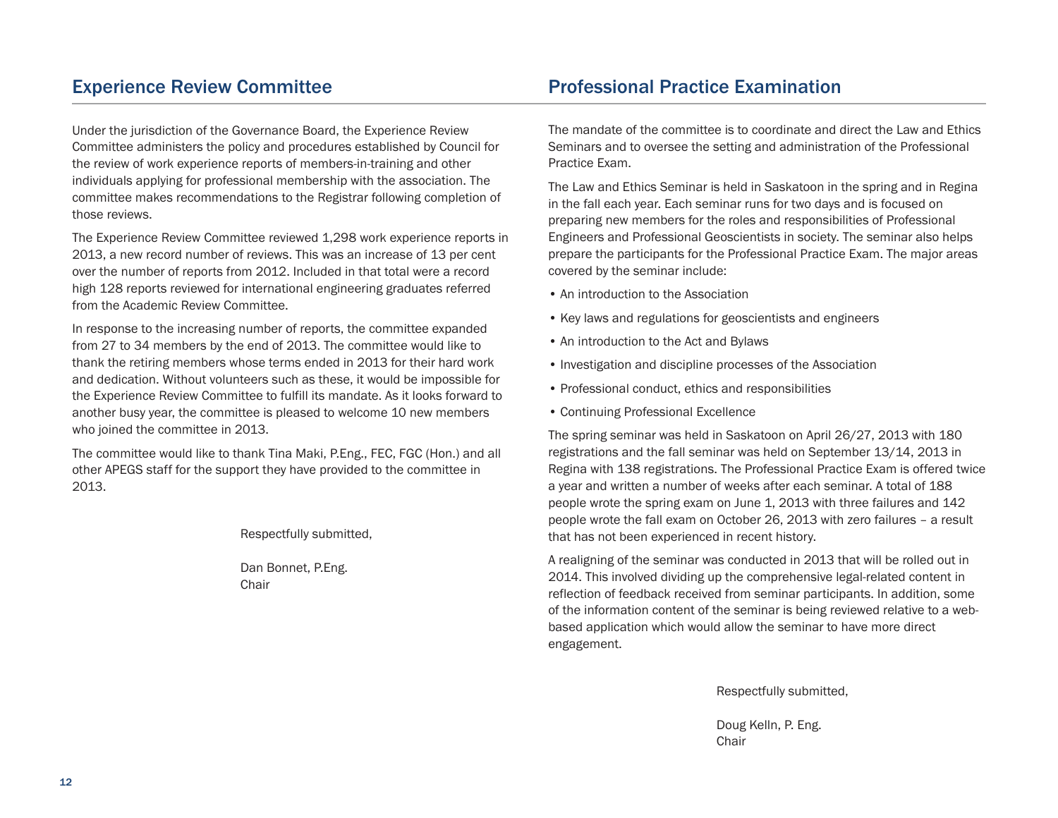## Experience Review Committee

Under the jurisdiction of the Governance Board, the Experience Review Committee administers the policy and procedures established by Council for the review of work experience reports of members-in-training and other individuals applying for professional membership with the association. The committee makes recommendations to the Registrar following completion of those reviews.

The Experience Review Committee reviewed 1,298 work experience reports in 2013, a new record number of reviews. This was an increase of 13 per cent over the number of reports from 2012. Included in that total were a record high 128 reports reviewed for international engineering graduates referred from the Academic Review Committee.

In response to the increasing number of reports, the committee expanded from 27 to 34 members by the end of 2013. The committee would like to thank the retiring members whose terms ended in 2013 for their hard work and dedication. Without volunteers such as these, it would be impossible for the Experience Review Committee to fulfill its mandate. As it looks forward to another busy year, the committee is pleased to welcome 10 new members who joined the committee in 2013.

The committee would like to thank Tina Maki, P.Eng., FEC, FGC (Hon.) and all other APEGS staff for the support they have provided to the committee in 2013.

Respectfully submitted,

Dan Bonnet, P.Eng.
Chair

## Professional Practice Examination

The mandate of the committee is to coordinate and direct the Law and Ethics Seminars and to oversee the setting and administration of the Professional Practice Exam.

The Law and Ethics Seminar is held in Saskatoon in the spring and in Regina in the fall each year. Each seminar runs for two days and is focused on preparing new members for the roles and responsibilities of Professional Engineers and Professional Geoscientists in society. The seminar also helps prepare the participants for the Professional Practice Exam. The major areas covered by the seminar include:

- An introduction to the Association
- Key laws and regulations for geoscientists and engineers
- An introduction to the Act and Bylaws
- Investigation and discipline processes of the Association
- Professional conduct, ethics and responsibilities
- Continuing Professional Excellence

The spring seminar was held in Saskatoon on April 26/27, 2013 with 180 registrations and the fall seminar was held on September 13/14, 2013 in Regina with 138 registrations. The Professional Practice Exam is offered twice a year and written a number of weeks after each seminar. A total of 188 people wrote the spring exam on June 1, 2013 with three failures and 142 people wrote the fall exam on October 26, 2013 with zero failures – a result that has not been experienced in recent history.

A realigning of the seminar was conducted in 2013 that will be rolled out in 2014. This involved dividing up the comprehensive legal-related content in reflection of feedback received from seminar participants. In addition, some of the information content of the seminar is being reviewed relative to a web-based application which would allow the seminar to have more direct engagement.

Respectfully submitted,

Doug Kelln, P. Eng.
Chair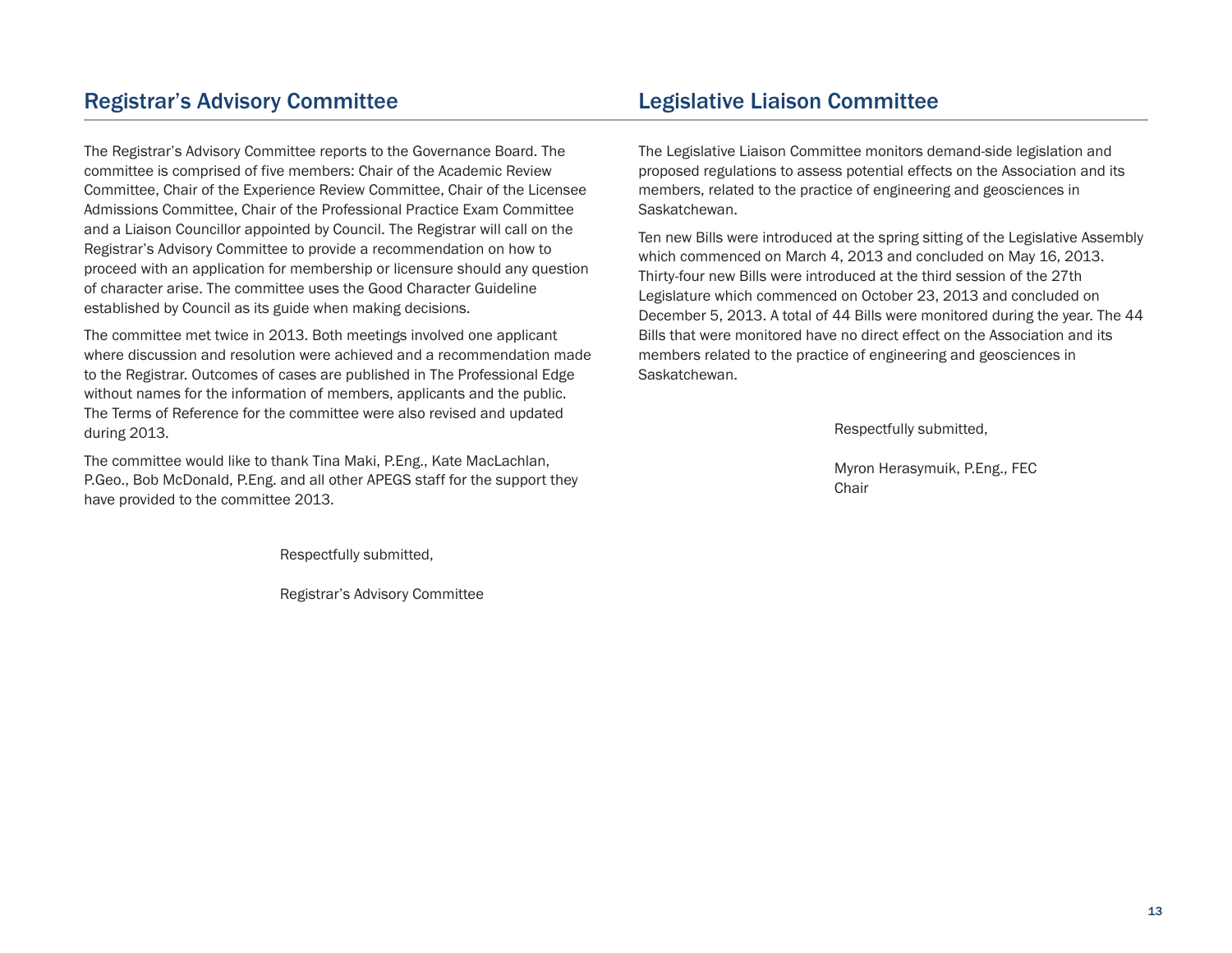## Registrar's Advisory Committee

The Registrar's Advisory Committee reports to the Governance Board. The committee is comprised of five members: Chair of the Academic Review Committee, Chair of the Experience Review Committee, Chair of the Licensee Admissions Committee, Chair of the Professional Practice Exam Committee and a Liaison Councillor appointed by Council. The Registrar will call on the Registrar's Advisory Committee to provide a recommendation on how to proceed with an application for membership or licensure should any question of character arise. The committee uses the Good Character Guideline established by Council as its guide when making decisions.

The committee met twice in 2013. Both meetings involved one applicant where discussion and resolution were achieved and a recommendation made to the Registrar. Outcomes of cases are published in The Professional Edge without names for the information of members, applicants and the public. The Terms of Reference for the committee were also revised and updated during 2013.

The committee would like to thank Tina Maki, P.Eng., Kate MacLachlan, P.Geo., Bob McDonald, P.Eng. and all other APEGS staff for the support they have provided to the committee 2013.

Respectfully submitted,

Registrar's Advisory Committee

## Legislative Liaison Committee

The Legislative Liaison Committee monitors demand-side legislation and proposed regulations to assess potential effects on the Association and its members, related to the practice of engineering and geosciences in Saskatchewan.

Ten new Bills were introduced at the spring sitting of the Legislative Assembly which commenced on March 4, 2013 and concluded on May 16, 2013. Thirty-four new Bills were introduced at the third session of the 27th Legislature which commenced on October 23, 2013 and concluded on December 5, 2013. A total of 44 Bills were monitored during the year. The 44 Bills that were monitored have no direct effect on the Association and its members related to the practice of engineering and geosciences in Saskatchewan.

Respectfully submitted,

Myron Herasymuik, P.Eng., FEC
Chair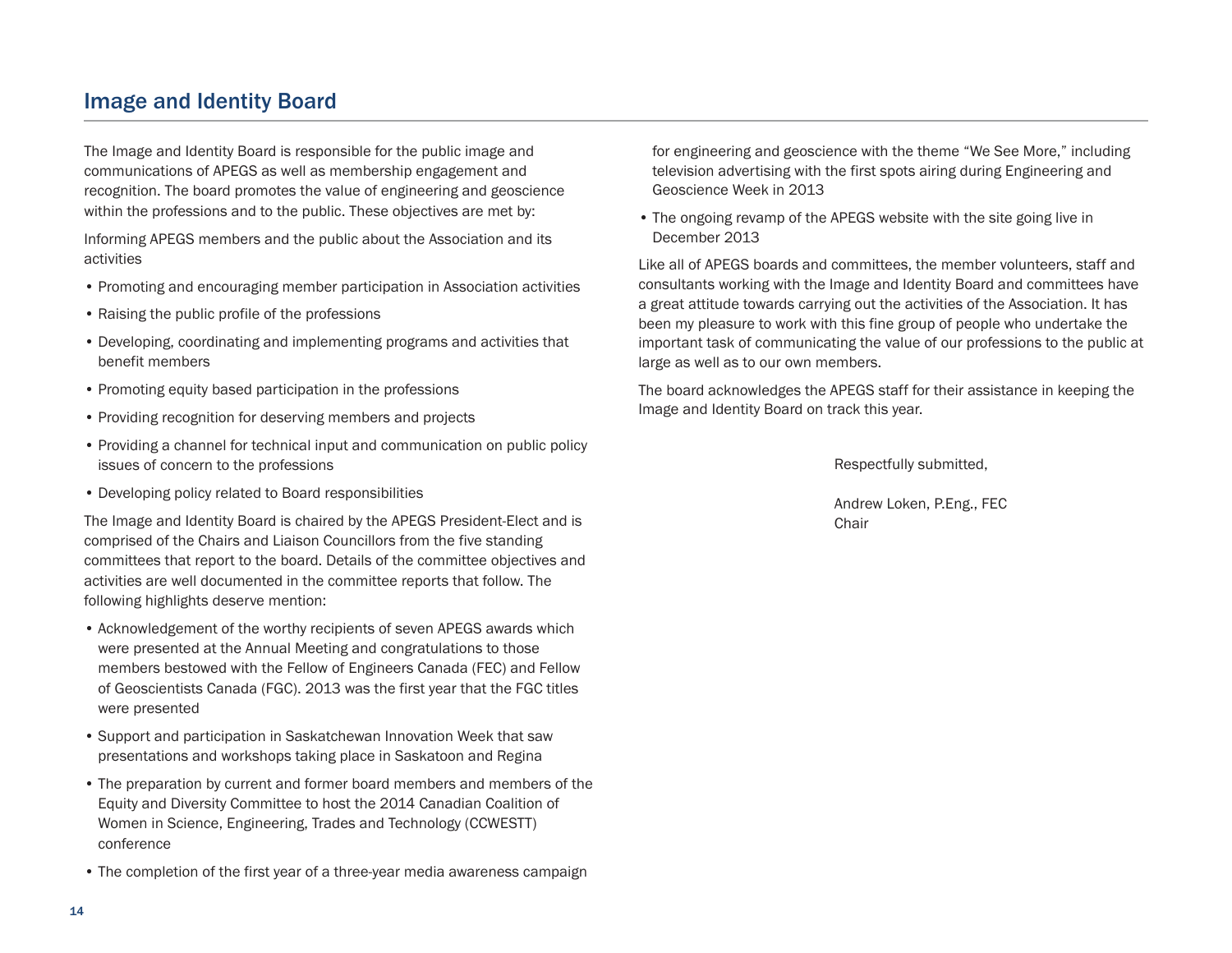## Image and Identity Board

The Image and Identity Board is responsible for the public image and communications of APEGS as well as membership engagement and recognition. The board promotes the value of engineering and geoscience within the professions and to the public. These objectives are met by:

Informing APEGS members and the public about the Association and its activities

- Promoting and encouraging member participation in Association activities
- Raising the public profile of the professions
- Developing, coordinating and implementing programs and activities that benefit members
- Promoting equity based participation in the professions
- Providing recognition for deserving members and projects
- Providing a channel for technical input and communication on public policy issues of concern to the professions
- Developing policy related to Board responsibilities

The Image and Identity Board is chaired by the APEGS President-Elect and is comprised of the Chairs and Liaison Councillors from the five standing committees that report to the board. Details of the committee objectives and activities are well documented in the committee reports that follow. The following highlights deserve mention:

- Acknowledgement of the worthy recipients of seven APEGS awards which were presented at the Annual Meeting and congratulations to those members bestowed with the Fellow of Engineers Canada (FEC) and Fellow of Geoscientists Canada (FGC). 2013 was the first year that the FGC titles were presented
- Support and participation in Saskatchewan Innovation Week that saw presentations and workshops taking place in Saskatoon and Regina
- The preparation by current and former board members and members of the Equity and Diversity Committee to host the 2014 Canadian Coalition of Women in Science, Engineering, Trades and Technology (CCWESTT) conference
- The completion of the first year of a three-year media awareness campaign for engineering and geoscience with the theme "We See More," including television advertising with the first spots airing during Engineering and Geoscience Week in 2013
- The ongoing revamp of the APEGS website with the site going live in December 2013

Like all of APEGS boards and committees, the member volunteers, staff and consultants working with the Image and Identity Board and committees have a great attitude towards carrying out the activities of the Association. It has been my pleasure to work with this fine group of people who undertake the important task of communicating the value of our professions to the public at large as well as to our own members.

The board acknowledges the APEGS staff for their assistance in keeping the Image and Identity Board on track this year.

Respectfully submitted,

Andrew Loken, P.Eng., FEC
Chair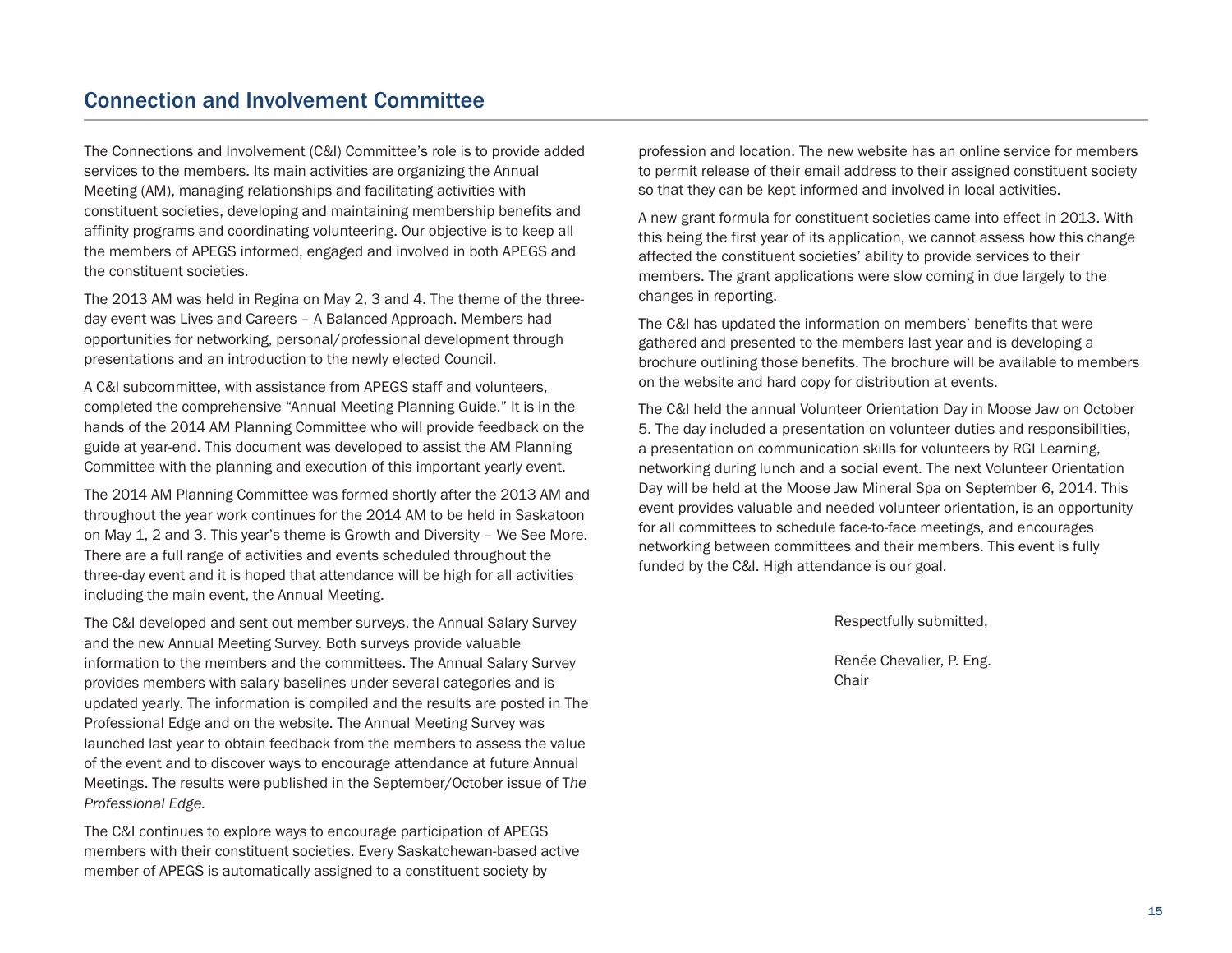## Connection and Involvement Committee

The Connections and Involvement (C&I) Committee's role is to provide added services to the members. Its main activities are organizing the Annual Meeting (AM), managing relationships and facilitating activities with constituent societies, developing and maintaining membership benefits and affinity programs and coordinating volunteering. Our objective is to keep all the members of APEGS informed, engaged and involved in both APEGS and the constituent societies.

The 2013 AM was held in Regina on May 2, 3 and 4. The theme of the three-day event was Lives and Careers – A Balanced Approach. Members had opportunities for networking, personal/professional development through presentations and an introduction to the newly elected Council.

A C&I subcommittee, with assistance from APEGS staff and volunteers, completed the comprehensive "Annual Meeting Planning Guide." It is in the hands of the 2014 AM Planning Committee who will provide feedback on the guide at year-end. This document was developed to assist the AM Planning Committee with the planning and execution of this important yearly event.

The 2014 AM Planning Committee was formed shortly after the 2013 AM and throughout the year work continues for the 2014 AM to be held in Saskatoon on May 1, 2 and 3. This year's theme is Growth and Diversity – We See More. There are a full range of activities and events scheduled throughout the three-day event and it is hoped that attendance will be high for all activities including the main event, the Annual Meeting.

The C&I developed and sent out member surveys, the Annual Salary Survey and the new Annual Meeting Survey. Both surveys provide valuable information to the members and the committees. The Annual Salary Survey provides members with salary baselines under several categories and is updated yearly. The information is compiled and the results are posted in The Professional Edge and on the website. The Annual Meeting Survey was launched last year to obtain feedback from the members to assess the value of the event and to discover ways to encourage attendance at future Annual Meetings. The results were published in the September/October issue of *The Professional Edge.*

The C&I continues to explore ways to encourage participation of APEGS members with their constituent societies. Every Saskatchewan-based active member of APEGS is automatically assigned to a constituent society by profession and location. The new website has an online service for members to permit release of their email address to their assigned constituent society so that they can be kept informed and involved in local activities.

A new grant formula for constituent societies came into effect in 2013. With this being the first year of its application, we cannot assess how this change affected the constituent societies' ability to provide services to their members. The grant applications were slow coming in due largely to the changes in reporting.

The C&I has updated the information on members' benefits that were gathered and presented to the members last year and is developing a brochure outlining those benefits. The brochure will be available to members on the website and hard copy for distribution at events.

The C&I held the annual Volunteer Orientation Day in Moose Jaw on October 5. The day included a presentation on volunteer duties and responsibilities, a presentation on communication skills for volunteers by RGI Learning, networking during lunch and a social event. The next Volunteer Orientation Day will be held at the Moose Jaw Mineral Spa on September 6, 2014. This event provides valuable and needed volunteer orientation, is an opportunity for all committees to schedule face-to-face meetings, and encourages networking between committees and their members. This event is fully funded by the C&I. High attendance is our goal.

Respectfully submitted,

Renée Chevalier, P. Eng.
Chair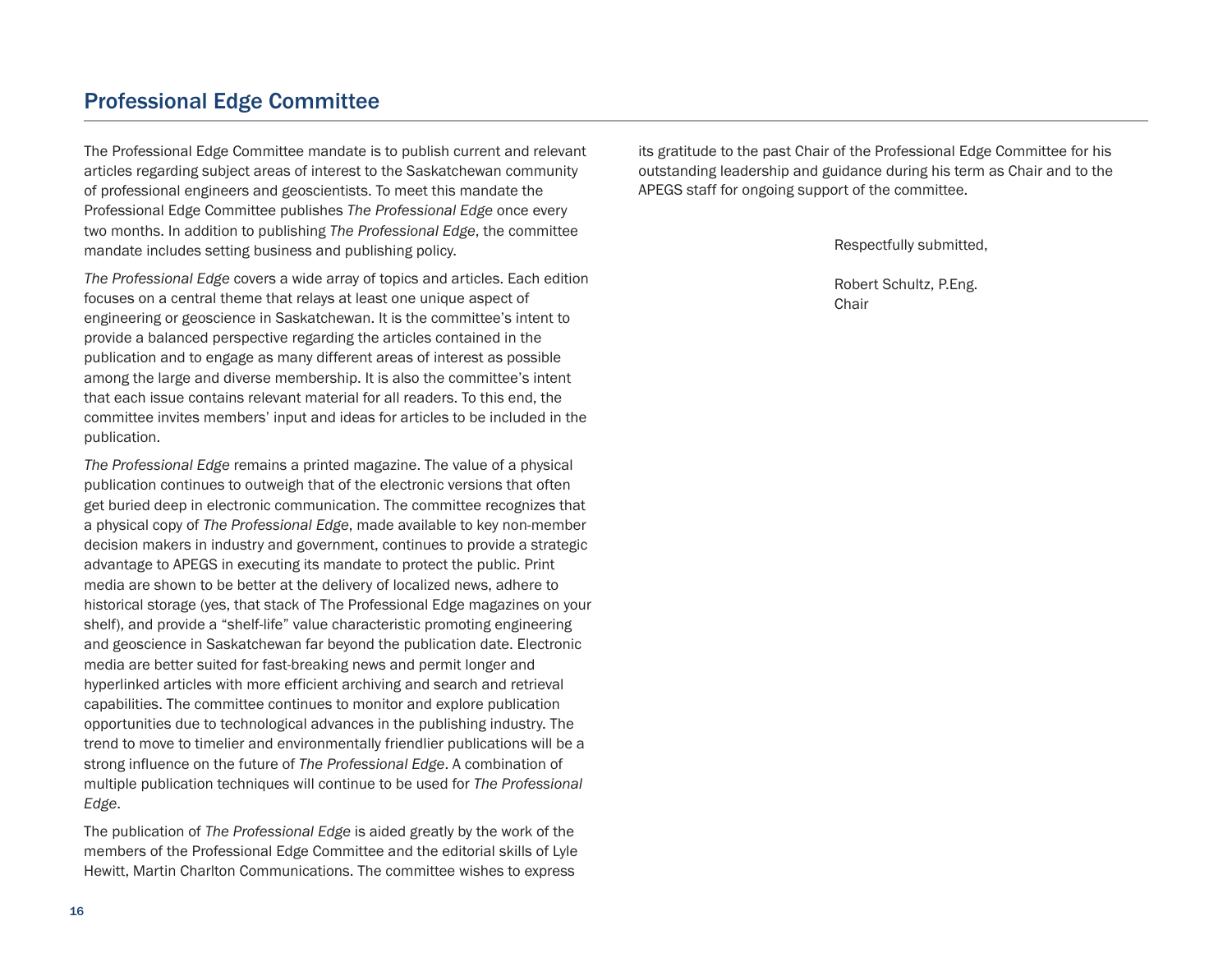## Professional Edge Committee

The Professional Edge Committee mandate is to publish current and relevant articles regarding subject areas of interest to the Saskatchewan community of professional engineers and geoscientists. To meet this mandate the Professional Edge Committee publishes *The Professional Edge* once every two months. In addition to publishing *The Professional Edge*, the committee mandate includes setting business and publishing policy.

*The Professional Edge* covers a wide array of topics and articles. Each edition focuses on a central theme that relays at least one unique aspect of engineering or geoscience in Saskatchewan. It is the committee's intent to provide a balanced perspective regarding the articles contained in the publication and to engage as many different areas of interest as possible among the large and diverse membership. It is also the committee's intent that each issue contains relevant material for all readers. To this end, the committee invites members' input and ideas for articles to be included in the publication.

*The Professional Edge* remains a printed magazine. The value of a physical publication continues to outweigh that of the electronic versions that often get buried deep in electronic communication. The committee recognizes that a physical copy of *The Professional Edge*, made available to key non-member decision makers in industry and government, continues to provide a strategic advantage to APEGS in executing its mandate to protect the public. Print media are shown to be better at the delivery of localized news, adhere to historical storage (yes, that stack of The Professional Edge magazines on your shelf), and provide a "shelf-life" value characteristic promoting engineering and geoscience in Saskatchewan far beyond the publication date. Electronic media are better suited for fast-breaking news and permit longer and hyperlinked articles with more efficient archiving and search and retrieval capabilities. The committee continues to monitor and explore publication opportunities due to technological advances in the publishing industry. The trend to move to timelier and environmentally friendlier publications will be a strong influence on the future of *The Professional Edge*. A combination of multiple publication techniques will continue to be used for *The Professional Edge*.

The publication of *The Professional Edge* is aided greatly by the work of the members of the Professional Edge Committee and the editorial skills of Lyle Hewitt, Martin Charlton Communications. The committee wishes to express its gratitude to the past Chair of the Professional Edge Committee for his outstanding leadership and guidance during his term as Chair and to the APEGS staff for ongoing support of the committee.

Respectfully submitted,

Robert Schultz, P.Eng.
Chair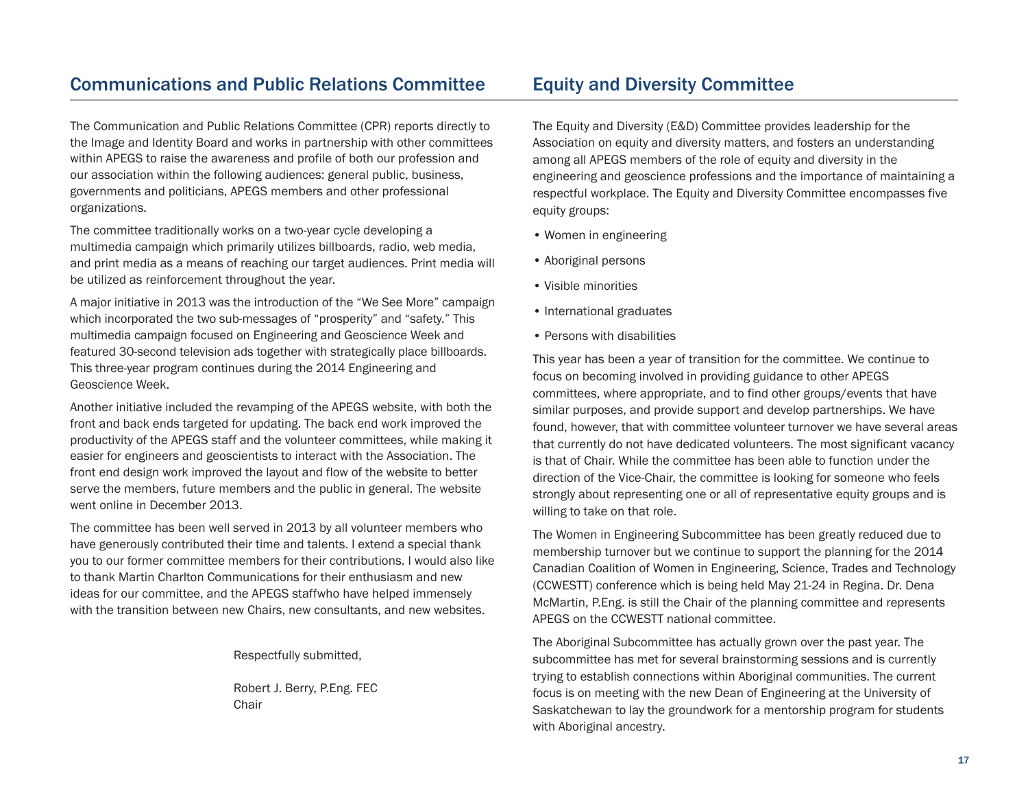## Communications and Public Relations Committee

The Communication and Public Relations Committee (CPR) reports directly to the Image and Identity Board and works in partnership with other committees within APEGS to raise the awareness and profile of both our profession and our association within the following audiences: general public, business, governments and politicians, APEGS members and other professional organizations.

The committee traditionally works on a two-year cycle developing a multimedia campaign which primarily utilizes billboards, radio, web media, and print media as a means of reaching our target audiences. Print media will be utilized as reinforcement throughout the year.

A major initiative in 2013 was the introduction of the "We See More" campaign which incorporated the two sub-messages of "prosperity" and "safety." This multimedia campaign focused on Engineering and Geoscience Week and featured 30-second television ads together with strategically place billboards. This three-year program continues during the 2014 Engineering and Geoscience Week.

Another initiative included the revamping of the APEGS website, with both the front and back ends targeted for updating. The back end work improved the productivity of the APEGS staff and the volunteer committees, while making it easier for engineers and geoscientists to interact with the Association. The front end design work improved the layout and flow of the website to better serve the members, future members and the public in general. The website went online in December 2013.

The committee has been well served in 2013 by all volunteer members who have generously contributed their time and talents. I extend a special thank you to our former committee members for their contributions. I would also like to thank Martin Charlton Communications for their enthusiasm and new ideas for our committee, and the APEGS staffwho have helped immensely with the transition between new Chairs, new consultants, and new websites.

Respectfully submitted,

Robert J. Berry, P.Eng. FEC
Chair

## Equity and Diversity Committee

The Equity and Diversity (E&D) Committee provides leadership for the Association on equity and diversity matters, and fosters an understanding among all APEGS members of the role of equity and diversity in the engineering and geoscience professions and the importance of maintaining a respectful workplace. The Equity and Diversity Committee encompasses five equity groups:

- Women in engineering
- Aboriginal persons
- Visible minorities
- International graduates
- Persons with disabilities

This year has been a year of transition for the committee. We continue to focus on becoming involved in providing guidance to other APEGS committees, where appropriate, and to find other groups/events that have similar purposes, and provide support and develop partnerships. We have found, however, that with committee volunteer turnover we have several areas that currently do not have dedicated volunteers. The most significant vacancy is that of Chair. While the committee has been able to function under the direction of the Vice-Chair, the committee is looking for someone who feels strongly about representing one or all of representative equity groups and is willing to take on that role.

The Women in Engineering Subcommittee has been greatly reduced due to membership turnover but we continue to support the planning for the 2014 Canadian Coalition of Women in Engineering, Science, Trades and Technology (CCWESTT) conference which is being held May 21-24 in Regina. Dr. Dena McMartin, P.Eng. is still the Chair of the planning committee and represents APEGS on the CCWESTT national committee.

The Aboriginal Subcommittee has actually grown over the past year. The subcommittee has met for several brainstorming sessions and is currently trying to establish connections within Aboriginal communities. The current focus is on meeting with the new Dean of Engineering at the University of Saskatchewan to lay the groundwork for a mentorship program for students with Aboriginal ancestry.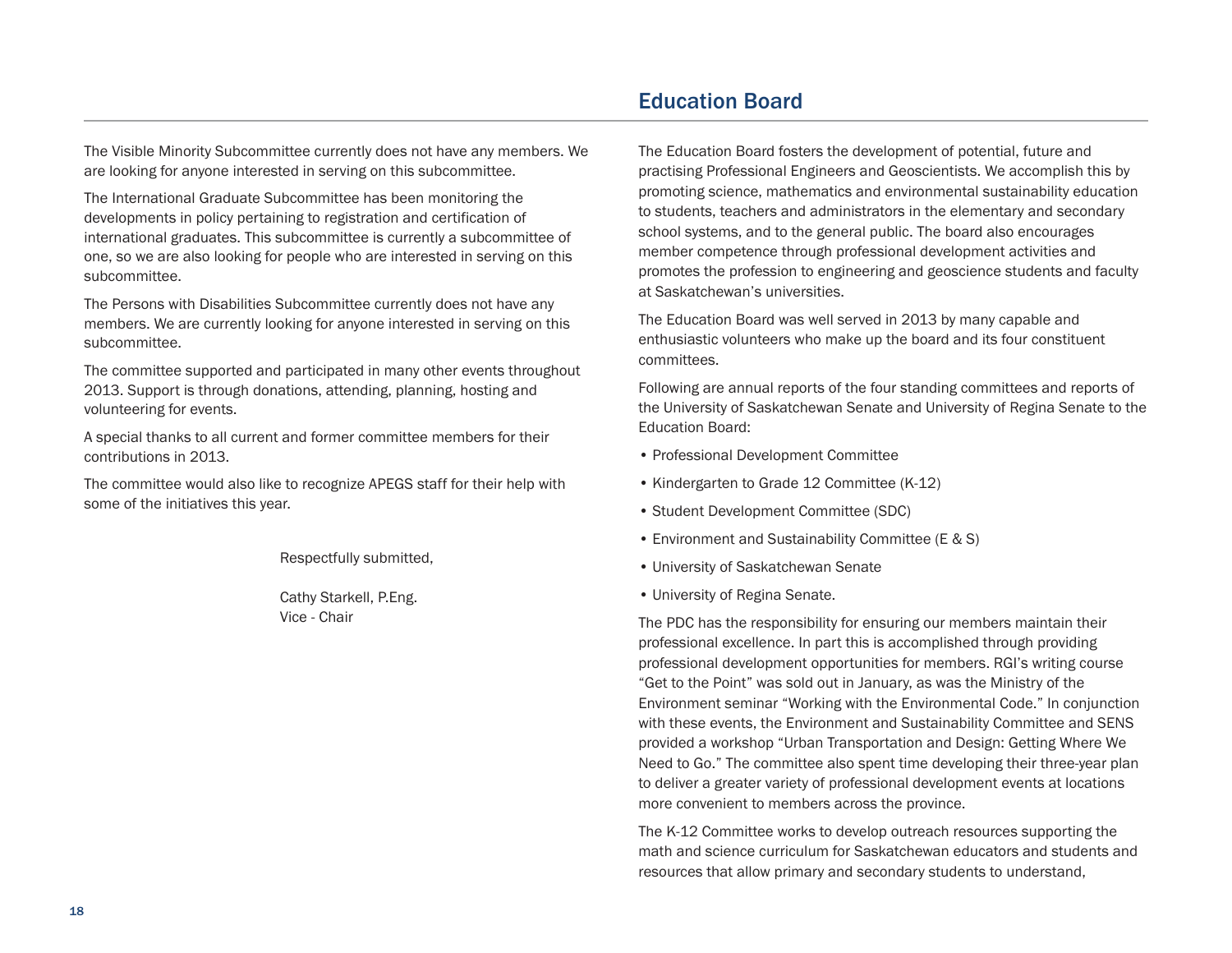The Visible Minority Subcommittee currently does not have any members. We are looking for anyone interested in serving on this subcommittee.

The International Graduate Subcommittee has been monitoring the developments in policy pertaining to registration and certification of international graduates. This subcommittee is currently a subcommittee of one, so we are also looking for people who are interested in serving on this subcommittee.

The Persons with Disabilities Subcommittee currently does not have any members. We are currently looking for anyone interested in serving on this subcommittee.

The committee supported and participated in many other events throughout 2013. Support is through donations, attending, planning, hosting and volunteering for events.

A special thanks to all current and former committee members for their contributions in 2013.

The committee would also like to recognize APEGS staff for their help with some of the initiatives this year.

Respectfully submitted,

Cathy Starkell, P.Eng.  
Vice - Chair

## Education Board

The Education Board fosters the development of potential, future and practising Professional Engineers and Geoscientists. We accomplish this by promoting science, mathematics and environmental sustainability education to students, teachers and administrators in the elementary and secondary school systems, and to the general public. The board also encourages member competence through professional development activities and promotes the profession to engineering and geoscience students and faculty at Saskatchewan's universities.

The Education Board was well served in 2013 by many capable and enthusiastic volunteers who make up the board and its four constituent committees.

Following are annual reports of the four standing committees and reports of the University of Saskatchewan Senate and University of Regina Senate to the Education Board:

- Professional Development Committee
- Kindergarten to Grade 12 Committee (K-12)
- Student Development Committee (SDC)
- Environment and Sustainability Committee (E & S)
- University of Saskatchewan Senate
- University of Regina Senate.

The PDC has the responsibility for ensuring our members maintain their professional excellence. In part this is accomplished through providing professional development opportunities for members. RGI's writing course "Get to the Point" was sold out in January, as was the Ministry of the Environment seminar "Working with the Environmental Code." In conjunction with these events, the Environment and Sustainability Committee and SENS provided a workshop "Urban Transportation and Design: Getting Where We Need to Go." The committee also spent time developing their three-year plan to deliver a greater variety of professional development events at locations more convenient to members across the province.

The K-12 Committee works to develop outreach resources supporting the math and science curriculum for Saskatchewan educators and students and resources that allow primary and secondary students to understand,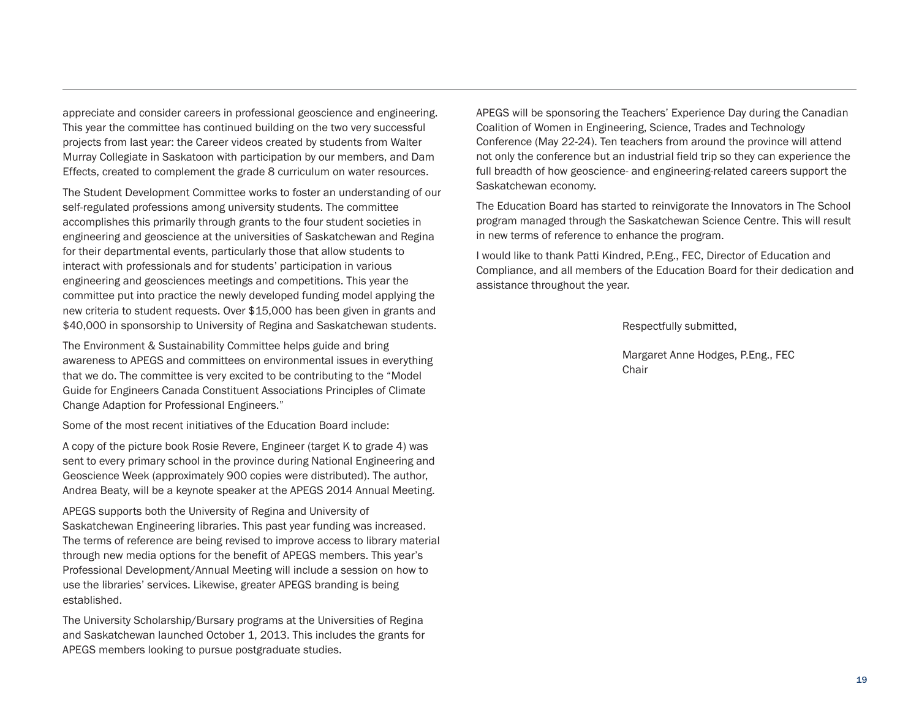appreciate and consider careers in professional geoscience and engineering. This year the committee has continued building on the two very successful projects from last year: the Career videos created by students from Walter Murray Collegiate in Saskatoon with participation by our members, and Dam Effects, created to complement the grade 8 curriculum on water resources.

The Student Development Committee works to foster an understanding of our self-regulated professions among university students. The committee accomplishes this primarily through grants to the four student societies in engineering and geoscience at the universities of Saskatchewan and Regina for their departmental events, particularly those that allow students to interact with professionals and for students' participation in various engineering and geosciences meetings and competitions. This year the committee put into practice the newly developed funding model applying the new criteria to student requests. Over $15,000 has been given in grants and $40,000 in sponsorship to University of Regina and Saskatchewan students.

The Environment & Sustainability Committee helps guide and bring awareness to APEGS and committees on environmental issues in everything that we do. The committee is very excited to be contributing to the "Model Guide for Engineers Canada Constituent Associations Principles of Climate Change Adaption for Professional Engineers."

Some of the most recent initiatives of the Education Board include:

A copy of the picture book Rosie Revere, Engineer (target K to grade 4) was sent to every primary school in the province during National Engineering and Geoscience Week (approximately 900 copies were distributed). The author, Andrea Beaty, will be a keynote speaker at the APEGS 2014 Annual Meeting.

APEGS supports both the University of Regina and University of Saskatchewan Engineering libraries. This past year funding was increased. The terms of reference are being revised to improve access to library material through new media options for the benefit of APEGS members. This year's Professional Development/Annual Meeting will include a session on how to use the libraries' services. Likewise, greater APEGS branding is being established.

The University Scholarship/Bursary programs at the Universities of Regina and Saskatchewan launched October 1, 2013. This includes the grants for APEGS members looking to pursue postgraduate studies.

APEGS will be sponsoring the Teachers' Experience Day during the Canadian Coalition of Women in Engineering, Science, Trades and Technology Conference (May 22-24). Ten teachers from around the province will attend not only the conference but an industrial field trip so they can experience the full breadth of how geoscience- and engineering-related careers support the Saskatchewan economy.

The Education Board has started to reinvigorate the Innovators in The School program managed through the Saskatchewan Science Centre. This will result in new terms of reference to enhance the program.

I would like to thank Patti Kindred, P.Eng., FEC, Director of Education and Compliance, and all members of the Education Board for their dedication and assistance throughout the year.

Respectfully submitted,

Margaret Anne Hodges, P.Eng., FEC  
Chair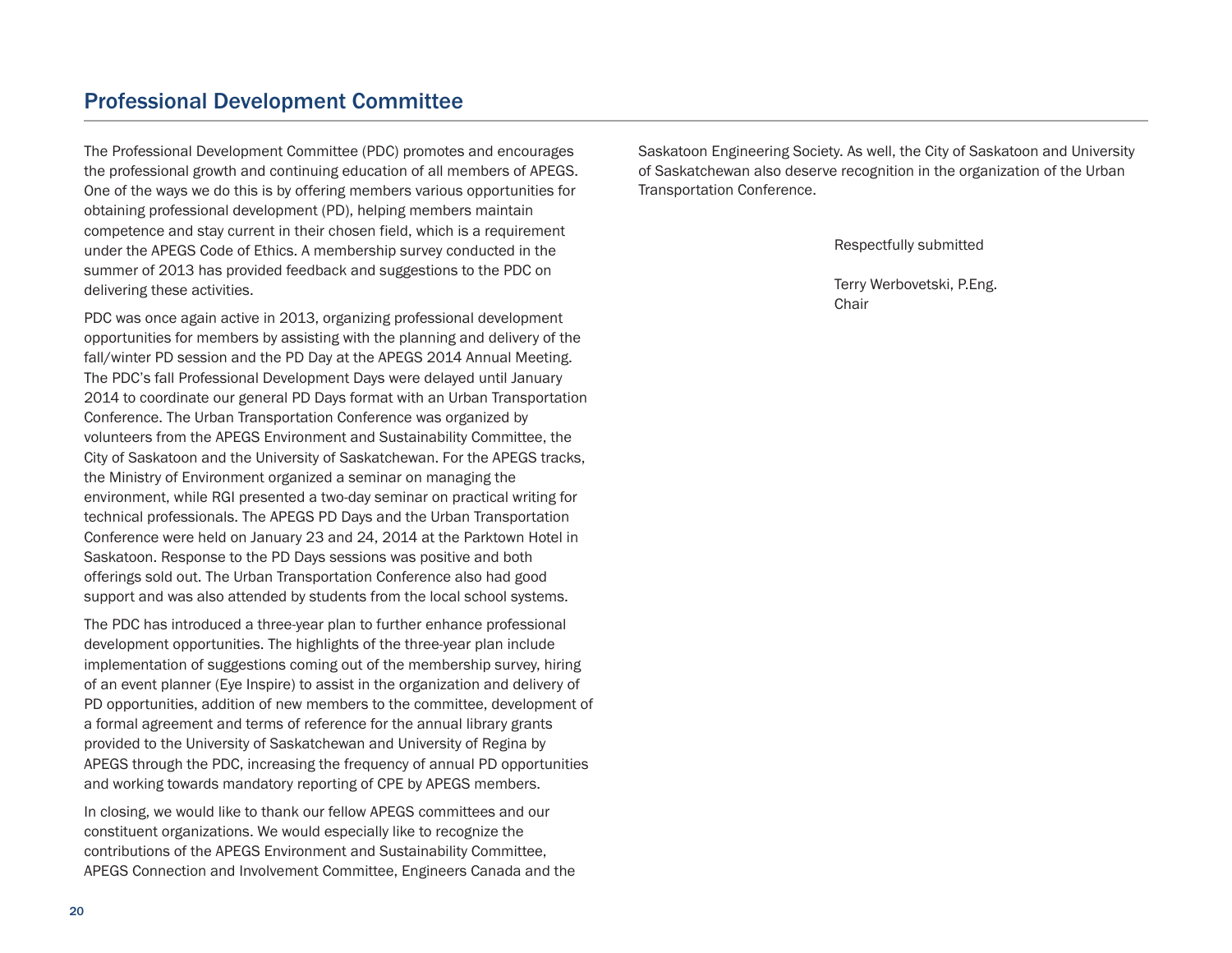## Professional Development Committee

The Professional Development Committee (PDC) promotes and encourages the professional growth and continuing education of all members of APEGS. One of the ways we do this is by offering members various opportunities for obtaining professional development (PD), helping members maintain competence and stay current in their chosen field, which is a requirement under the APEGS Code of Ethics. A membership survey conducted in the summer of 2013 has provided feedback and suggestions to the PDC on delivering these activities.

PDC was once again active in 2013, organizing professional development opportunities for members by assisting with the planning and delivery of the fall/winter PD session and the PD Day at the APEGS 2014 Annual Meeting. The PDC's fall Professional Development Days were delayed until January 2014 to coordinate our general PD Days format with an Urban Transportation Conference. The Urban Transportation Conference was organized by volunteers from the APEGS Environment and Sustainability Committee, the City of Saskatoon and the University of Saskatchewan. For the APEGS tracks, the Ministry of Environment organized a seminar on managing the environment, while RGI presented a two-day seminar on practical writing for technical professionals. The APEGS PD Days and the Urban Transportation Conference were held on January 23 and 24, 2014 at the Parktown Hotel in Saskatoon. Response to the PD Days sessions was positive and both offerings sold out. The Urban Transportation Conference also had good support and was also attended by students from the local school systems.

The PDC has introduced a three-year plan to further enhance professional development opportunities. The highlights of the three-year plan include implementation of suggestions coming out of the membership survey, hiring of an event planner (Eye Inspire) to assist in the organization and delivery of PD opportunities, addition of new members to the committee, development of a formal agreement and terms of reference for the annual library grants provided to the University of Saskatchewan and University of Regina by APEGS through the PDC, increasing the frequency of annual PD opportunities and working towards mandatory reporting of CPE by APEGS members.

In closing, we would like to thank our fellow APEGS committees and our constituent organizations. We would especially like to recognize the contributions of the APEGS Environment and Sustainability Committee, APEGS Connection and Involvement Committee, Engineers Canada and the Saskatoon Engineering Society. As well, the City of Saskatoon and University of Saskatchewan also deserve recognition in the organization of the Urban Transportation Conference.

Respectfully submitted

Terry Werbovetski, P.Eng.
Chair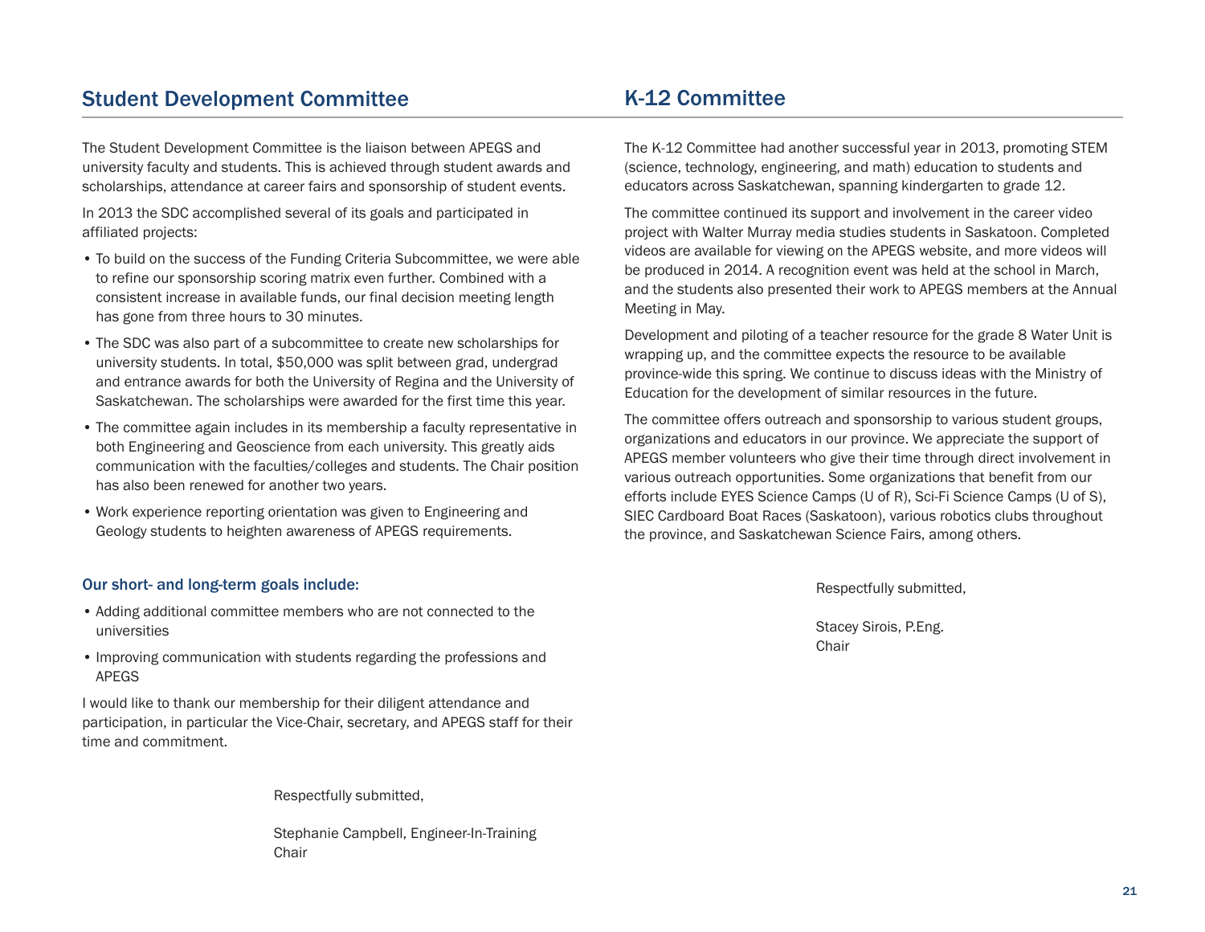## Student Development Committee

The Student Development Committee is the liaison between APEGS and university faculty and students. This is achieved through student awards and scholarships, attendance at career fairs and sponsorship of student events.

In 2013 the SDC accomplished several of its goals and participated in affiliated projects:

- To build on the success of the Funding Criteria Subcommittee, we were able to refine our sponsorship scoring matrix even further. Combined with a consistent increase in available funds, our final decision meeting length has gone from three hours to 30 minutes.
- The SDC was also part of a subcommittee to create new scholarships for university students. In total, $50,000 was split between grad, undergrad and entrance awards for both the University of Regina and the University of Saskatchewan. The scholarships were awarded for the first time this year.
- The committee again includes in its membership a faculty representative in both Engineering and Geoscience from each university. This greatly aids communication with the faculties/colleges and students. The Chair position has also been renewed for another two years.
- Work experience reporting orientation was given to Engineering and Geology students to heighten awareness of APEGS requirements.

### Our short- and long-term goals include:

- Adding additional committee members who are not connected to the universities
- Improving communication with students regarding the professions and APEGS

I would like to thank our membership for their diligent attendance and participation, in particular the Vice-Chair, secretary, and APEGS staff for their time and commitment.

Respectfully submitted,

Stephanie Campbell, Engineer-In-Training
Chair

## K-12 Committee

The K-12 Committee had another successful year in 2013, promoting STEM (science, technology, engineering, and math) education to students and educators across Saskatchewan, spanning kindergarten to grade 12.

The committee continued its support and involvement in the career video project with Walter Murray media studies students in Saskatoon. Completed videos are available for viewing on the APEGS website, and more videos will be produced in 2014. A recognition event was held at the school in March, and the students also presented their work to APEGS members at the Annual Meeting in May.

Development and piloting of a teacher resource for the grade 8 Water Unit is wrapping up, and the committee expects the resource to be available province-wide this spring. We continue to discuss ideas with the Ministry of Education for the development of similar resources in the future.

The committee offers outreach and sponsorship to various student groups, organizations and educators in our province. We appreciate the support of APEGS member volunteers who give their time through direct involvement in various outreach opportunities. Some organizations that benefit from our efforts include EYES Science Camps (U of R), Sci-Fi Science Camps (U of S), SIEC Cardboard Boat Races (Saskatoon), various robotics clubs throughout the province, and Saskatchewan Science Fairs, among others.

Respectfully submitted,

Stacey Sirois, P.Eng.
Chair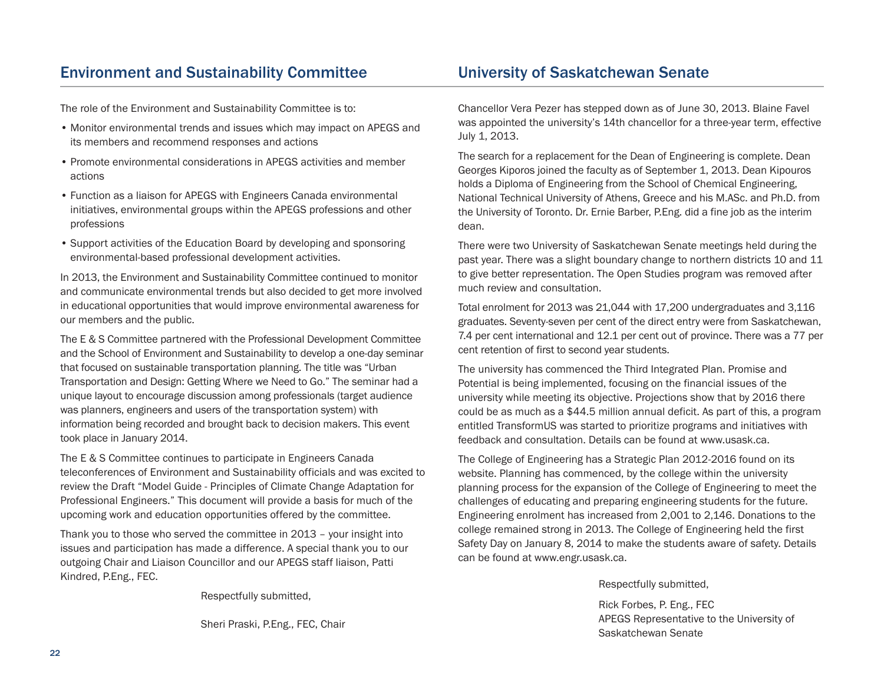## Environment and Sustainability Committee

The role of the Environment and Sustainability Committee is to:

- Monitor environmental trends and issues which may impact on APEGS and its members and recommend responses and actions
- Promote environmental considerations in APEGS activities and member actions
- Function as a liaison for APEGS with Engineers Canada environmental initiatives, environmental groups within the APEGS professions and other professions
- Support activities of the Education Board by developing and sponsoring environmental-based professional development activities.

In 2013, the Environment and Sustainability Committee continued to monitor and communicate environmental trends but also decided to get more involved in educational opportunities that would improve environmental awareness for our members and the public.

The E & S Committee partnered with the Professional Development Committee and the School of Environment and Sustainability to develop a one-day seminar that focused on sustainable transportation planning. The title was "Urban Transportation and Design: Getting Where we Need to Go." The seminar had a unique layout to encourage discussion among professionals (target audience was planners, engineers and users of the transportation system) with information being recorded and brought back to decision makers. This event took place in January 2014.

The E & S Committee continues to participate in Engineers Canada teleconferences of Environment and Sustainability officials and was excited to review the Draft "Model Guide - Principles of Climate Change Adaptation for Professional Engineers." This document will provide a basis for much of the upcoming work and education opportunities offered by the committee.

Thank you to those who served the committee in 2013 – your insight into issues and participation has made a difference. A special thank you to our outgoing Chair and Liaison Councillor and our APEGS staff liaison, Patti Kindred, P.Eng., FEC.

Respectfully submitted,

Sheri Praski, P.Eng., FEC, Chair

## University of Saskatchewan Senate

Chancellor Vera Pezer has stepped down as of June 30, 2013. Blaine Favel was appointed the university's 14th chancellor for a three-year term, effective July 1, 2013.

The search for a replacement for the Dean of Engineering is complete. Dean Georges Kiporos joined the faculty as of September 1, 2013. Dean Kipouros holds a Diploma of Engineering from the School of Chemical Engineering, National Technical University of Athens, Greece and his M.ASc. and Ph.D. from the University of Toronto. Dr. Ernie Barber, P.Eng. did a fine job as the interim dean.

There were two University of Saskatchewan Senate meetings held during the past year. There was a slight boundary change to northern districts 10 and 11 to give better representation. The Open Studies program was removed after much review and consultation.

Total enrolment for 2013 was 21,044 with 17,200 undergraduates and 3,116 graduates. Seventy-seven per cent of the direct entry were from Saskatchewan, 7.4 per cent international and 12.1 per cent out of province. There was a 77 per cent retention of first to second year students.

The university has commenced the Third Integrated Plan. Promise and Potential is being implemented, focusing on the financial issues of the university while meeting its objective. Projections show that by 2016 there could be as much as a $44.5 million annual deficit. As part of this, a program entitled TransformUS was started to prioritize programs and initiatives with feedback and consultation. Details can be found at www.usask.ca.

The College of Engineering has a Strategic Plan 2012-2016 found on its website. Planning has commenced, by the college within the university planning process for the expansion of the College of Engineering to meet the challenges of educating and preparing engineering students for the future. Engineering enrolment has increased from 2,001 to 2,146. Donations to the college remained strong in 2013. The College of Engineering held the first Safety Day on January 8, 2014 to make the students aware of safety. Details can be found at www.engr.usask.ca.

Respectfully submitted,

Rick Forbes, P. Eng., FEC
APEGS Representative to the University of Saskatchewan Senate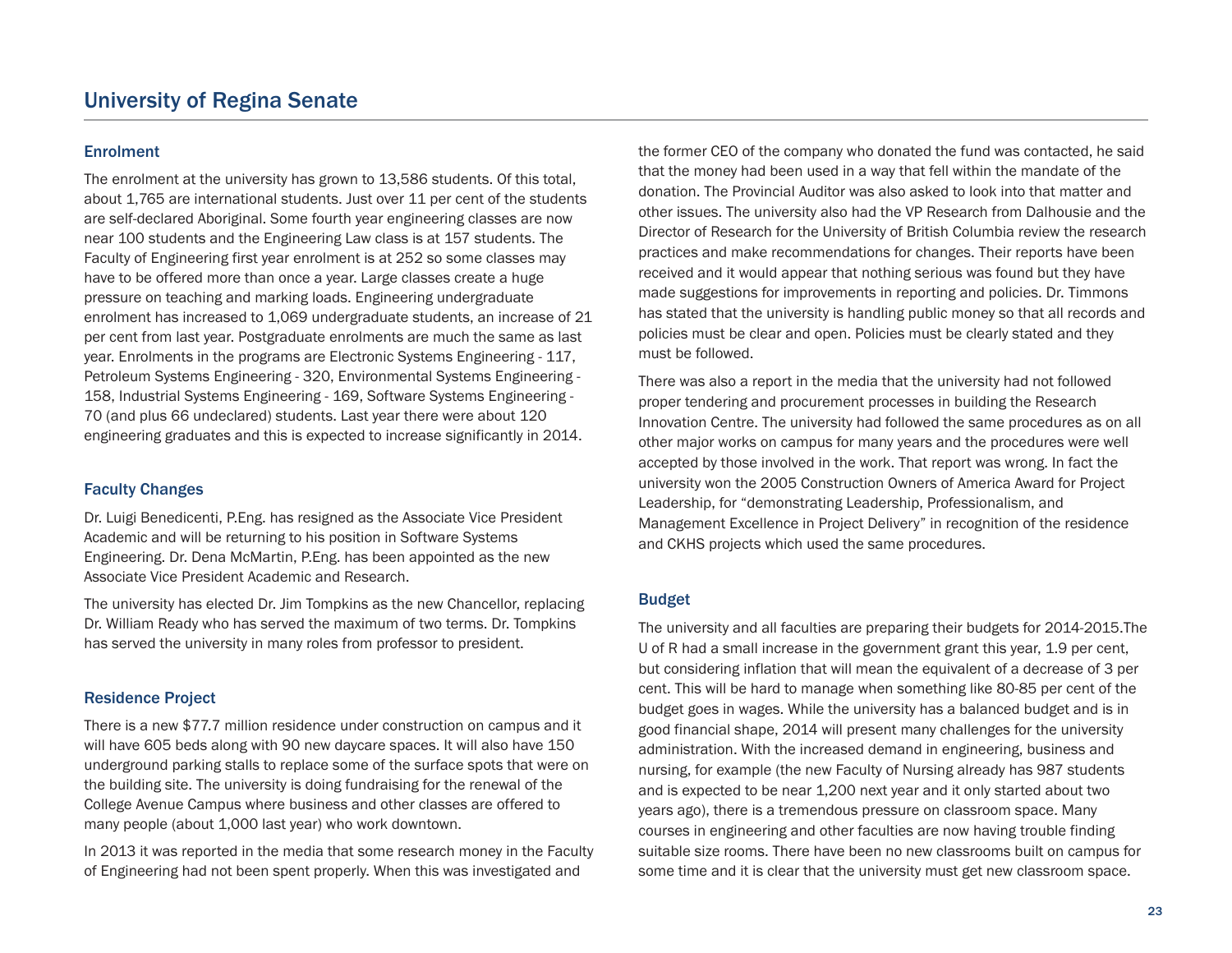# University of Regina Senate

## Enrolment

The enrolment at the university has grown to 13,586 students. Of this total, about 1,765 are international students. Just over 11 per cent of the students are self-declared Aboriginal. Some fourth year engineering classes are now near 100 students and the Engineering Law class is at 157 students. The Faculty of Engineering first year enrolment is at 252 so some classes may have to be offered more than once a year. Large classes create a huge pressure on teaching and marking loads. Engineering undergraduate enrolment has increased to 1,069 undergraduate students, an increase of 21 per cent from last year. Postgraduate enrolments are much the same as last year. Enrolments in the programs are Electronic Systems Engineering - 117, Petroleum Systems Engineering - 320, Environmental Systems Engineering - 158, Industrial Systems Engineering - 169, Software Systems Engineering - 70 (and plus 66 undeclared) students. Last year there were about 120 engineering graduates and this is expected to increase significantly in 2014.

## Faculty Changes

Dr. Luigi Benedicenti, P.Eng. has resigned as the Associate Vice President Academic and will be returning to his position in Software Systems Engineering. Dr. Dena McMartin, P.Eng. has been appointed as the new Associate Vice President Academic and Research.

The university has elected Dr. Jim Tompkins as the new Chancellor, replacing Dr. William Ready who has served the maximum of two terms. Dr. Tompkins has served the university in many roles from professor to president.

## Residence Project

There is a new $77.7 million residence under construction on campus and it will have 605 beds along with 90 new daycare spaces. It will also have 150 underground parking stalls to replace some of the surface spots that were on the building site. The university is doing fundraising for the renewal of the College Avenue Campus where business and other classes are offered to many people (about 1,000 last year) who work downtown.

In 2013 it was reported in the media that some research money in the Faculty of Engineering had not been spent properly. When this was investigated and the former CEO of the company who donated the fund was contacted, he said that the money had been used in a way that fell within the mandate of the donation. The Provincial Auditor was also asked to look into that matter and other issues. The university also had the VP Research from Dalhousie and the Director of Research for the University of British Columbia review the research practices and make recommendations for changes. Their reports have been received and it would appear that nothing serious was found but they have made suggestions for improvements in reporting and policies. Dr. Timmons has stated that the university is handling public money so that all records and policies must be clear and open. Policies must be clearly stated and they must be followed.

There was also a report in the media that the university had not followed proper tendering and procurement processes in building the Research Innovation Centre. The university had followed the same procedures as on all other major works on campus for many years and the procedures were well accepted by those involved in the work. That report was wrong. In fact the university won the 2005 Construction Owners of America Award for Project Leadership, for “demonstrating Leadership, Professionalism, and Management Excellence in Project Delivery” in recognition of the residence and CKHS projects which used the same procedures.

## Budget

The university and all faculties are preparing their budgets for 2014-2015.The U of R had a small increase in the government grant this year, 1.9 per cent, but considering inflation that will mean the equivalent of a decrease of 3 per cent. This will be hard to manage when something like 80-85 per cent of the budget goes in wages. While the university has a balanced budget and is in good financial shape, 2014 will present many challenges for the university administration. With the increased demand in engineering, business and nursing, for example (the new Faculty of Nursing already has 987 students and is expected to be near 1,200 next year and it only started about two years ago), there is a tremendous pressure on classroom space. Many courses in engineering and other faculties are now having trouble finding suitable size rooms. There have been no new classrooms built on campus for some time and it is clear that the university must get new classroom space.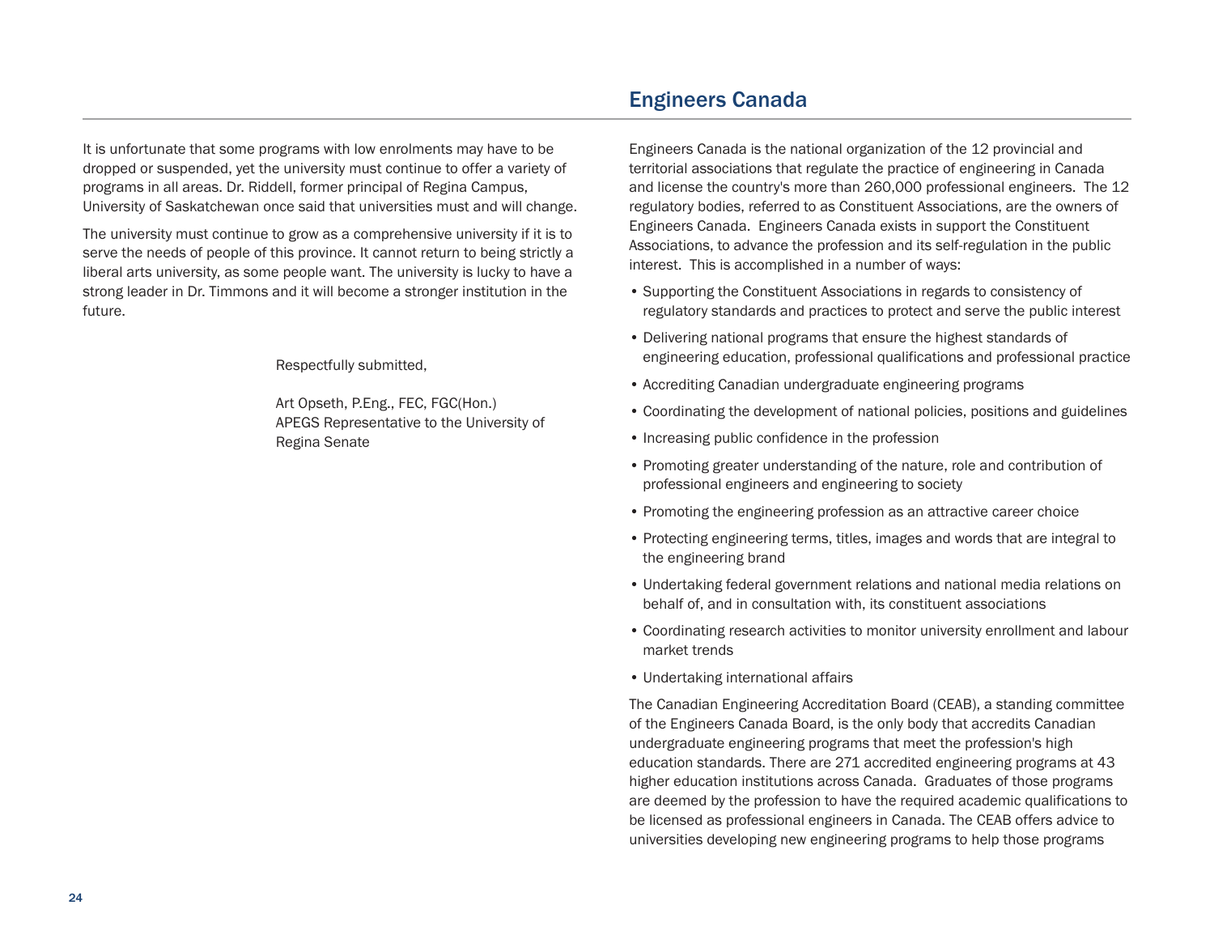It is unfortunate that some programs with low enrolments may have to be dropped or suspended, yet the university must continue to offer a variety of programs in all areas. Dr. Riddell, former principal of Regina Campus, University of Saskatchewan once said that universities must and will change.

The university must continue to grow as a comprehensive university if it is to serve the needs of people of this province. It cannot return to being strictly a liberal arts university, as some people want. The university is lucky to have a strong leader in Dr. Timmons and it will become a stronger institution in the future.

Respectfully submitted,

Art Opseth, P.Eng., FEC, FGC(Hon.)
APEGS Representative to the University of Regina Senate

## Engineers Canada

Engineers Canada is the national organization of the 12 provincial and territorial associations that regulate the practice of engineering in Canada and license the country's more than 260,000 professional engineers. The 12 regulatory bodies, referred to as Constituent Associations, are the owners of Engineers Canada. Engineers Canada exists in support the Constituent Associations, to advance the profession and its self-regulation in the public interest. This is accomplished in a number of ways:

- Supporting the Constituent Associations in regards to consistency of regulatory standards and practices to protect and serve the public interest
- Delivering national programs that ensure the highest standards of engineering education, professional qualifications and professional practice
- Accrediting Canadian undergraduate engineering programs
- Coordinating the development of national policies, positions and guidelines
- Increasing public confidence in the profession
- Promoting greater understanding of the nature, role and contribution of professional engineers and engineering to society
- Promoting the engineering profession as an attractive career choice
- Protecting engineering terms, titles, images and words that are integral to the engineering brand
- Undertaking federal government relations and national media relations on behalf of, and in consultation with, its constituent associations
- Coordinating research activities to monitor university enrollment and labour market trends
- Undertaking international affairs

The Canadian Engineering Accreditation Board (CEAB), a standing committee of the Engineers Canada Board, is the only body that accredits Canadian undergraduate engineering programs that meet the profession's high education standards. There are 271 accredited engineering programs at 43 higher education institutions across Canada. Graduates of those programs are deemed by the profession to have the required academic qualifications to be licensed as professional engineers in Canada. The CEAB offers advice to universities developing new engineering programs to help those programs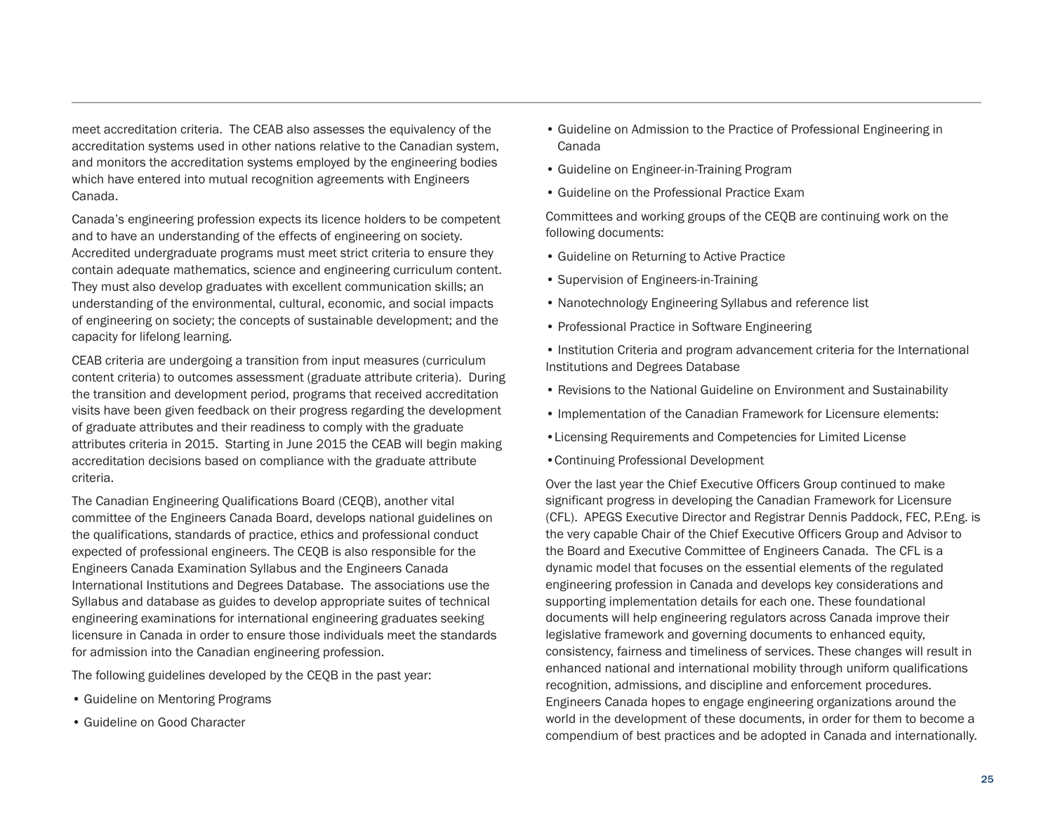meet accreditation criteria. The CEAB also assesses the equivalency of the accreditation systems used in other nations relative to the Canadian system, and monitors the accreditation systems employed by the engineering bodies which have entered into mutual recognition agreements with Engineers Canada.

Canada's engineering profession expects its licence holders to be competent and to have an understanding of the effects of engineering on society. Accredited undergraduate programs must meet strict criteria to ensure they contain adequate mathematics, science and engineering curriculum content. They must also develop graduates with excellent communication skills; an understanding of the environmental, cultural, economic, and social impacts of engineering on society; the concepts of sustainable development; and the capacity for lifelong learning.

CEAB criteria are undergoing a transition from input measures (curriculum content criteria) to outcomes assessment (graduate attribute criteria). During the transition and development period, programs that received accreditation visits have been given feedback on their progress regarding the development of graduate attributes and their readiness to comply with the graduate attributes criteria in 2015. Starting in June 2015 the CEAB will begin making accreditation decisions based on compliance with the graduate attribute criteria.

The Canadian Engineering Qualifications Board (CEQB), another vital committee of the Engineers Canada Board, develops national guidelines on the qualifications, standards of practice, ethics and professional conduct expected of professional engineers. The CEQB is also responsible for the Engineers Canada Examination Syllabus and the Engineers Canada International Institutions and Degrees Database. The associations use the Syllabus and database as guides to develop appropriate suites of technical engineering examinations for international engineering graduates seeking licensure in Canada in order to ensure those individuals meet the standards for admission into the Canadian engineering profession.

The following guidelines developed by the CEQB in the past year:

- Guideline on Mentoring Programs
- Guideline on Good Character
- Guideline on Admission to the Practice of Professional Engineering in Canada
- Guideline on Engineer-in-Training Program
- Guideline on the Professional Practice Exam

Committees and working groups of the CEQB are continuing work on the following documents:

- Guideline on Returning to Active Practice
- Supervision of Engineers-in-Training
- Nanotechnology Engineering Syllabus and reference list
- Professional Practice in Software Engineering
- Institution Criteria and program advancement criteria for the International Institutions and Degrees Database
- Revisions to the National Guideline on Environment and Sustainability
- Implementation of the Canadian Framework for Licensure elements:
- Licensing Requirements and Competencies for Limited License
- Continuing Professional Development

Over the last year the Chief Executive Officers Group continued to make significant progress in developing the Canadian Framework for Licensure (CFL). APEGS Executive Director and Registrar Dennis Paddock, FEC, P.Eng. is the very capable Chair of the Chief Executive Officers Group and Advisor to the Board and Executive Committee of Engineers Canada. The CFL is a dynamic model that focuses on the essential elements of the regulated engineering profession in Canada and develops key considerations and supporting implementation details for each one. These foundational documents will help engineering regulators across Canada improve their legislative framework and governing documents to enhanced equity, consistency, fairness and timeliness of services. These changes will result in enhanced national and international mobility through uniform qualifications recognition, admissions, and discipline and enforcement procedures. Engineers Canada hopes to engage engineering organizations around the world in the development of these documents, in order for them to become a compendium of best practices and be adopted in Canada and internationally.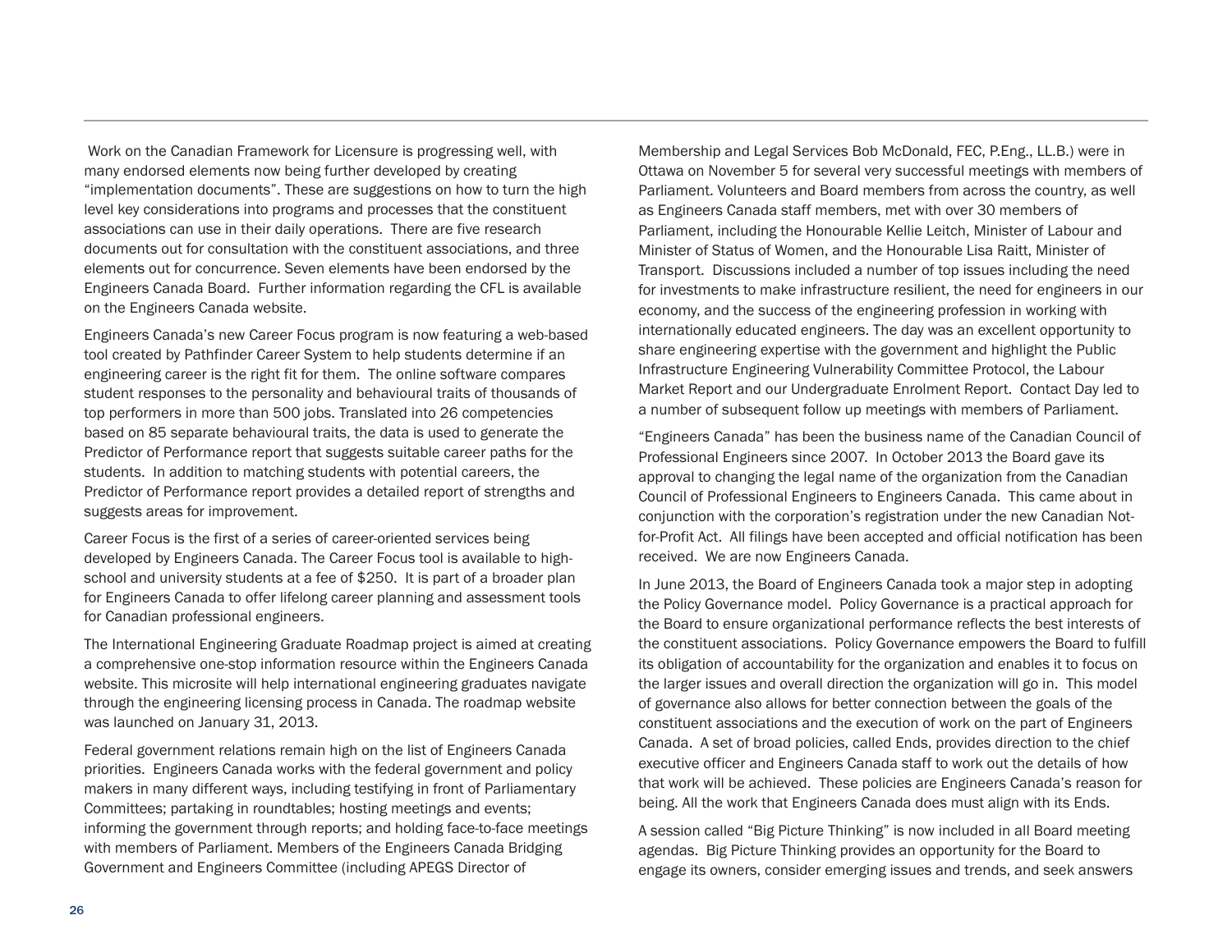Work on the Canadian Framework for Licensure is progressing well, with many endorsed elements now being further developed by creating "implementation documents". These are suggestions on how to turn the high level key considerations into programs and processes that the constituent associations can use in their daily operations. There are five research documents out for consultation with the constituent associations, and three elements out for concurrence. Seven elements have been endorsed by the Engineers Canada Board. Further information regarding the CFL is available on the Engineers Canada website.

Engineers Canada's new Career Focus program is now featuring a web-based tool created by Pathfinder Career System to help students determine if an engineering career is the right fit for them. The online software compares student responses to the personality and behavioural traits of thousands of top performers in more than 500 jobs. Translated into 26 competencies based on 85 separate behavioural traits, the data is used to generate the Predictor of Performance report that suggests suitable career paths for the students. In addition to matching students with potential careers, the Predictor of Performance report provides a detailed report of strengths and suggests areas for improvement.

Career Focus is the first of a series of career-oriented services being developed by Engineers Canada. The Career Focus tool is available to high-school and university students at a fee of $250. It is part of a broader plan for Engineers Canada to offer lifelong career planning and assessment tools for Canadian professional engineers.

The International Engineering Graduate Roadmap project is aimed at creating a comprehensive one-stop information resource within the Engineers Canada website. This microsite will help international engineering graduates navigate through the engineering licensing process in Canada. The roadmap website was launched on January 31, 2013.

Federal government relations remain high on the list of Engineers Canada priorities. Engineers Canada works with the federal government and policy makers in many different ways, including testifying in front of Parliamentary Committees; partaking in roundtables; hosting meetings and events; informing the government through reports; and holding face-to-face meetings with members of Parliament. Members of the Engineers Canada Bridging Government and Engineers Committee (including APEGS Director of Membership and Legal Services Bob McDonald, FEC, P.Eng., LL.B.) were in Ottawa on November 5 for several very successful meetings with members of Parliament. Volunteers and Board members from across the country, as well as Engineers Canada staff members, met with over 30 members of Parliament, including the Honourable Kellie Leitch, Minister of Labour and Minister of Status of Women, and the Honourable Lisa Raitt, Minister of Transport. Discussions included a number of top issues including the need for investments to make infrastructure resilient, the need for engineers in our economy, and the success of the engineering profession in working with internationally educated engineers. The day was an excellent opportunity to share engineering expertise with the government and highlight the Public Infrastructure Engineering Vulnerability Committee Protocol, the Labour Market Report and our Undergraduate Enrolment Report. Contact Day led to a number of subsequent follow up meetings with members of Parliament.

"Engineers Canada" has been the business name of the Canadian Council of Professional Engineers since 2007. In October 2013 the Board gave its approval to changing the legal name of the organization from the Canadian Council of Professional Engineers to Engineers Canada. This came about in conjunction with the corporation's registration under the new Canadian Not-for-Profit Act. All filings have been accepted and official notification has been received. We are now Engineers Canada.

In June 2013, the Board of Engineers Canada took a major step in adopting the Policy Governance model. Policy Governance is a practical approach for the Board to ensure organizational performance reflects the best interests of the constituent associations. Policy Governance empowers the Board to fulfill its obligation of accountability for the organization and enables it to focus on the larger issues and overall direction the organization will go in. This model of governance also allows for better connection between the goals of the constituent associations and the execution of work on the part of Engineers Canada. A set of broad policies, called Ends, provides direction to the chief executive officer and Engineers Canada staff to work out the details of how that work will be achieved. These policies are Engineers Canada's reason for being. All the work that Engineers Canada does must align with its Ends.

A session called "Big Picture Thinking" is now included in all Board meeting agendas. Big Picture Thinking provides an opportunity for the Board to engage its owners, consider emerging issues and trends, and seek answers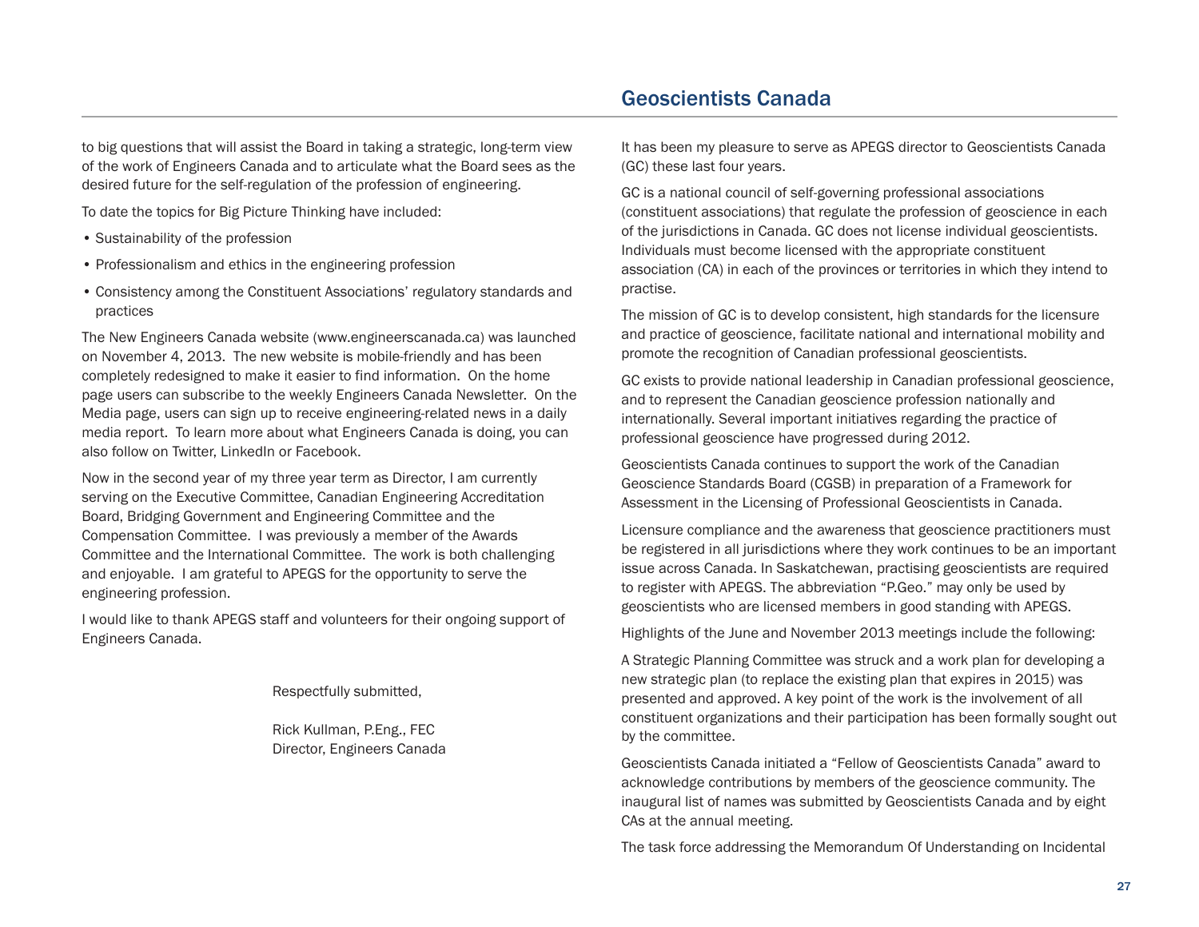to big questions that will assist the Board in taking a strategic, long-term view of the work of Engineers Canada and to articulate what the Board sees as the desired future for the self-regulation of the profession of engineering.

To date the topics for Big Picture Thinking have included:

- Sustainability of the profession
- Professionalism and ethics in the engineering profession
- Consistency among the Constituent Associations' regulatory standards and practices

The New Engineers Canada website (www.engineerscanada.ca) was launched on November 4, 2013. The new website is mobile-friendly and has been completely redesigned to make it easier to find information. On the home page users can subscribe to the weekly Engineers Canada Newsletter. On the Media page, users can sign up to receive engineering-related news in a daily media report. To learn more about what Engineers Canada is doing, you can also follow on Twitter, LinkedIn or Facebook.

Now in the second year of my three year term as Director, I am currently serving on the Executive Committee, Canadian Engineering Accreditation Board, Bridging Government and Engineering Committee and the Compensation Committee. I was previously a member of the Awards Committee and the International Committee. The work is both challenging and enjoyable. I am grateful to APEGS for the opportunity to serve the engineering profession.

I would like to thank APEGS staff and volunteers for their ongoing support of Engineers Canada.

Respectfully submitted,

Rick Kullman, P.Eng., FEC
Director, Engineers Canada

## Geoscientists Canada

It has been my pleasure to serve as APEGS director to Geoscientists Canada (GC) these last four years.

GC is a national council of self-governing professional associations (constituent associations) that regulate the profession of geoscience in each of the jurisdictions in Canada. GC does not license individual geoscientists. Individuals must become licensed with the appropriate constituent association (CA) in each of the provinces or territories in which they intend to practise.

The mission of GC is to develop consistent, high standards for the licensure and practice of geoscience, facilitate national and international mobility and promote the recognition of Canadian professional geoscientists.

GC exists to provide national leadership in Canadian professional geoscience, and to represent the Canadian geoscience profession nationally and internationally. Several important initiatives regarding the practice of professional geoscience have progressed during 2012.

Geoscientists Canada continues to support the work of the Canadian Geoscience Standards Board (CGSB) in preparation of a Framework for Assessment in the Licensing of Professional Geoscientists in Canada.

Licensure compliance and the awareness that geoscience practitioners must be registered in all jurisdictions where they work continues to be an important issue across Canada. In Saskatchewan, practising geoscientists are required to register with APEGS. The abbreviation "P.Geo." may only be used by geoscientists who are licensed members in good standing with APEGS.

Highlights of the June and November 2013 meetings include the following:

A Strategic Planning Committee was struck and a work plan for developing a new strategic plan (to replace the existing plan that expires in 2015) was presented and approved. A key point of the work is the involvement of all constituent organizations and their participation has been formally sought out by the committee.

Geoscientists Canada initiated a "Fellow of Geoscientists Canada" award to acknowledge contributions by members of the geoscience community. The inaugural list of names was submitted by Geoscientists Canada and by eight CAs at the annual meeting.

The task force addressing the Memorandum Of Understanding on Incidental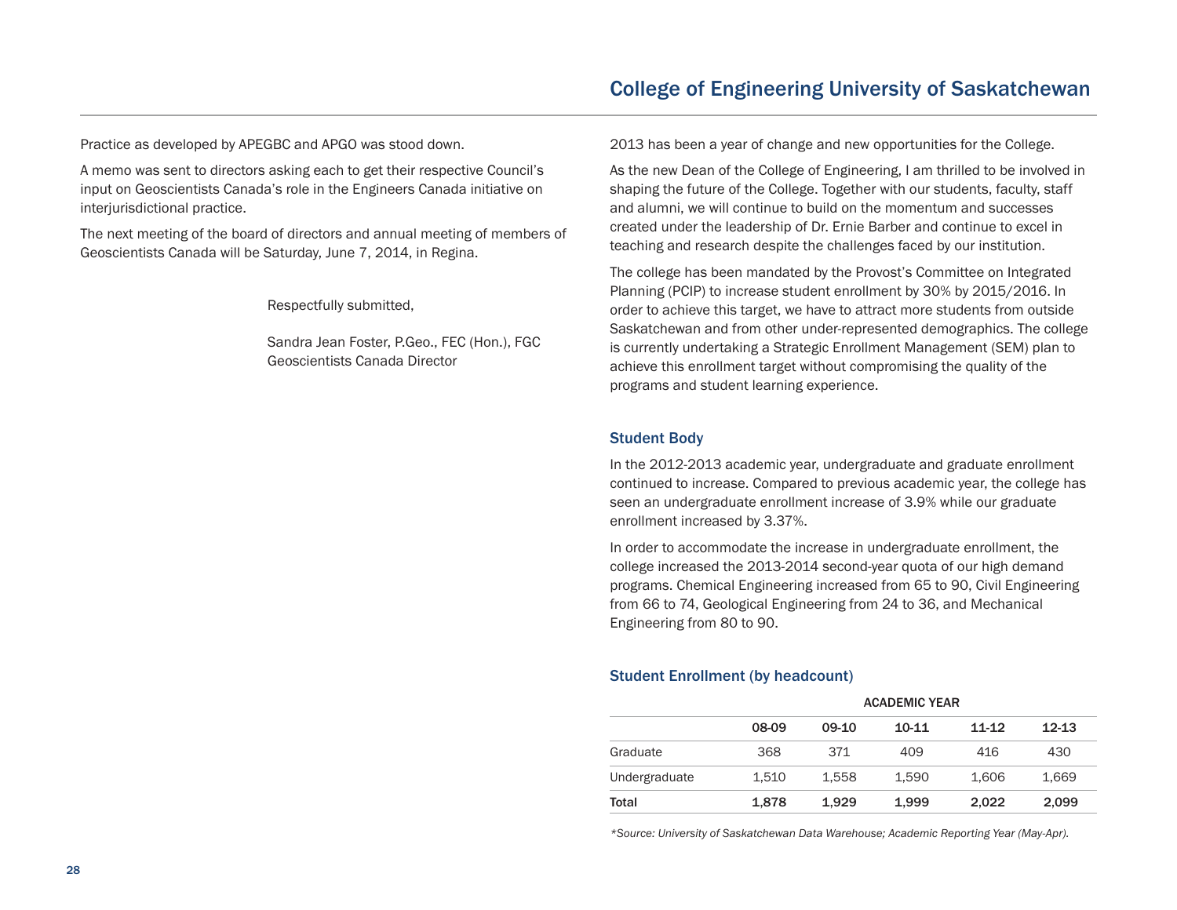Practice as developed by APEGBC and APGO was stood down.

A memo was sent to directors asking each to get their respective Council's input on Geoscientists Canada's role in the Engineers Canada initiative on interjurisdictional practice.

The next meeting of the board of directors and annual meeting of members of Geoscientists Canada will be Saturday, June 7, 2014, in Regina.

Respectfully submitted,

Sandra Jean Foster, P.Geo., FEC (Hon.), FGC
Geoscientists Canada Director

## College of Engineering University of Saskatchewan

2013 has been a year of change and new opportunities for the College.

As the new Dean of the College of Engineering, I am thrilled to be involved in shaping the future of the College. Together with our students, faculty, staff and alumni, we will continue to build on the momentum and successes created under the leadership of Dr. Ernie Barber and continue to excel in teaching and research despite the challenges faced by our institution.

The college has been mandated by the Provost's Committee on Integrated Planning (PCIP) to increase student enrollment by 30% by 2015/2016. In order to achieve this target, we have to attract more students from outside Saskatchewan and from other under-represented demographics. The college is currently undertaking a Strategic Enrollment Management (SEM) plan to achieve this enrollment target without compromising the quality of the programs and student learning experience.

### Student Body

In the 2012-2013 academic year, undergraduate and graduate enrollment continued to increase. Compared to previous academic year, the college has seen an undergraduate enrollment increase of 3.9% while our graduate enrollment increased by 3.37%.

In order to accommodate the increase in undergraduate enrollment, the college increased the 2013-2014 second-year quota of our high demand programs. Chemical Engineering increased from 65 to 90, Civil Engineering from 66 to 74, Geological Engineering from 24 to 36, and Mechanical Engineering from 80 to 90.

### Student Enrollment (by headcount)

| | ACADEMIC YEAR | | | | |
|---|---|---|---|---|---|
| | **08-09** | **09-10** | **10-11** | **11-12** | **12-13** |
| Graduate | 368 | 371 | 409 | 416 | 430 |
| Undergraduate | 1,510 | 1,558 | 1,590 | 1,606 | 1,669 |
| **Total** | **1,878** | **1,929** | **1,999** | **2,022** | **2,099** |

*\*Source: University of Saskatchewan Data Warehouse; Academic Reporting Year (May-Apr).*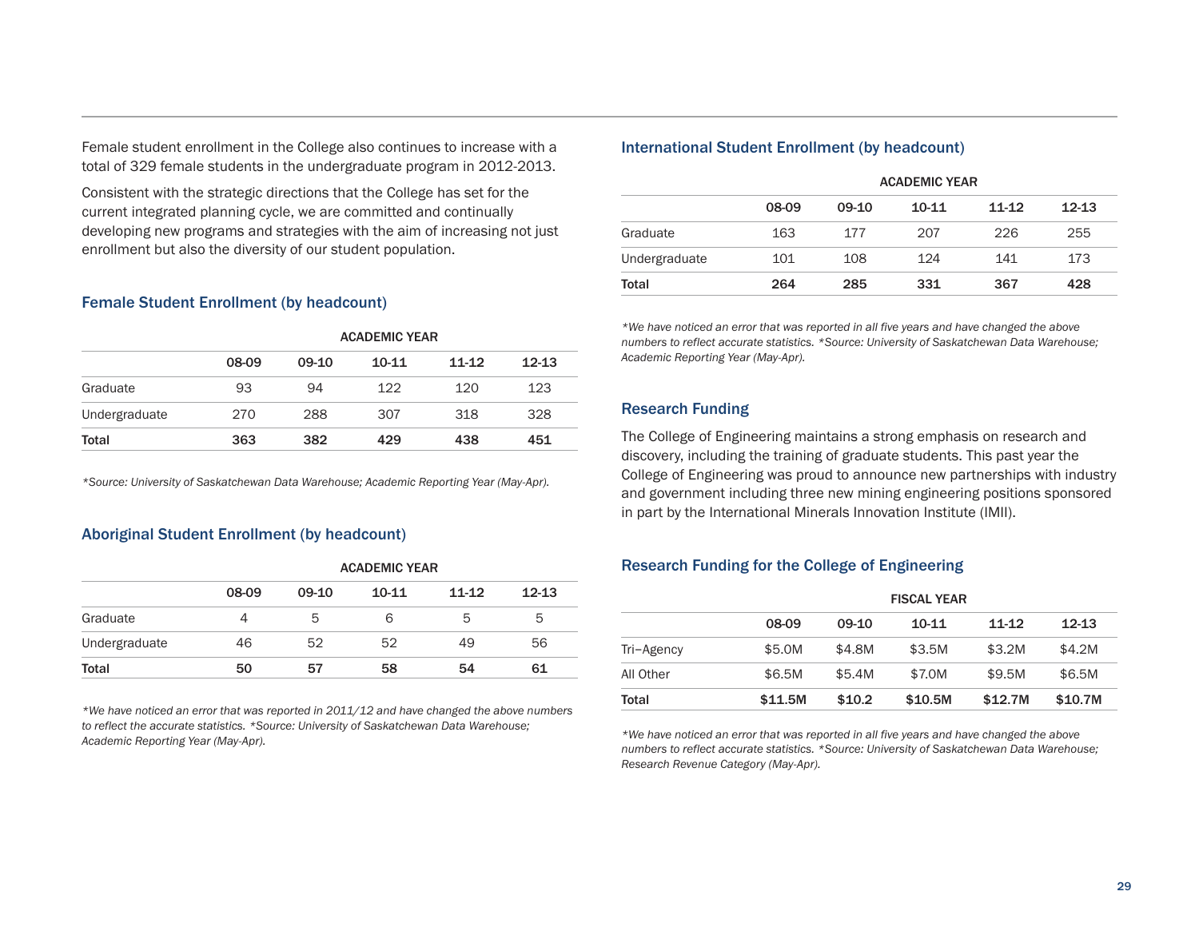Female student enrollment in the College also continues to increase with a total of 329 female students in the undergraduate program in 2012-2013.

Consistent with the strategic directions that the College has set for the current integrated planning cycle, we are committed and continually developing new programs and strategies with the aim of increasing not just enrollment but also the diversity of our student population.

### Female Student Enrollment (by headcount)

| | ACADEMIC YEAR | | | | |
|---|---|---|---|---|---|
| | 08-09 | 09-10 | 10-11 | 11-12 | 12-13 |
| Graduate | 93 | 94 | 122 | 120 | 123 |
| Undergraduate | 270 | 288 | 307 | 318 | 328 |
| **Total** | **363** | **382** | **429** | **438** | **451** |

*\*Source: University of Saskatchewan Data Warehouse; Academic Reporting Year (May-Apr).*

### Aboriginal Student Enrollment (by headcount)

| | ACADEMIC YEAR | | | | |
|---|---|---|---|---|---|
| | 08-09 | 09-10 | 10-11 | 11-12 | 12-13 |
| Graduate | 4 | 5 | 6 | 5 | 5 |
| Undergraduate | 46 | 52 | 52 | 49 | 56 |
| **Total** | **50** | **57** | **58** | **54** | **61** |

*\*We have noticed an error that was reported in 2011/12 and have changed the above numbers to reflect the accurate statistics. \*Source: University of Saskatchewan Data Warehouse; Academic Reporting Year (May-Apr).*

### International Student Enrollment (by headcount)

| | ACADEMIC YEAR | | | | |
|---|---|---|---|---|---|
| | 08-09 | 09-10 | 10-11 | 11-12 | 12-13 |
| Graduate | 163 | 177 | 207 | 226 | 255 |
| Undergraduate | 101 | 108 | 124 | 141 | 173 |
| **Total** | **264** | **285** | **331** | **367** | **428** |

*\*We have noticed an error that was reported in all five years and have changed the above numbers to reflect accurate statistics. \*Source: University of Saskatchewan Data Warehouse; Academic Reporting Year (May-Apr).*

### Research Funding

The College of Engineering maintains a strong emphasis on research and discovery, including the training of graduate students. This past year the College of Engineering was proud to announce new partnerships with industry and government including three new mining engineering positions sponsored in part by the International Minerals Innovation Institute (IMII).

### Research Funding for the College of Engineering

| | FISCAL YEAR | | | | |
|---|---|---|---|---|---|
| | 08-09 | 09-10 | 10-11 | 11-12 | 12-13 |
| Tri–Agency | $5.0M | $4.8M | $3.5M | $3.2M | $4.2M |
| All Other | $6.5M | $5.4M | $7.0M | $9.5M | $6.5M |
| **Total** | **$11.5M** | **$10.2** | **$10.5M** | **$12.7M** | **$10.7M** |

*\*We have noticed an error that was reported in all five years and have changed the above numbers to reflect accurate statistics. \*Source: University of Saskatchewan Data Warehouse; Research Revenue Category (May-Apr).*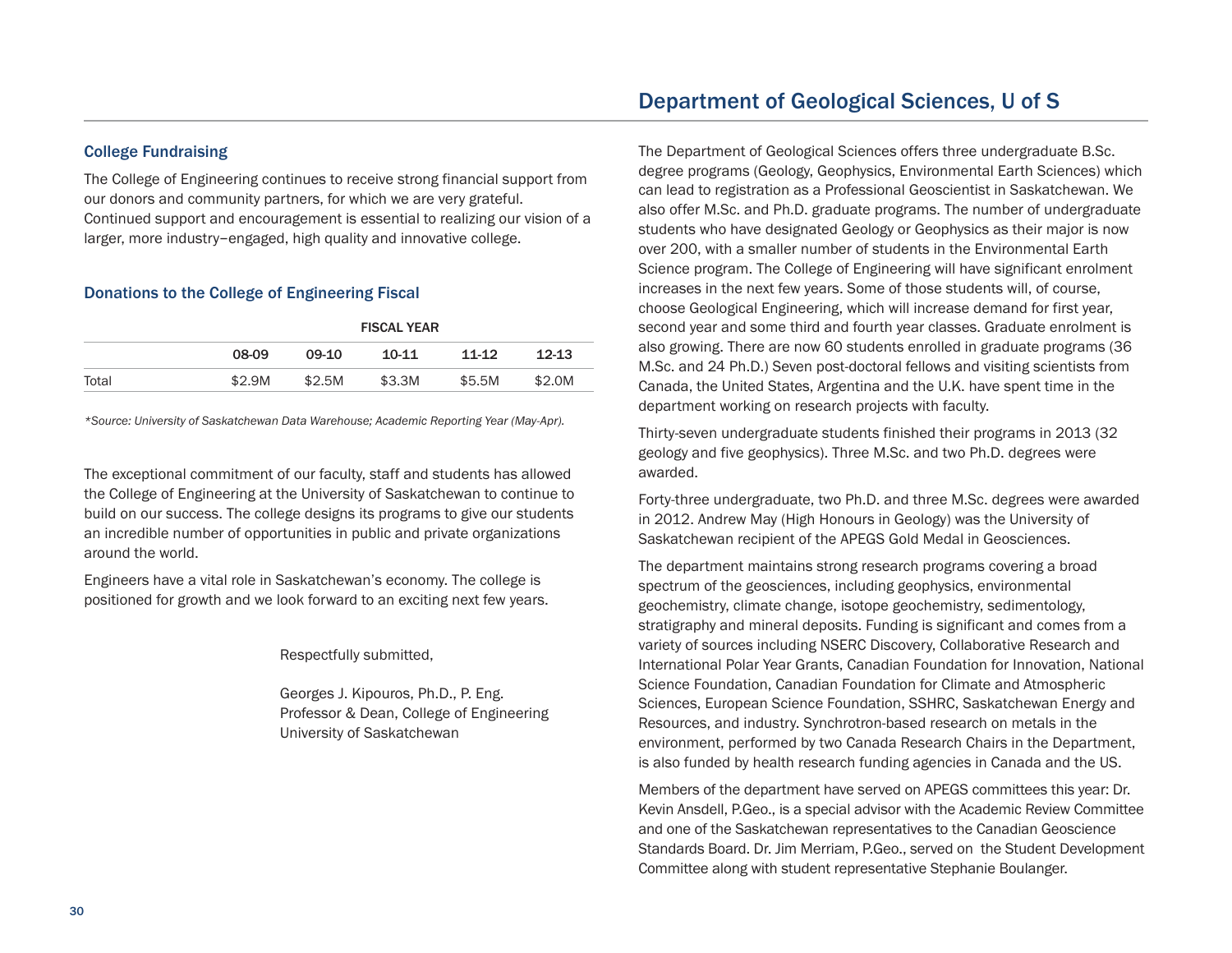## College Fundraising

The College of Engineering continues to receive strong financial support from our donors and community partners, for which we are very grateful. Continued support and encouragement is essential to realizing our vision of a larger, more industry–engaged, high quality and innovative college.

### Donations to the College of Engineering Fiscal

| | FISCAL YEAR | | | | |
|---|---|---|---|---|---|
| | 08-09 | 09-10 | 10-11 | 11-12 | 12-13 |
| Total | $2.9M | $2.5M | $3.3M | $5.5M | $2.0M |

*\*Source: University of Saskatchewan Data Warehouse; Academic Reporting Year (May-Apr).*

The exceptional commitment of our faculty, staff and students has allowed the College of Engineering at the University of Saskatchewan to continue to build on our success. The college designs its programs to give our students an incredible number of opportunities in public and private organizations around the world.

Engineers have a vital role in Saskatchewan's economy. The college is positioned for growth and we look forward to an exciting next few years.

Respectfully submitted,

Georges J. Kipouros, Ph.D., P. Eng.
Professor & Dean, College of Engineering
University of Saskatchewan

# Department of Geological Sciences, U of S

The Department of Geological Sciences offers three undergraduate B.Sc. degree programs (Geology, Geophysics, Environmental Earth Sciences) which can lead to registration as a Professional Geoscientist in Saskatchewan. We also offer M.Sc. and Ph.D. graduate programs. The number of undergraduate students who have designated Geology or Geophysics as their major is now over 200, with a smaller number of students in the Environmental Earth Science program. The College of Engineering will have significant enrolment increases in the next few years. Some of those students will, of course, choose Geological Engineering, which will increase demand for first year, second year and some third and fourth year classes. Graduate enrolment is also growing. There are now 60 students enrolled in graduate programs (36 M.Sc. and 24 Ph.D.) Seven post-doctoral fellows and visiting scientists from Canada, the United States, Argentina and the U.K. have spent time in the department working on research projects with faculty.

Thirty-seven undergraduate students finished their programs in 2013 (32 geology and five geophysics). Three M.Sc. and two Ph.D. degrees were awarded.

Forty-three undergraduate, two Ph.D. and three M.Sc. degrees were awarded in 2012. Andrew May (High Honours in Geology) was the University of Saskatchewan recipient of the APEGS Gold Medal in Geosciences.

The department maintains strong research programs covering a broad spectrum of the geosciences, including geophysics, environmental geochemistry, climate change, isotope geochemistry, sedimentology, stratigraphy and mineral deposits. Funding is significant and comes from a variety of sources including NSERC Discovery, Collaborative Research and International Polar Year Grants, Canadian Foundation for Innovation, National Science Foundation, Canadian Foundation for Climate and Atmospheric Sciences, European Science Foundation, SSHRC, Saskatchewan Energy and Resources, and industry. Synchrotron-based research on metals in the environment, performed by two Canada Research Chairs in the Department, is also funded by health research funding agencies in Canada and the US.

Members of the department have served on APEGS committees this year: Dr. Kevin Ansdell, P.Geo., is a special advisor with the Academic Review Committee and one of the Saskatchewan representatives to the Canadian Geoscience Standards Board. Dr. Jim Merriam, P.Geo., served on the Student Development Committee along with student representative Stephanie Boulanger.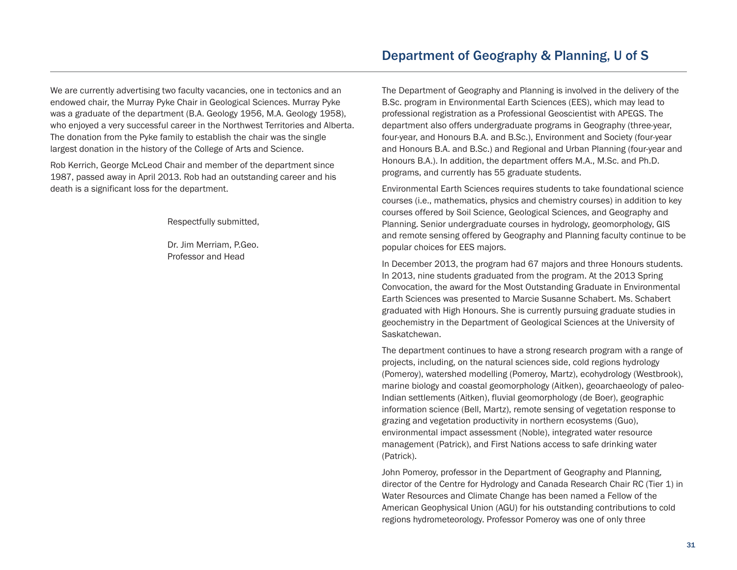We are currently advertising two faculty vacancies, one in tectonics and an endowed chair, the Murray Pyke Chair in Geological Sciences. Murray Pyke was a graduate of the department (B.A. Geology 1956, M.A. Geology 1958), who enjoyed a very successful career in the Northwest Territories and Alberta. The donation from the Pyke family to establish the chair was the single largest donation in the history of the College of Arts and Science.

Rob Kerrich, George McLeod Chair and member of the department since 1987, passed away in April 2013. Rob had an outstanding career and his death is a significant loss for the department.

Respectfully submitted,

Dr. Jim Merriam, P.Geo.
Professor and Head

## Department of Geography & Planning, U of S

The Department of Geography and Planning is involved in the delivery of the B.Sc. program in Environmental Earth Sciences (EES), which may lead to professional registration as a Professional Geoscientist with APEGS. The department also offers undergraduate programs in Geography (three-year, four-year, and Honours B.A. and B.Sc.), Environment and Society (four-year and Honours B.A. and B.Sc.) and Regional and Urban Planning (four-year and Honours B.A.). In addition, the department offers M.A., M.Sc. and Ph.D. programs, and currently has 55 graduate students.

Environmental Earth Sciences requires students to take foundational science courses (i.e., mathematics, physics and chemistry courses) in addition to key courses offered by Soil Science, Geological Sciences, and Geography and Planning. Senior undergraduate courses in hydrology, geomorphology, GIS and remote sensing offered by Geography and Planning faculty continue to be popular choices for EES majors.

In December 2013, the program had 67 majors and three Honours students. In 2013, nine students graduated from the program. At the 2013 Spring Convocation, the award for the Most Outstanding Graduate in Environmental Earth Sciences was presented to Marcie Susanne Schabert. Ms. Schabert graduated with High Honours. She is currently pursuing graduate studies in geochemistry in the Department of Geological Sciences at the University of Saskatchewan.

The department continues to have a strong research program with a range of projects, including, on the natural sciences side, cold regions hydrology (Pomeroy), watershed modelling (Pomeroy, Martz), ecohydrology (Westbrook), marine biology and coastal geomorphology (Aitken), geoarchaeology of paleo-Indian settlements (Aitken), fluvial geomorphology (de Boer), geographic information science (Bell, Martz), remote sensing of vegetation response to grazing and vegetation productivity in northern ecosystems (Guo), environmental impact assessment (Noble), integrated water resource management (Patrick), and First Nations access to safe drinking water (Patrick).

John Pomeroy, professor in the Department of Geography and Planning, director of the Centre for Hydrology and Canada Research Chair RC (Tier 1) in Water Resources and Climate Change has been named a Fellow of the American Geophysical Union (AGU) for his outstanding contributions to cold regions hydrometeorology. Professor Pomeroy was one of only three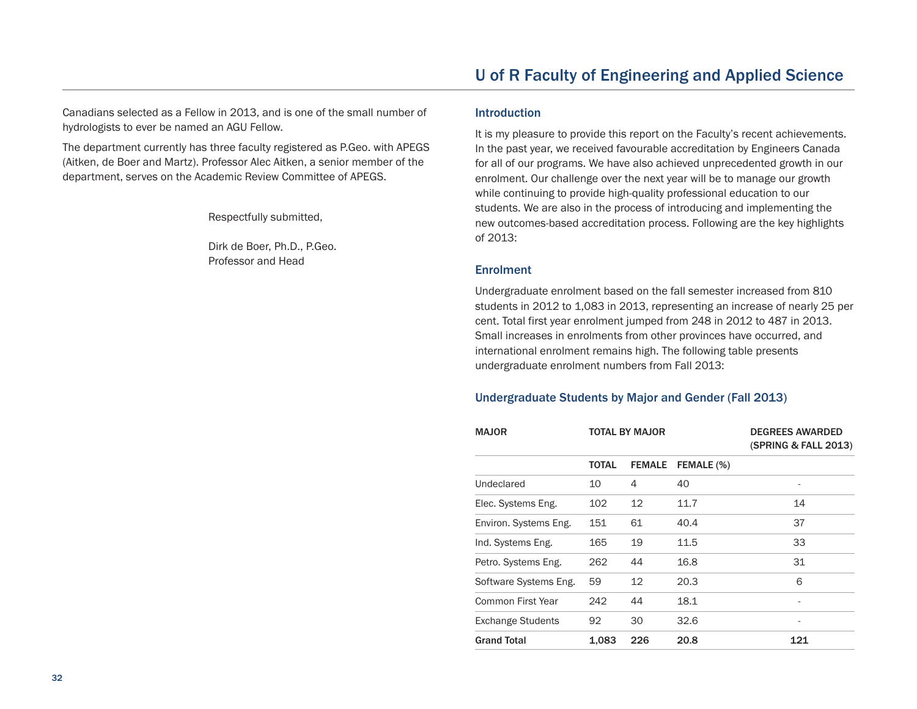Canadians selected as a Fellow in 2013, and is one of the small number of hydrologists to ever be named an AGU Fellow.

The department currently has three faculty registered as P.Geo. with APEGS (Aitken, de Boer and Martz). Professor Alec Aitken, a senior member of the department, serves on the Academic Review Committee of APEGS.

Respectfully submitted,

Dirk de Boer, Ph.D., P.Geo.
Professor and Head

## U of R Faculty of Engineering and Applied Science

### Introduction

It is my pleasure to provide this report on the Faculty's recent achievements. In the past year, we received favourable accreditation by Engineers Canada for all of our programs. We have also achieved unprecedented growth in our enrolment. Our challenge over the next year will be to manage our growth while continuing to provide high-quality professional education to our students. We are also in the process of introducing and implementing the new outcomes-based accreditation process. Following are the key highlights of 2013:

### Enrolment

Undergraduate enrolment based on the fall semester increased from 810 students in 2012 to 1,083 in 2013, representing an increase of nearly 25 per cent. Total first year enrolment jumped from 248 in 2012 to 487 in 2013. Small increases in enrolments from other provinces have occurred, and international enrolment remains high. The following table presents undergraduate enrolment numbers from Fall 2013:

### Undergraduate Students by Major and Gender (Fall 2013)

| MAJOR | TOTAL BY MAJOR | | | DEGREES AWARDED (SPRING & FALL 2013) |
|---|---|---|---|---|
| | TOTAL | FEMALE | FEMALE (%) | |
| Undeclared | 10 | 4 | 40 | - |
| Elec. Systems Eng. | 102 | 12 | 11.7 | 14 |
| Environ. Systems Eng. | 151 | 61 | 40.4 | 37 |
| Ind. Systems Eng. | 165 | 19 | 11.5 | 33 |
| Petro. Systems Eng. | 262 | 44 | 16.8 | 31 |
| Software Systems Eng. | 59 | 12 | 20.3 | 6 |
| Common First Year | 242 | 44 | 18.1 | - |
| Exchange Students | 92 | 30 | 32.6 | - |
| **Grand Total** | **1,083** | **226** | **20.8** | **121** |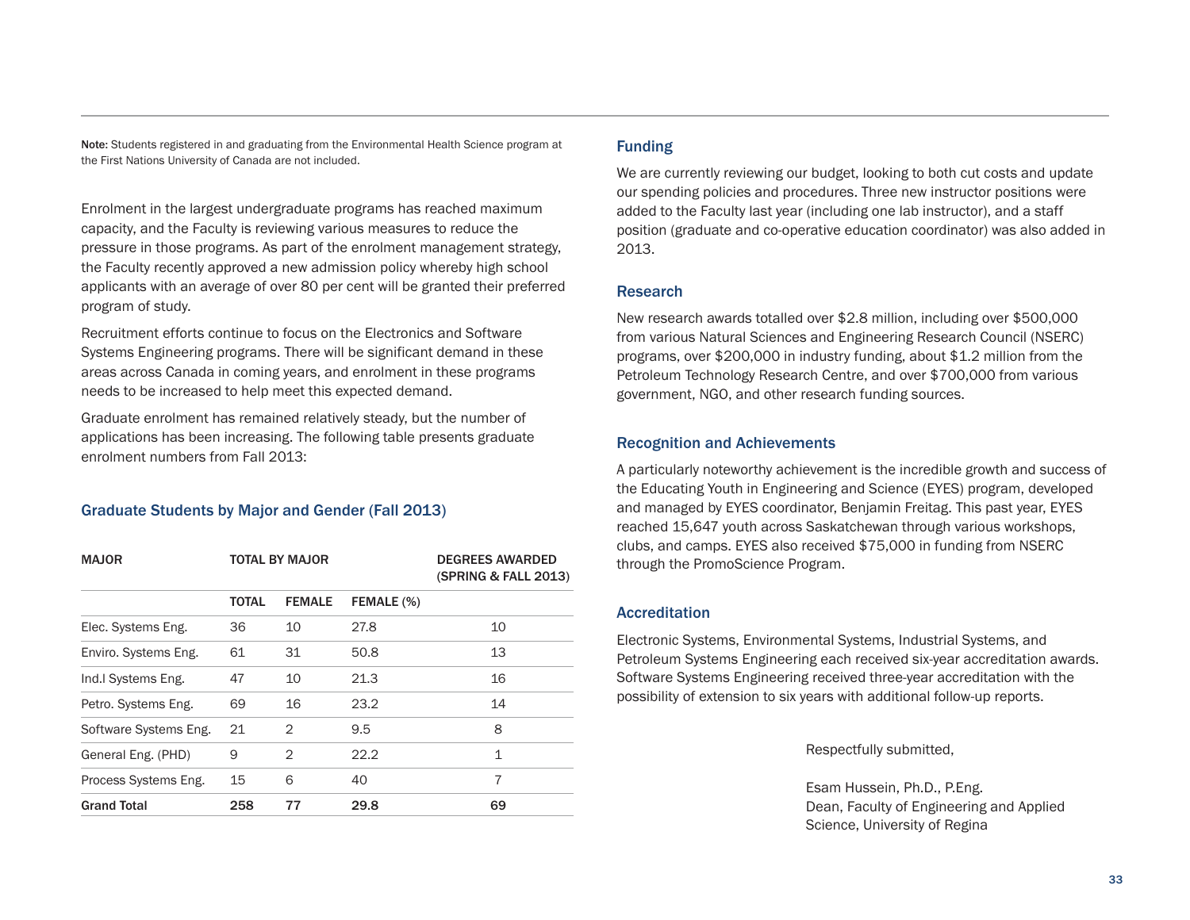**Note:** Students registered in and graduating from the Environmental Health Science program at the First Nations University of Canada are not included.

Enrolment in the largest undergraduate programs has reached maximum capacity, and the Faculty is reviewing various measures to reduce the pressure in those programs. As part of the enrolment management strategy, the Faculty recently approved a new admission policy whereby high school applicants with an average of over 80 per cent will be granted their preferred program of study.

Recruitment efforts continue to focus on the Electronics and Software Systems Engineering programs. There will be significant demand in these areas across Canada in coming years, and enrolment in these programs needs to be increased to help meet this expected demand.

Graduate enrolment has remained relatively steady, but the number of applications has been increasing. The following table presents graduate enrolment numbers from Fall 2013:

### Graduate Students by Major and Gender (Fall 2013)

| MAJOR | TOTAL BY MAJOR | | | DEGREES AWARDED (SPRING & FALL 2013) |
|---|---|---|---|---|
| | TOTAL | FEMALE | FEMALE (%) | |
| Elec. Systems Eng. | 36 | 10 | 27.8 | 10 |
| Enviro. Systems Eng. | 61 | 31 | 50.8 | 13 |
| Ind.l Systems Eng. | 47 | 10 | 21.3 | 16 |
| Petro. Systems Eng. | 69 | 16 | 23.2 | 14 |
| Software Systems Eng. | 21 | 2 | 9.5 | 8 |
| General Eng. (PHD) | 9 | 2 | 22.2 | 1 |
| Process Systems Eng. | 15 | 6 | 40 | 7 |
| **Grand Total** | **258** | **77** | **29.8** | **69** |

### Funding

We are currently reviewing our budget, looking to both cut costs and update our spending policies and procedures. Three new instructor positions were added to the Faculty last year (including one lab instructor), and a staff position (graduate and co-operative education coordinator) was also added in 2013.

### Research

New research awards totalled over $2.8 million, including over $500,000 from various Natural Sciences and Engineering Research Council (NSERC) programs, over $200,000 in industry funding, about $1.2 million from the Petroleum Technology Research Centre, and over $700,000 from various government, NGO, and other research funding sources.

### Recognition and Achievements

A particularly noteworthy achievement is the incredible growth and success of the Educating Youth in Engineering and Science (EYES) program, developed and managed by EYES coordinator, Benjamin Freitag. This past year, EYES reached 15,647 youth across Saskatchewan through various workshops, clubs, and camps. EYES also received $75,000 in funding from NSERC through the PromoScience Program.

### Accreditation

Electronic Systems, Environmental Systems, Industrial Systems, and Petroleum Systems Engineering each received six-year accreditation awards. Software Systems Engineering received three-year accreditation with the possibility of extension to six years with additional follow-up reports.

Respectfully submitted,

Esam Hussein, Ph.D., P.Eng.
Dean, Faculty of Engineering and Applied Science, University of Regina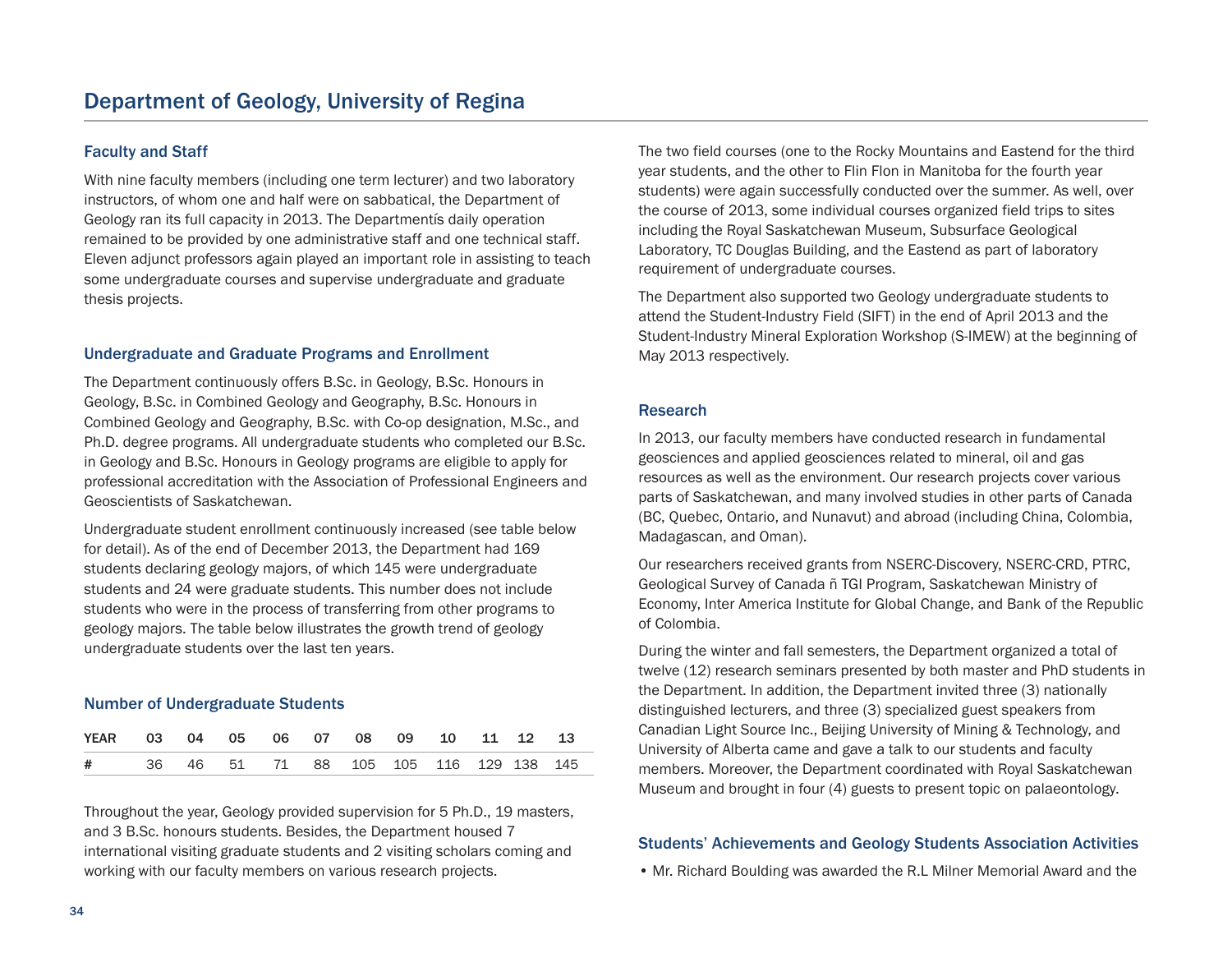# Department of Geology, University of Regina

## Faculty and Staff

With nine faculty members (including one term lecturer) and two laboratory instructors, of whom one and half were on sabbatical, the Department of Geology ran its full capacity in 2013. The Departmentś daily operation remained to be provided by one administrative staff and one technical staff. Eleven adjunct professors again played an important role in assisting to teach some undergraduate courses and supervise undergraduate and graduate thesis projects.

## Undergraduate and Graduate Programs and Enrollment

The Department continuously offers B.Sc. in Geology, B.Sc. Honours in Geology, B.Sc. in Combined Geology and Geography, B.Sc. Honours in Combined Geology and Geography, B.Sc. with Co-op designation, M.Sc., and Ph.D. degree programs. All undergraduate students who completed our B.Sc. in Geology and B.Sc. Honours in Geology programs are eligible to apply for professional accreditation with the Association of Professional Engineers and Geoscientists of Saskatchewan.

Undergraduate student enrollment continuously increased (see table below for detail). As of the end of December 2013, the Department had 169 students declaring geology majors, of which 145 were undergraduate students and 24 were graduate students. This number does not include students who were in the process of transferring from other programs to geology majors. The table below illustrates the growth trend of geology undergraduate students over the last ten years.

### Number of Undergraduate Students

| YEAR | 03 | 04 | 05 | 06 | 07 | 08 | 09 | 10 | 11 | 12 | 13 |
|---|---|---|---|---|---|---|---|---|---|---|---|
| # | 36 | 46 | 51 | 71 | 88 | 105 | 105 | 116 | 129 | 138 | 145 |

Throughout the year, Geology provided supervision for 5 Ph.D., 19 masters, and 3 B.Sc. honours students. Besides, the Department housed 7 international visiting graduate students and 2 visiting scholars coming and working with our faculty members on various research projects.

The two field courses (one to the Rocky Mountains and Eastend for the third year students, and the other to Flin Flon in Manitoba for the fourth year students) were again successfully conducted over the summer. As well, over the course of 2013, some individual courses organized field trips to sites including the Royal Saskatchewan Museum, Subsurface Geological Laboratory, TC Douglas Building, and the Eastend as part of laboratory requirement of undergraduate courses.

The Department also supported two Geology undergraduate students to attend the Student-Industry Field (SIFT) in the end of April 2013 and the Student-Industry Mineral Exploration Workshop (S-IMEW) at the beginning of May 2013 respectively.

## Research

In 2013, our faculty members have conducted research in fundamental geosciences and applied geosciences related to mineral, oil and gas resources as well as the environment. Our research projects cover various parts of Saskatchewan, and many involved studies in other parts of Canada (BC, Quebec, Ontario, and Nunavut) and abroad (including China, Colombia, Madagascan, and Oman).

Our researchers received grants from NSERC-Discovery, NSERC-CRD, PTRC, Geological Survey of Canada ñ TGI Program, Saskatchewan Ministry of Economy, Inter America Institute for Global Change, and Bank of the Republic of Colombia.

During the winter and fall semesters, the Department organized a total of twelve (12) research seminars presented by both master and PhD students in the Department. In addition, the Department invited three (3) nationally distinguished lecturers, and three (3) specialized guest speakers from Canadian Light Source Inc., Beijing University of Mining & Technology, and University of Alberta came and gave a talk to our students and faculty members. Moreover, the Department coordinated with Royal Saskatchewan Museum and brought in four (4) guests to present topic on palaeontology.

## Students' Achievements and Geology Students Association Activities

- Mr. Richard Boulding was awarded the R.L Milner Memorial Award and the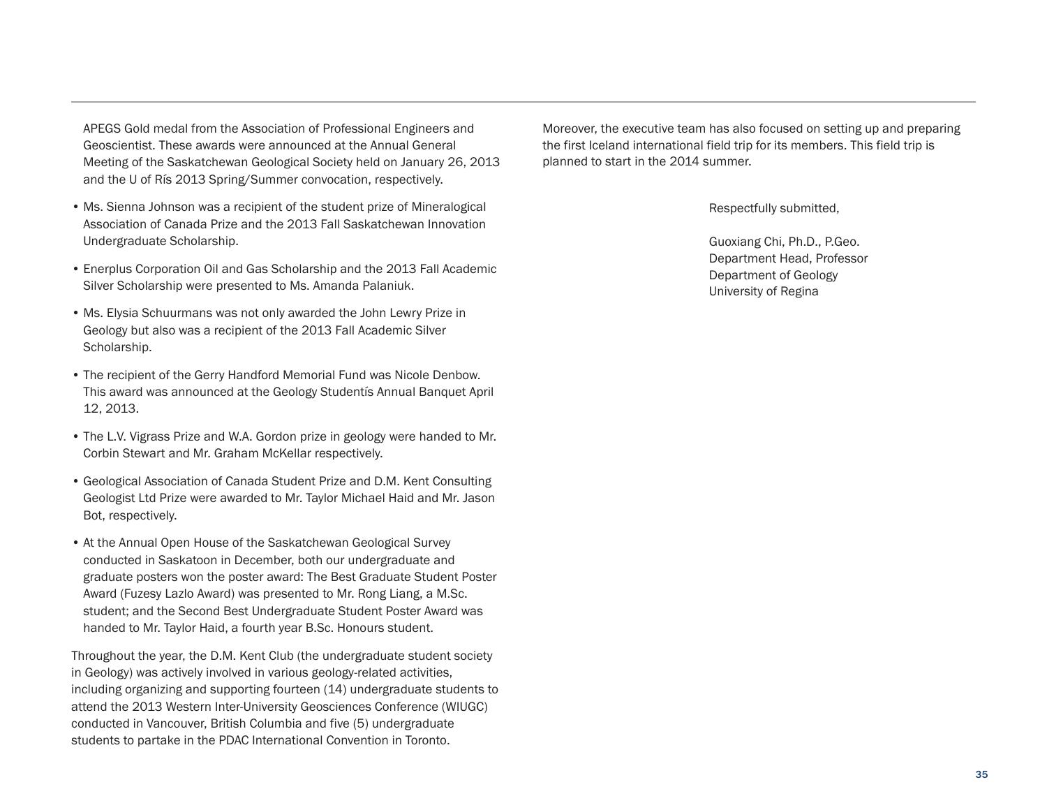APEGS Gold medal from the Association of Professional Engineers and Geoscientist. These awards were announced at the Annual General Meeting of the Saskatchewan Geological Society held on January 26, 2013 and the U of Rís 2013 Spring/Summer convocation, respectively.

- Ms. Sienna Johnson was a recipient of the student prize of Mineralogical Association of Canada Prize and the 2013 Fall Saskatchewan Innovation Undergraduate Scholarship.
- Enerplus Corporation Oil and Gas Scholarship and the 2013 Fall Academic Silver Scholarship were presented to Ms. Amanda Palaniuk.
- Ms. Elysia Schuurmans was not only awarded the John Lewry Prize in Geology but also was a recipient of the 2013 Fall Academic Silver Scholarship.
- The recipient of the Gerry Handford Memorial Fund was Nicole Denbow. This award was announced at the Geology Studentís Annual Banquet April 12, 2013.
- The L.V. Vigrass Prize and W.A. Gordon prize in geology were handed to Mr. Corbin Stewart and Mr. Graham McKellar respectively.
- Geological Association of Canada Student Prize and D.M. Kent Consulting Geologist Ltd Prize were awarded to Mr. Taylor Michael Haid and Mr. Jason Bot, respectively.
- At the Annual Open House of the Saskatchewan Geological Survey conducted in Saskatoon in December, both our undergraduate and graduate posters won the poster award: The Best Graduate Student Poster Award (Fuzesy Lazlo Award) was presented to Mr. Rong Liang, a M.Sc. student; and the Second Best Undergraduate Student Poster Award was handed to Mr. Taylor Haid, a fourth year B.Sc. Honours student.

Throughout the year, the D.M. Kent Club (the undergraduate student society in Geology) was actively involved in various geology-related activities, including organizing and supporting fourteen (14) undergraduate students to attend the 2013 Western Inter-University Geosciences Conference (WIUGC) conducted in Vancouver, British Columbia and five (5) undergraduate students to partake in the PDAC International Convention in Toronto.

Moreover, the executive team has also focused on setting up and preparing the first Iceland international field trip for its members. This field trip is planned to start in the 2014 summer.

Respectfully submitted,

Guoxiang Chi, Ph.D., P.Geo.  
Department Head, Professor  
Department of Geology  
University of Regina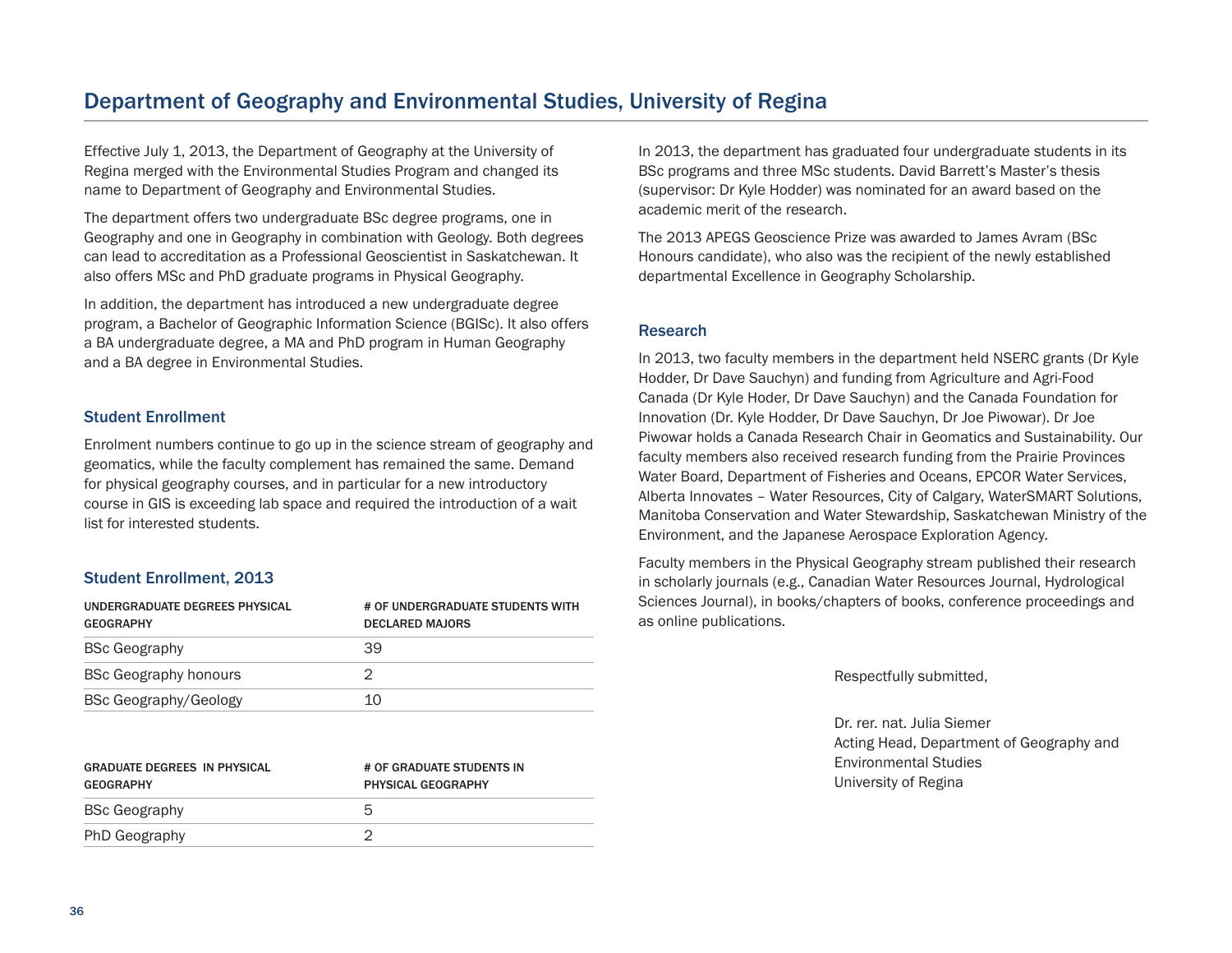## Department of Geography and Environmental Studies, University of Regina

Effective July 1, 2013, the Department of Geography at the University of Regina merged with the Environmental Studies Program and changed its name to Department of Geography and Environmental Studies.

The department offers two undergraduate BSc degree programs, one in Geography and one in Geography in combination with Geology. Both degrees can lead to accreditation as a Professional Geoscientist in Saskatchewan. It also offers MSc and PhD graduate programs in Physical Geography.

In addition, the department has introduced a new undergraduate degree program, a Bachelor of Geographic Information Science (BGISc). It also offers a BA undergraduate degree, a MA and PhD program in Human Geography and a BA degree in Environmental Studies.

### Student Enrollment

Enrolment numbers continue to go up in the science stream of geography and geomatics, while the faculty complement has remained the same. Demand for physical geography courses, and in particular for a new introductory course in GIS is exceeding lab space and required the introduction of a wait list for interested students.

### Student Enrollment, 2013

| UNDERGRADUATE DEGREES PHYSICAL GEOGRAPHY | # OF UNDERGRADUATE STUDENTS WITH DECLARED MAJORS |
|---|---|
| BSc Geography | 39 |
| BSc Geography honours | 2 |
| BSc Geography/Geology | 10 |

| GRADUATE DEGREES IN PHYSICAL GEOGRAPHY | # OF GRADUATE STUDENTS IN PHYSICAL GEOGRAPHY |
|---|---|
| BSc Geography | 5 |
| PhD Geography | 2 |

In 2013, the department has graduated four undergraduate students in its BSc programs and three MSc students. David Barrett's Master's thesis (supervisor: Dr Kyle Hodder) was nominated for an award based on the academic merit of the research.

The 2013 APEGS Geoscience Prize was awarded to James Avram (BSc Honours candidate), who also was the recipient of the newly established departmental Excellence in Geography Scholarship.

### Research

In 2013, two faculty members in the department held NSERC grants (Dr Kyle Hodder, Dr Dave Sauchyn) and funding from Agriculture and Agri-Food Canada (Dr Kyle Hoder, Dr Dave Sauchyn) and the Canada Foundation for Innovation (Dr. Kyle Hodder, Dr Dave Sauchyn, Dr Joe Piwowar). Dr Joe Piwowar holds a Canada Research Chair in Geomatics and Sustainability. Our faculty members also received research funding from the Prairie Provinces Water Board, Department of Fisheries and Oceans, EPCOR Water Services, Alberta Innovates – Water Resources, City of Calgary, WaterSMART Solutions, Manitoba Conservation and Water Stewardship, Saskatchewan Ministry of the Environment, and the Japanese Aerospace Exploration Agency.

Faculty members in the Physical Geography stream published their research in scholarly journals (e.g., Canadian Water Resources Journal, Hydrological Sciences Journal), in books/chapters of books, conference proceedings and as online publications.

Respectfully submitted,

Dr. rer. nat. Julia Siemer
Acting Head, Department of Geography and Environmental Studies
University of Regina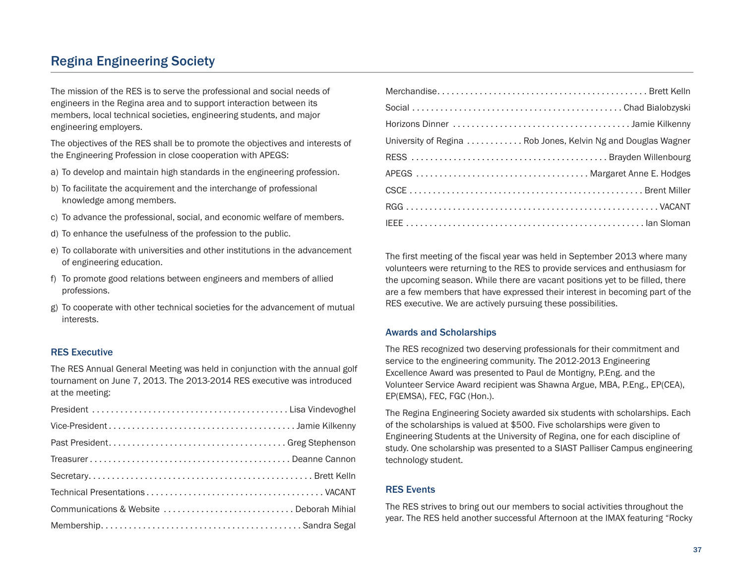## Regina Engineering Society

The mission of the RES is to serve the professional and social needs of engineers in the Regina area and to support interaction between its members, local technical societies, engineering students, and major engineering employers.

The objectives of the RES shall be to promote the objectives and interests of the Engineering Profession in close cooperation with APEGS:

a) To develop and maintain high standards in the engineering profession.

b) To facilitate the acquirement and the interchange of professional knowledge among members.

c) To advance the professional, social, and economic welfare of members.

d) To enhance the usefulness of the profession to the public.

e) To collaborate with universities and other institutions in the advancement of engineering education.

f) To promote good relations between engineers and members of allied professions.

g) To cooperate with other technical societies for the advancement of mutual interests.

### RES Executive

The RES Annual General Meeting was held in conjunction with the annual golf tournament on June 7, 2013. The 2013-2014 RES executive was introduced at the meeting:

| Position | Name |
|---|---|
| President | Lisa Vindevoghel |
| Vice-President | Jamie Kilkenny |
| Past President | Greg Stephenson |
| Treasurer | Deanne Cannon |
| Secretary | Brett Kelln |
| Technical Presentations | VACANT |
| Communications & Website | Deborah Mihial |
| Membership | Sandra Segal |
| Merchandise | Brett Kelln |
| Social | Chad Bialobzyski |
| Horizons Dinner | Jamie Kilkenny |
| University of Regina | Rob Jones, Kelvin Ng and Douglas Wagner |
| RESS | Brayden Willenbourg |
| APEGS | Margaret Anne E. Hodges |
| CSCE | Brent Miller |
| RGG | VACANT |
| IEEE | Ian Sloman |

The first meeting of the fiscal year was held in September 2013 where many volunteers were returning to the RES to provide services and enthusiasm for the upcoming season. While there are vacant positions yet to be filled, there are a few members that have expressed their interest in becoming part of the RES executive. We are actively pursuing these possibilities.

### Awards and Scholarships

The RES recognized two deserving professionals for their commitment and service to the engineering community. The 2012-2013 Engineering Excellence Award was presented to Paul de Montigny, P.Eng. and the Volunteer Service Award recipient was Shawna Argue, MBA, P.Eng., EP(CEA), EP(EMSA), FEC, FGC (Hon.).

The Regina Engineering Society awarded six students with scholarships. Each of the scholarships is valued at $500. Five scholarships were given to Engineering Students at the University of Regina, one for each discipline of study. One scholarship was presented to a SIAST Palliser Campus engineering technology student.

### RES Events

The RES strives to bring out our members to social activities throughout the year. The RES held another successful Afternoon at the IMAX featuring "Rocky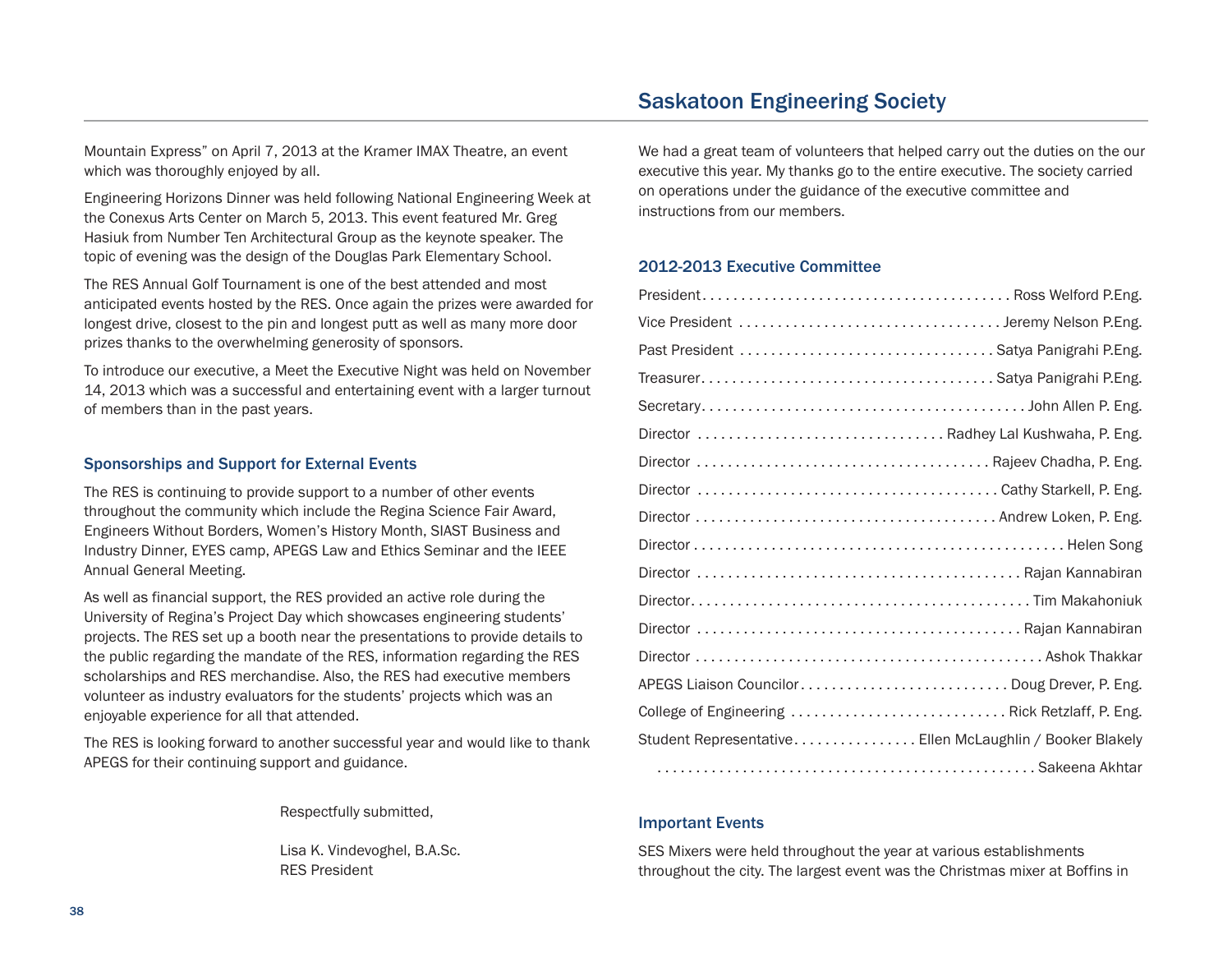Mountain Express" on April 7, 2013 at the Kramer IMAX Theatre, an event which was thoroughly enjoyed by all.

Engineering Horizons Dinner was held following National Engineering Week at the Conexus Arts Center on March 5, 2013. This event featured Mr. Greg Hasiuk from Number Ten Architectural Group as the keynote speaker. The topic of evening was the design of the Douglas Park Elementary School.

The RES Annual Golf Tournament is one of the best attended and most anticipated events hosted by the RES. Once again the prizes were awarded for longest drive, closest to the pin and longest putt as well as many more door prizes thanks to the overwhelming generosity of sponsors.

To introduce our executive, a Meet the Executive Night was held on November 14, 2013 which was a successful and entertaining event with a larger turnout of members than in the past years.

### Sponsorships and Support for External Events

The RES is continuing to provide support to a number of other events throughout the community which include the Regina Science Fair Award, Engineers Without Borders, Women's History Month, SIAST Business and Industry Dinner, EYES camp, APEGS Law and Ethics Seminar and the IEEE Annual General Meeting.

As well as financial support, the RES provided an active role during the University of Regina's Project Day which showcases engineering students' projects. The RES set up a booth near the presentations to provide details to the public regarding the mandate of the RES, information regarding the RES scholarships and RES merchandise. Also, the RES had executive members volunteer as industry evaluators for the students' projects which was an enjoyable experience for all that attended.

The RES is looking forward to another successful year and would like to thank APEGS for their continuing support and guidance.

Respectfully submitted,

Lisa K. Vindevoghel, B.A.Sc.
RES President

## Saskatoon Engineering Society

We had a great team of volunteers that helped carry out the duties on the our executive this year. My thanks go to the entire executive. The society carried on operations under the guidance of the executive committee and instructions from our members.

### 2012-2013 Executive Committee

President . . . . . . . . Ross Welford P.Eng.
Vice President . . . . . . . . Jeremy Nelson P.Eng.
Past President . . . . . . . . Satya Panigrahi P.Eng.
Treasurer . . . . . . . . Satya Panigrahi P.Eng.
Secretary . . . . . . . . John Allen P. Eng.
Director . . . . . . . . Radhey Lal Kushwaha, P. Eng.
Director . . . . . . . . Rajeev Chadha, P. Eng.
Director . . . . . . . . Cathy Starkell, P. Eng.
Director . . . . . . . . Andrew Loken, P. Eng.
Director . . . . . . . . Helen Song
Director . . . . . . . . Rajan Kannabiran
Director . . . . . . . . Tim Makahoniuk
Director . . . . . . . . Rajan Kannabiran
Director . . . . . . . . Ashok Thakkar
APEGS Liaison Councilor . . . . . . . . Doug Drever, P. Eng.
College of Engineering . . . . . . . . Rick Retzlaff, P. Eng.
Student Representative . . . . . . . . Ellen McLaughlin / Booker Blakely
. . . . . . . . Sakeena Akhtar

### Important Events

SES Mixers were held throughout the year at various establishments throughout the city. The largest event was the Christmas mixer at Boffins in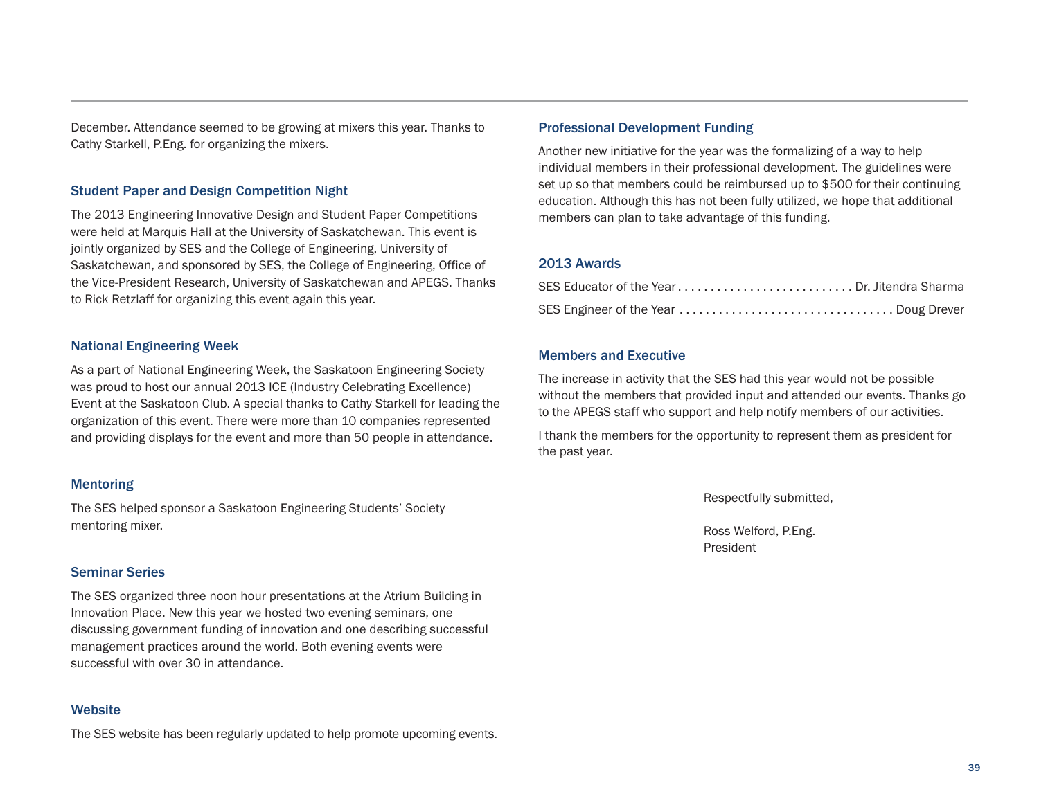December. Attendance seemed to be growing at mixers this year. Thanks to Cathy Starkell, P.Eng. for organizing the mixers.

### Student Paper and Design Competition Night

The 2013 Engineering Innovative Design and Student Paper Competitions were held at Marquis Hall at the University of Saskatchewan. This event is jointly organized by SES and the College of Engineering, University of Saskatchewan, and sponsored by SES, the College of Engineering, Office of the Vice-President Research, University of Saskatchewan and APEGS. Thanks to Rick Retzlaff for organizing this event again this year.

### National Engineering Week

As a part of National Engineering Week, the Saskatoon Engineering Society was proud to host our annual 2013 ICE (Industry Celebrating Excellence) Event at the Saskatoon Club. A special thanks to Cathy Starkell for leading the organization of this event. There were more than 10 companies represented and providing displays for the event and more than 50 people in attendance.

### Mentoring

The SES helped sponsor a Saskatoon Engineering Students' Society mentoring mixer.

### Seminar Series

The SES organized three noon hour presentations at the Atrium Building in Innovation Place. New this year we hosted two evening seminars, one discussing government funding of innovation and one describing successful management practices around the world. Both evening events were successful with over 30 in attendance.

### Website

The SES website has been regularly updated to help promote upcoming events.

### Professional Development Funding

Another new initiative for the year was the formalizing of a way to help individual members in their professional development. The guidelines were set up so that members could be reimbursed up to $500 for their continuing education. Although this has not been fully utilized, we hope that additional members can plan to take advantage of this funding.

### 2013 Awards

SES Educator of the Year . . . . . . . . . . . . . . . . . . . . . . . . . . . Dr. Jitendra Sharma

SES Engineer of the Year . . . . . . . . . . . . . . . . . . . . . . . . . . . . . . . . . Doug Drever

### Members and Executive

The increase in activity that the SES had this year would not be possible without the members that provided input and attended our events. Thanks go to the APEGS staff who support and help notify members of our activities.

I thank the members for the opportunity to represent them as president for the past year.

Respectfully submitted,

Ross Welford, P.Eng.
President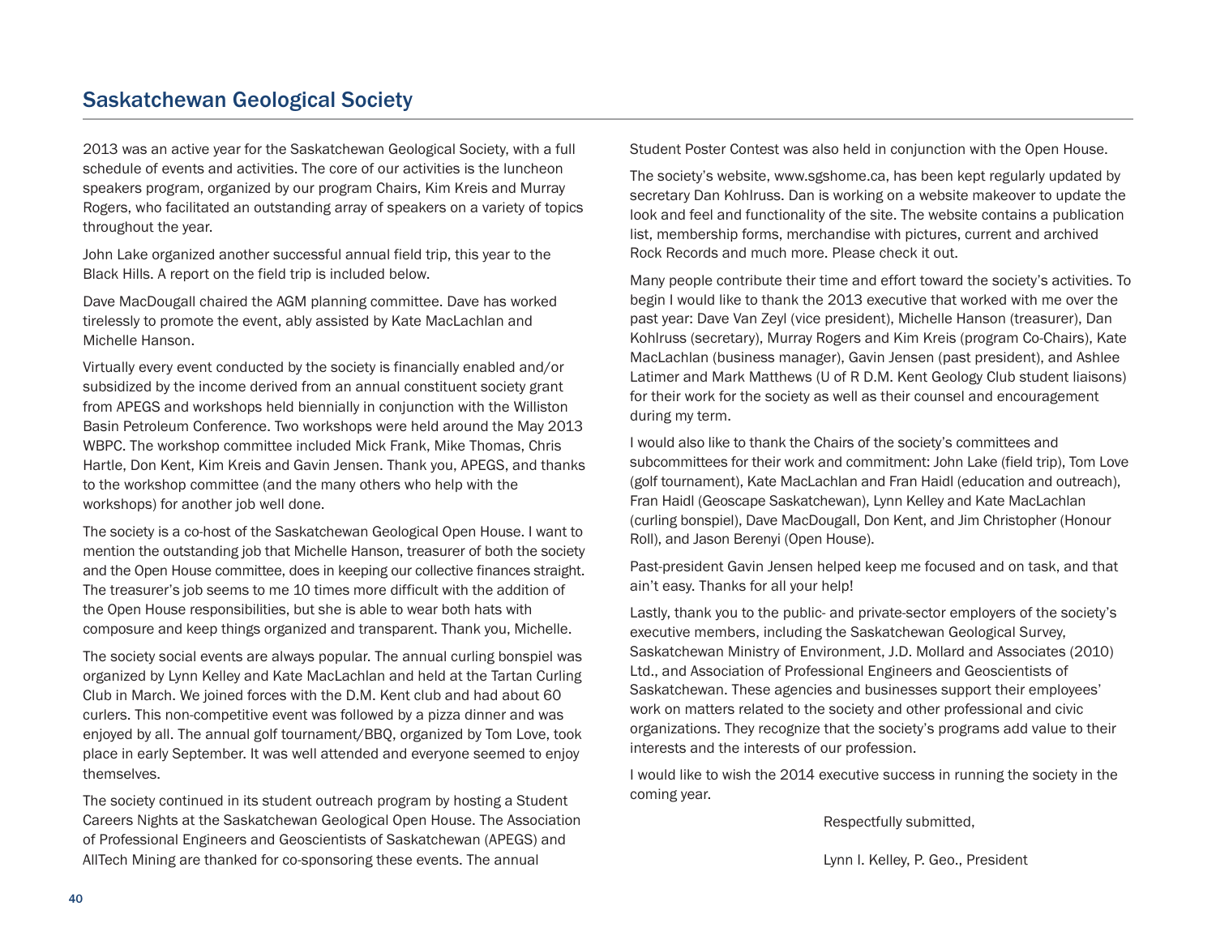## Saskatchewan Geological Society

2013 was an active year for the Saskatchewan Geological Society, with a full schedule of events and activities. The core of our activities is the luncheon speakers program, organized by our program Chairs, Kim Kreis and Murray Rogers, who facilitated an outstanding array of speakers on a variety of topics throughout the year.

John Lake organized another successful annual field trip, this year to the Black Hills. A report on the field trip is included below.

Dave MacDougall chaired the AGM planning committee. Dave has worked tirelessly to promote the event, ably assisted by Kate MacLachlan and Michelle Hanson.

Virtually every event conducted by the society is financially enabled and/or subsidized by the income derived from an annual constituent society grant from APEGS and workshops held biennially in conjunction with the Williston Basin Petroleum Conference. Two workshops were held around the May 2013 WBPC. The workshop committee included Mick Frank, Mike Thomas, Chris Hartle, Don Kent, Kim Kreis and Gavin Jensen. Thank you, APEGS, and thanks to the workshop committee (and the many others who help with the workshops) for another job well done.

The society is a co-host of the Saskatchewan Geological Open House. I want to mention the outstanding job that Michelle Hanson, treasurer of both the society and the Open House committee, does in keeping our collective finances straight. The treasurer's job seems to me 10 times more difficult with the addition of the Open House responsibilities, but she is able to wear both hats with composure and keep things organized and transparent. Thank you, Michelle.

The society social events are always popular. The annual curling bonspiel was organized by Lynn Kelley and Kate MacLachlan and held at the Tartan Curling Club in March. We joined forces with the D.M. Kent club and had about 60 curlers. This non-competitive event was followed by a pizza dinner and was enjoyed by all. The annual golf tournament/BBQ, organized by Tom Love, took place in early September. It was well attended and everyone seemed to enjoy themselves.

The society continued in its student outreach program by hosting a Student Careers Nights at the Saskatchewan Geological Open House. The Association of Professional Engineers and Geoscientists of Saskatchewan (APEGS) and AllTech Mining are thanked for co-sponsoring these events. The annual Student Poster Contest was also held in conjunction with the Open House.

The society's website, www.sgshome.ca, has been kept regularly updated by secretary Dan Kohlruss. Dan is working on a website makeover to update the look and feel and functionality of the site. The website contains a publication list, membership forms, merchandise with pictures, current and archived Rock Records and much more. Please check it out.

Many people contribute their time and effort toward the society's activities. To begin I would like to thank the 2013 executive that worked with me over the past year: Dave Van Zeyl (vice president), Michelle Hanson (treasurer), Dan Kohlruss (secretary), Murray Rogers and Kim Kreis (program Co-Chairs), Kate MacLachlan (business manager), Gavin Jensen (past president), and Ashlee Latimer and Mark Matthews (U of R D.M. Kent Geology Club student liaisons) for their work for the society as well as their counsel and encouragement during my term.

I would also like to thank the Chairs of the society's committees and subcommittees for their work and commitment: John Lake (field trip), Tom Love (golf tournament), Kate MacLachlan and Fran Haidl (education and outreach), Fran Haidl (Geoscape Saskatchewan), Lynn Kelley and Kate MacLachlan (curling bonspiel), Dave MacDougall, Don Kent, and Jim Christopher (Honour Roll), and Jason Berenyi (Open House).

Past-president Gavin Jensen helped keep me focused and on task, and that ain't easy. Thanks for all your help!

Lastly, thank you to the public- and private-sector employers of the society's executive members, including the Saskatchewan Geological Survey, Saskatchewan Ministry of Environment, J.D. Mollard and Associates (2010) Ltd., and Association of Professional Engineers and Geoscientists of Saskatchewan. These agencies and businesses support their employees' work on matters related to the society and other professional and civic organizations. They recognize that the society's programs add value to their interests and the interests of our profession.

I would like to wish the 2014 executive success in running the society in the coming year.

Respectfully submitted,

Lynn I. Kelley, P. Geo., President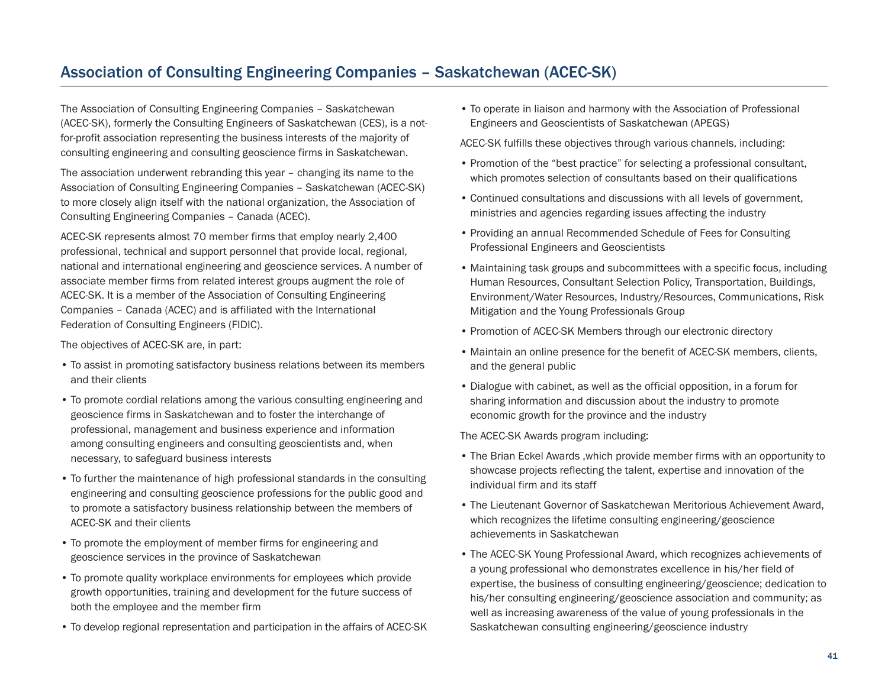## Association of Consulting Engineering Companies – Saskatchewan (ACEC-SK)

The Association of Consulting Engineering Companies – Saskatchewan (ACEC-SK), formerly the Consulting Engineers of Saskatchewan (CES), is a not-for-profit association representing the business interests of the majority of consulting engineering and consulting geoscience firms in Saskatchewan.

The association underwent rebranding this year – changing its name to the Association of Consulting Engineering Companies – Saskatchewan (ACEC-SK) to more closely align itself with the national organization, the Association of Consulting Engineering Companies – Canada (ACEC).

ACEC-SK represents almost 70 member firms that employ nearly 2,400 professional, technical and support personnel that provide local, regional, national and international engineering and geoscience services. A number of associate member firms from related interest groups augment the role of ACEC-SK. It is a member of the Association of Consulting Engineering Companies – Canada (ACEC) and is affiliated with the International Federation of Consulting Engineers (FIDIC).

The objectives of ACEC-SK are, in part:

- To assist in promoting satisfactory business relations between its members and their clients
- To promote cordial relations among the various consulting engineering and geoscience firms in Saskatchewan and to foster the interchange of professional, management and business experience and information among consulting engineers and consulting geoscientists and, when necessary, to safeguard business interests
- To further the maintenance of high professional standards in the consulting engineering and consulting geoscience professions for the public good and to promote a satisfactory business relationship between the members of ACEC-SK and their clients
- To promote the employment of member firms for engineering and geoscience services in the province of Saskatchewan
- To promote quality workplace environments for employees which provide growth opportunities, training and development for the future success of both the employee and the member firm
- To develop regional representation and participation in the affairs of ACEC-SK
- To operate in liaison and harmony with the Association of Professional Engineers and Geoscientists of Saskatchewan (APEGS)

ACEC-SK fulfills these objectives through various channels, including:

- Promotion of the "best practice" for selecting a professional consultant, which promotes selection of consultants based on their qualifications
- Continued consultations and discussions with all levels of government, ministries and agencies regarding issues affecting the industry
- Providing an annual Recommended Schedule of Fees for Consulting Professional Engineers and Geoscientists
- Maintaining task groups and subcommittees with a specific focus, including Human Resources, Consultant Selection Policy, Transportation, Buildings, Environment/Water Resources, Industry/Resources, Communications, Risk Mitigation and the Young Professionals Group
- Promotion of ACEC-SK Members through our electronic directory
- Maintain an online presence for the benefit of ACEC-SK members, clients, and the general public
- Dialogue with cabinet, as well as the official opposition, in a forum for sharing information and discussion about the industry to promote economic growth for the province and the industry

The ACEC-SK Awards program including:

- The Brian Eckel Awards ,which provide member firms with an opportunity to showcase projects reflecting the talent, expertise and innovation of the individual firm and its staff
- The Lieutenant Governor of Saskatchewan Meritorious Achievement Award, which recognizes the lifetime consulting engineering/geoscience achievements in Saskatchewan
- The ACEC-SK Young Professional Award, which recognizes achievements of a young professional who demonstrates excellence in his/her field of expertise, the business of consulting engineering/geoscience; dedication to his/her consulting engineering/geoscience association and community; as well as increasing awareness of the value of young professionals in the Saskatchewan consulting engineering/geoscience industry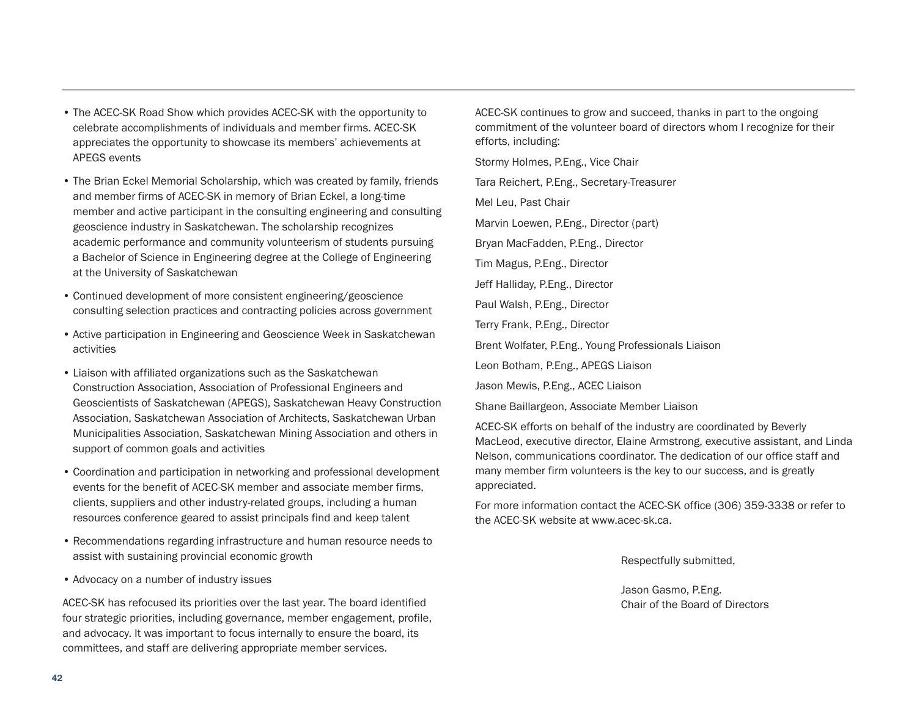- The ACEC-SK Road Show which provides ACEC-SK with the opportunity to celebrate accomplishments of individuals and member firms. ACEC-SK appreciates the opportunity to showcase its members' achievements at APEGS events
- The Brian Eckel Memorial Scholarship, which was created by family, friends and member firms of ACEC-SK in memory of Brian Eckel, a long-time member and active participant in the consulting engineering and consulting geoscience industry in Saskatchewan. The scholarship recognizes academic performance and community volunteerism of students pursuing a Bachelor of Science in Engineering degree at the College of Engineering at the University of Saskatchewan
- Continued development of more consistent engineering/geoscience consulting selection practices and contracting policies across government
- Active participation in Engineering and Geoscience Week in Saskatchewan activities
- Liaison with affiliated organizations such as the Saskatchewan Construction Association, Association of Professional Engineers and Geoscientists of Saskatchewan (APEGS), Saskatchewan Heavy Construction Association, Saskatchewan Association of Architects, Saskatchewan Urban Municipalities Association, Saskatchewan Mining Association and others in support of common goals and activities
- Coordination and participation in networking and professional development events for the benefit of ACEC-SK member and associate member firms, clients, suppliers and other industry-related groups, including a human resources conference geared to assist principals find and keep talent
- Recommendations regarding infrastructure and human resource needs to assist with sustaining provincial economic growth
- Advocacy on a number of industry issues

ACEC-SK has refocused its priorities over the last year. The board identified four strategic priorities, including governance, member engagement, profile, and advocacy. It was important to focus internally to ensure the board, its committees, and staff are delivering appropriate member services.

ACEC-SK continues to grow and succeed, thanks in part to the ongoing commitment of the volunteer board of directors whom I recognize for their efforts, including:

Stormy Holmes, P.Eng., Vice Chair

Tara Reichert, P.Eng., Secretary-Treasurer

Mel Leu, Past Chair

Marvin Loewen, P.Eng., Director (part)

Bryan MacFadden, P.Eng., Director

Tim Magus, P.Eng., Director

Jeff Halliday, P.Eng., Director

Paul Walsh, P.Eng., Director

Terry Frank, P.Eng., Director

Brent Wolfater, P.Eng., Young Professionals Liaison

Leon Botham, P.Eng., APEGS Liaison

Jason Mewis, P.Eng., ACEC Liaison

Shane Baillargeon, Associate Member Liaison

ACEC-SK efforts on behalf of the industry are coordinated by Beverly MacLeod, executive director, Elaine Armstrong, executive assistant, and Linda Nelson, communications coordinator. The dedication of our office staff and many member firm volunteers is the key to our success, and is greatly appreciated.

For more information contact the ACEC-SK office (306) 359-3338 or refer to the ACEC-SK website at www.acec-sk.ca.

Respectfully submitted,

Jason Gasmo, P.Eng.
Chair of the Board of Directors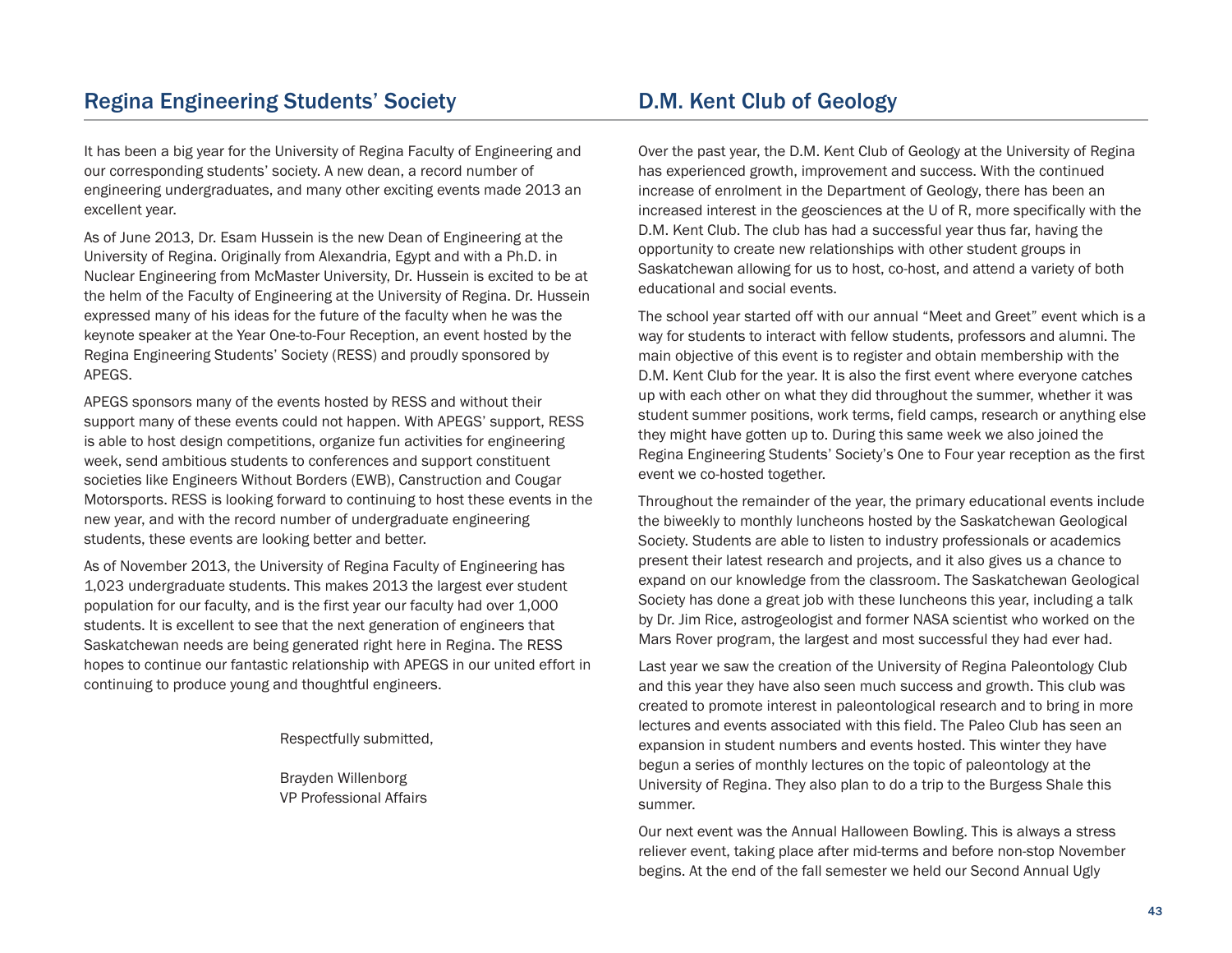## Regina Engineering Students' Society

It has been a big year for the University of Regina Faculty of Engineering and our corresponding students' society. A new dean, a record number of engineering undergraduates, and many other exciting events made 2013 an excellent year.

As of June 2013, Dr. Esam Hussein is the new Dean of Engineering at the University of Regina. Originally from Alexandria, Egypt and with a Ph.D. in Nuclear Engineering from McMaster University, Dr. Hussein is excited to be at the helm of the Faculty of Engineering at the University of Regina. Dr. Hussein expressed many of his ideas for the future of the faculty when he was the keynote speaker at the Year One-to-Four Reception, an event hosted by the Regina Engineering Students' Society (RESS) and proudly sponsored by APEGS.

APEGS sponsors many of the events hosted by RESS and without their support many of these events could not happen. With APEGS' support, RESS is able to host design competitions, organize fun activities for engineering week, send ambitious students to conferences and support constituent societies like Engineers Without Borders (EWB), Canstruction and Cougar Motorsports. RESS is looking forward to continuing to host these events in the new year, and with the record number of undergraduate engineering students, these events are looking better and better.

As of November 2013, the University of Regina Faculty of Engineering has 1,023 undergraduate students. This makes 2013 the largest ever student population for our faculty, and is the first year our faculty had over 1,000 students. It is excellent to see that the next generation of engineers that Saskatchewan needs are being generated right here in Regina. The RESS hopes to continue our fantastic relationship with APEGS in our united effort in continuing to produce young and thoughtful engineers.

Respectfully submitted,

Brayden Willenborg
VP Professional Affairs

## D.M. Kent Club of Geology

Over the past year, the D.M. Kent Club of Geology at the University of Regina has experienced growth, improvement and success. With the continued increase of enrolment in the Department of Geology, there has been an increased interest in the geosciences at the U of R, more specifically with the D.M. Kent Club. The club has had a successful year thus far, having the opportunity to create new relationships with other student groups in Saskatchewan allowing for us to host, co-host, and attend a variety of both educational and social events.

The school year started off with our annual "Meet and Greet" event which is a way for students to interact with fellow students, professors and alumni. The main objective of this event is to register and obtain membership with the D.M. Kent Club for the year. It is also the first event where everyone catches up with each other on what they did throughout the summer, whether it was student summer positions, work terms, field camps, research or anything else they might have gotten up to. During this same week we also joined the Regina Engineering Students' Society's One to Four year reception as the first event we co-hosted together.

Throughout the remainder of the year, the primary educational events include the biweekly to monthly luncheons hosted by the Saskatchewan Geological Society. Students are able to listen to industry professionals or academics present their latest research and projects, and it also gives us a chance to expand on our knowledge from the classroom. The Saskatchewan Geological Society has done a great job with these luncheons this year, including a talk by Dr. Jim Rice, astrogeologist and former NASA scientist who worked on the Mars Rover program, the largest and most successful they had ever had.

Last year we saw the creation of the University of Regina Paleontology Club and this year they have also seen much success and growth. This club was created to promote interest in paleontological research and to bring in more lectures and events associated with this field. The Paleo Club has seen an expansion in student numbers and events hosted. This winter they have begun a series of monthly lectures on the topic of paleontology at the University of Regina. They also plan to do a trip to the Burgess Shale this summer.

Our next event was the Annual Halloween Bowling. This is always a stress reliever event, taking place after mid-terms and before non-stop November begins. At the end of the fall semester we held our Second Annual Ugly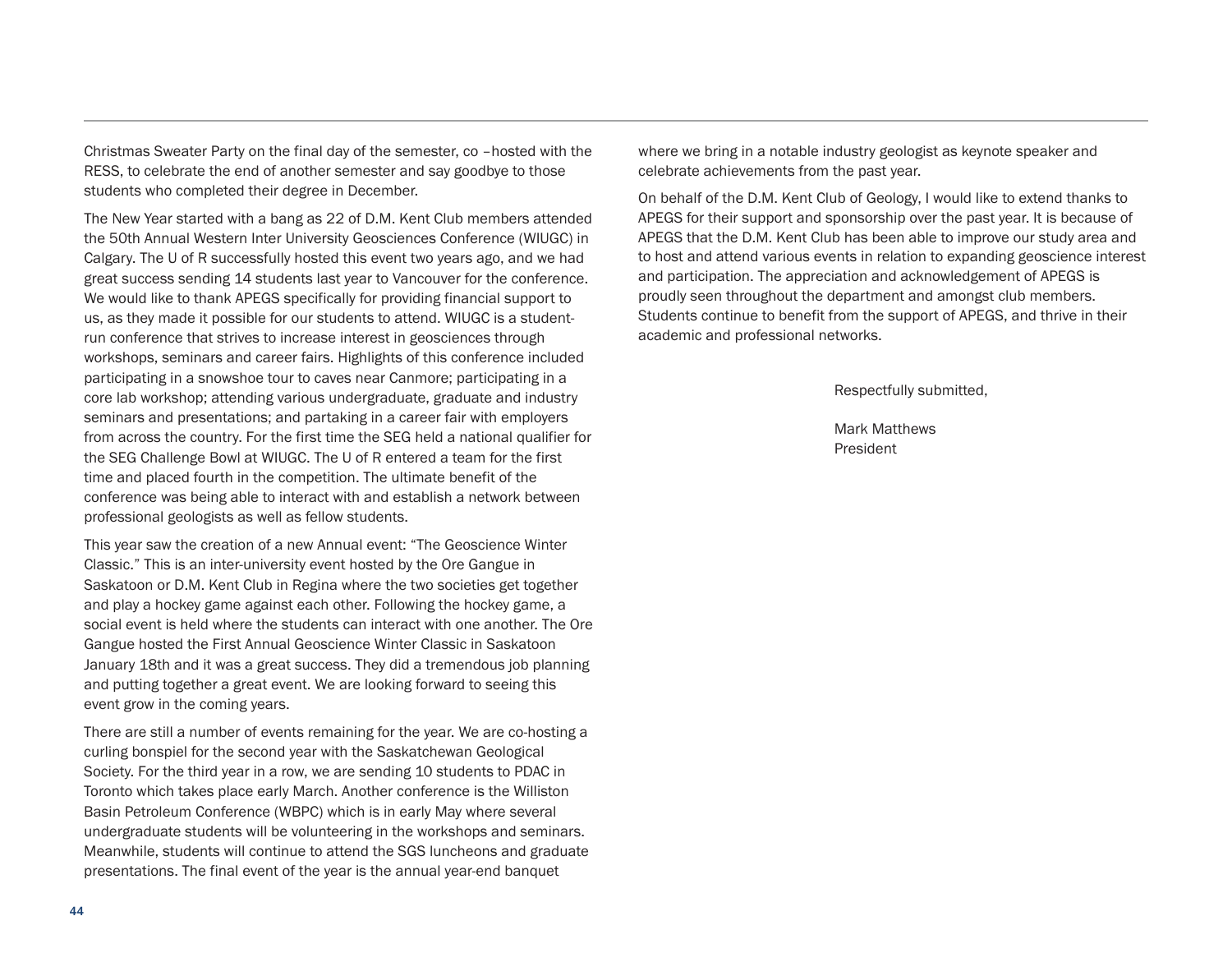Christmas Sweater Party on the final day of the semester, co –hosted with the RESS, to celebrate the end of another semester and say goodbye to those students who completed their degree in December.

The New Year started with a bang as 22 of D.M. Kent Club members attended the 50th Annual Western Inter University Geosciences Conference (WIUGC) in Calgary. The U of R successfully hosted this event two years ago, and we had great success sending 14 students last year to Vancouver for the conference. We would like to thank APEGS specifically for providing financial support to us, as they made it possible for our students to attend. WIUGC is a student-run conference that strives to increase interest in geosciences through workshops, seminars and career fairs. Highlights of this conference included participating in a snowshoe tour to caves near Canmore; participating in a core lab workshop; attending various undergraduate, graduate and industry seminars and presentations; and partaking in a career fair with employers from across the country. For the first time the SEG held a national qualifier for the SEG Challenge Bowl at WIUGC. The U of R entered a team for the first time and placed fourth in the competition. The ultimate benefit of the conference was being able to interact with and establish a network between professional geologists as well as fellow students.

This year saw the creation of a new Annual event: "The Geoscience Winter Classic." This is an inter-university event hosted by the Ore Gangue in Saskatoon or D.M. Kent Club in Regina where the two societies get together and play a hockey game against each other. Following the hockey game, a social event is held where the students can interact with one another. The Ore Gangue hosted the First Annual Geoscience Winter Classic in Saskatoon January 18th and it was a great success. They did a tremendous job planning and putting together a great event. We are looking forward to seeing this event grow in the coming years.

There are still a number of events remaining for the year. We are co-hosting a curling bonspiel for the second year with the Saskatchewan Geological Society. For the third year in a row, we are sending 10 students to PDAC in Toronto which takes place early March. Another conference is the Williston Basin Petroleum Conference (WBPC) which is in early May where several undergraduate students will be volunteering in the workshops and seminars. Meanwhile, students will continue to attend the SGS luncheons and graduate presentations. The final event of the year is the annual year-end banquet where we bring in a notable industry geologist as keynote speaker and celebrate achievements from the past year.

On behalf of the D.M. Kent Club of Geology, I would like to extend thanks to APEGS for their support and sponsorship over the past year. It is because of APEGS that the D.M. Kent Club has been able to improve our study area and to host and attend various events in relation to expanding geoscience interest and participation. The appreciation and acknowledgement of APEGS is proudly seen throughout the department and amongst club members. Students continue to benefit from the support of APEGS, and thrive in their academic and professional networks.

Respectfully submitted,

Mark Matthews
President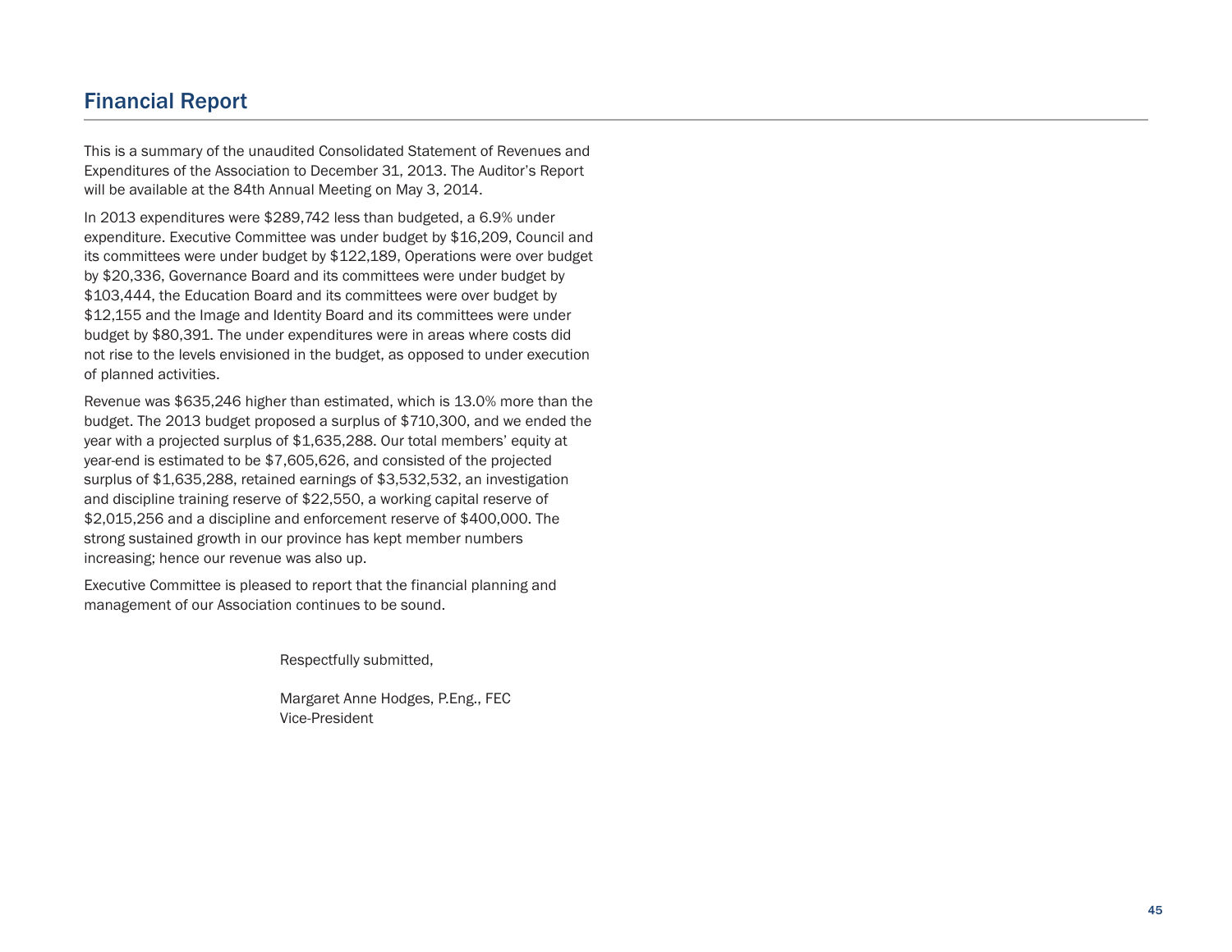## Financial Report

This is a summary of the unaudited Consolidated Statement of Revenues and Expenditures of the Association to December 31, 2013. The Auditor's Report will be available at the 84th Annual Meeting on May 3, 2014.

In 2013 expenditures were $289,742 less than budgeted, a 6.9% under expenditure. Executive Committee was under budget by $16,209, Council and its committees were under budget by $122,189, Operations were over budget by $20,336, Governance Board and its committees were under budget by $103,444, the Education Board and its committees were over budget by $12,155 and the Image and Identity Board and its committees were under budget by $80,391. The under expenditures were in areas where costs did not rise to the levels envisioned in the budget, as opposed to under execution of planned activities.

Revenue was $635,246 higher than estimated, which is 13.0% more than the budget. The 2013 budget proposed a surplus of $710,300, and we ended the year with a projected surplus of $1,635,288. Our total members' equity at year-end is estimated to be $7,605,626, and consisted of the projected surplus of $1,635,288, retained earnings of $3,532,532, an investigation and discipline training reserve of $22,550, a working capital reserve of $2,015,256 and a discipline and enforcement reserve of $400,000. The strong sustained growth in our province has kept member numbers increasing; hence our revenue was also up.

Executive Committee is pleased to report that the financial planning and management of our Association continues to be sound.

Respectfully submitted,

Margaret Anne Hodges, P.Eng., FEC
Vice-President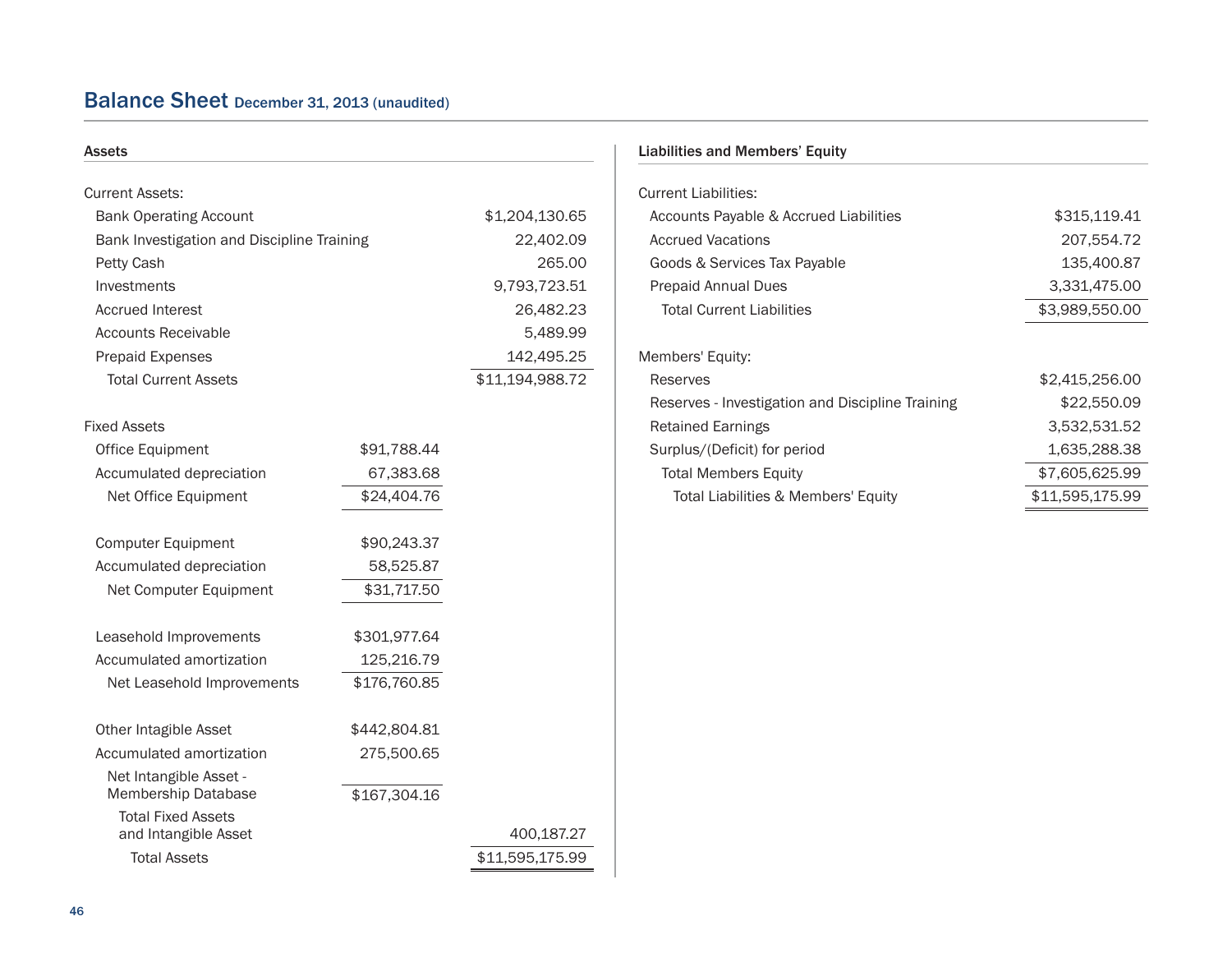## Balance Sheet December 31, 2013 (unaudited)

### Assets

| | | |
|---|---|---|
| **Current Assets:** | | |
| Bank Operating Account | | $1,204,130.65 |
| Bank Investigation and Discipline Training | | 22,402.09 |
| Petty Cash | | 265.00 |
| Investments | | 9,793,723.51 |
| Accrued Interest | | 26,482.23 |
| Accounts Receivable | | 5,489.99 |
| Prepaid Expenses | | 142,495.25 |
| Total Current Assets | | $11,194,988.72 |
| **Fixed Assets** | | |
| Office Equipment | $91,788.44 | |
| Accumulated depreciation | 67,383.68 | |
| Net Office Equipment | $24,404.76 | |
| Computer Equipment | $90,243.37 | |
| Accumulated depreciation | 58,525.87 | |
| Net Computer Equipment | $31,717.50 | |
| Leasehold Improvements | $301,977.64 | |
| Accumulated amortization | 125,216.79 | |
| Net Leasehold Improvements | $176,760.85 | |
| Other Intagible Asset | $442,804.81 | |
| Accumulated amortization | 275,500.65 | |
| Net Intangible Asset - Membership Database | $167,304.16 | |
| Total Fixed Assets and Intangible Asset | | 400,187.27 |
| Total Assets | | $11,595,175.99 |

### Liabilities and Members' Equity

| | |
|---|---|
| **Current Liabilities:** | |
| Accounts Payable & Accrued Liabilities | $315,119.41 |
| Accrued Vacations | 207,554.72 |
| Goods & Services Tax Payable | 135,400.87 |
| Prepaid Annual Dues | 3,331,475.00 |
| Total Current Liabilities | $3,989,550.00 |
| **Members' Equity:** | |
| Reserves | $2,415,256.00 |
| Reserves - Investigation and Discipline Training | $22,550.09 |
| Retained Earnings | 3,532,531.52 |
| Surplus/(Deficit) for period | 1,635,288.38 |
| Total Members Equity | $7,605,625.99 |
| Total Liabilities & Members' Equity | $11,595,175.99 |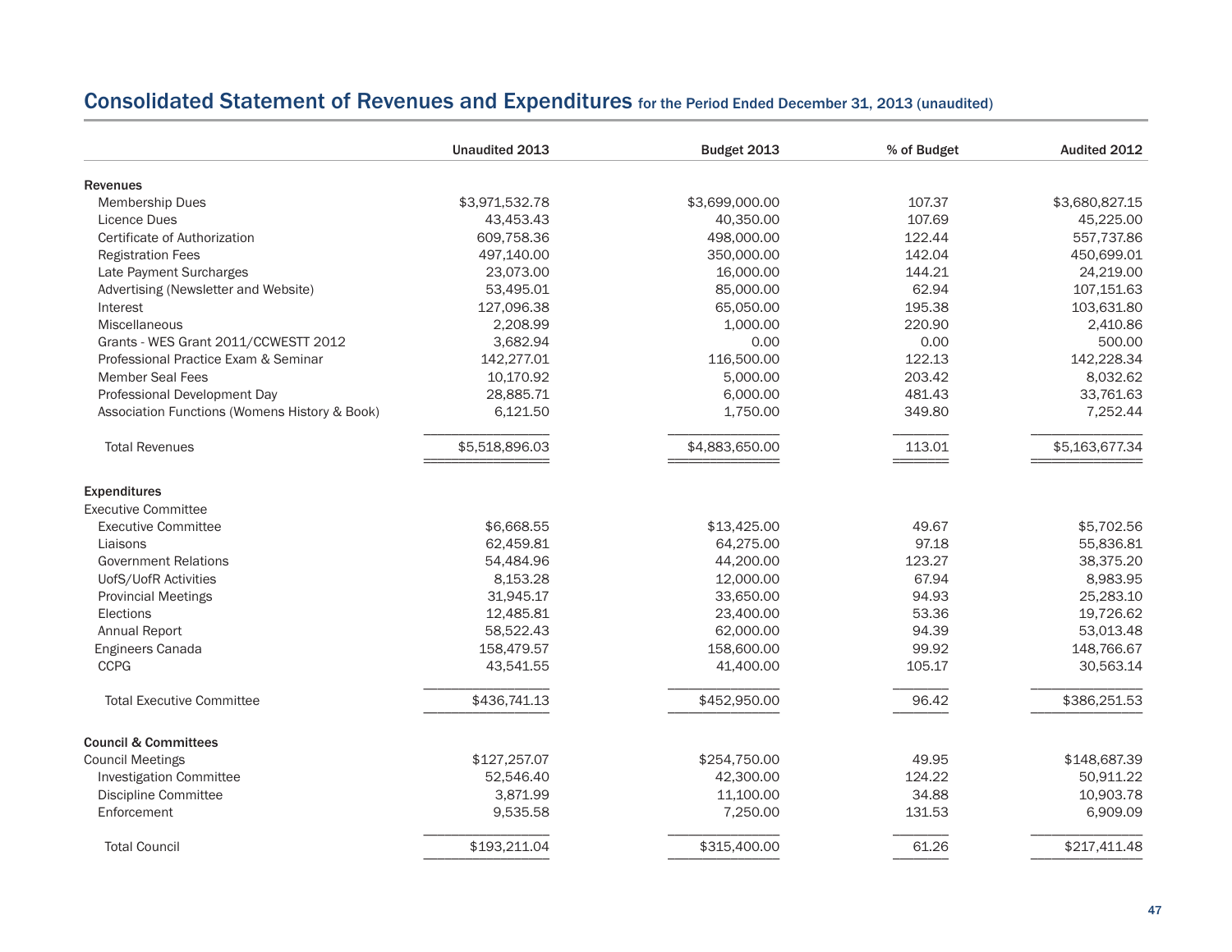## Consolidated Statement of Revenues and Expenditures for the Period Ended December 31, 2013 (unaudited)

| | Unaudited 2013 | Budget 2013 | % of Budget | Audited 2012 |
|---|---|---|---|---|
| **Revenues** | | | | |
| Membership Dues | $3,971,532.78 | $3,699,000.00 | 107.37 | $3,680,827.15 |
| Licence Dues | 43,453.43 | 40,350.00 | 107.69 | 45,225.00 |
| Certificate of Authorization | 609,758.36 | 498,000.00 | 122.44 | 557,737.86 |
| Registration Fees | 497,140.00 | 350,000.00 | 142.04 | 450,699.01 |
| Late Payment Surcharges | 23,073.00 | 16,000.00 | 144.21 | 24,219.00 |
| Advertising (Newsletter and Website) | 53,495.01 | 85,000.00 | 62.94 | 107,151.63 |
| Interest | 127,096.38 | 65,050.00 | 195.38 | 103,631.80 |
| Miscellaneous | 2,208.99 | 1,000.00 | 220.90 | 2,410.86 |
| Grants - WES Grant 2011/CCWESTT 2012 | 3,682.94 | 0.00 | 0.00 | 500.00 |
| Professional Practice Exam & Seminar | 142,277.01 | 116,500.00 | 122.13 | 142,228.34 |
| Member Seal Fees | 10,170.92 | 5,000.00 | 203.42 | 8,032.62 |
| Professional Development Day | 28,885.71 | 6,000.00 | 481.43 | 33,761.63 |
| Association Functions (Womens History & Book) | 6,121.50 | 1,750.00 | 349.80 | 7,252.44 |
| Total Revenues | $5,518,896.03 | $4,883,650.00 | 113.01 | $5,163,677.34 |
| **Expenditures** | | | | |
| Executive Committee | | | | |
| Executive Committee | $6,668.55 | $13,425.00 | 49.67 | $5,702.56 |
| Liaisons | 62,459.81 | 64,275.00 | 97.18 | 55,836.81 |
| Government Relations | 54,484.96 | 44,200.00 | 123.27 | 38,375.20 |
| UofS/UofR Activities | 8,153.28 | 12,000.00 | 67.94 | 8,983.95 |
| Provincial Meetings | 31,945.17 | 33,650.00 | 94.93 | 25,283.10 |
| Elections | 12,485.81 | 23,400.00 | 53.36 | 19,726.62 |
| Annual Report | 58,522.43 | 62,000.00 | 94.39 | 53,013.48 |
| Engineers Canada | 158,479.57 | 158,600.00 | 99.92 | 148,766.67 |
| CCPG | 43,541.55 | 41,400.00 | 105.17 | 30,563.14 |
| Total Executive Committee | $436,741.13 | $452,950.00 | 96.42 | $386,251.53 |
| **Council & Committees** | | | | |
| Council Meetings | $127,257.07 | $254,750.00 | 49.95 | $148,687.39 |
| Investigation Committee | 52,546.40 | 42,300.00 | 124.22 | 50,911.22 |
| Discipline Committee | 3,871.99 | 11,100.00 | 34.88 | 10,903.78 |
| Enforcement | 9,535.58 | 7,250.00 | 131.53 | 6,909.09 |
| Total Council | $193,211.04 | $315,400.00 | 61.26 | $217,411.48 |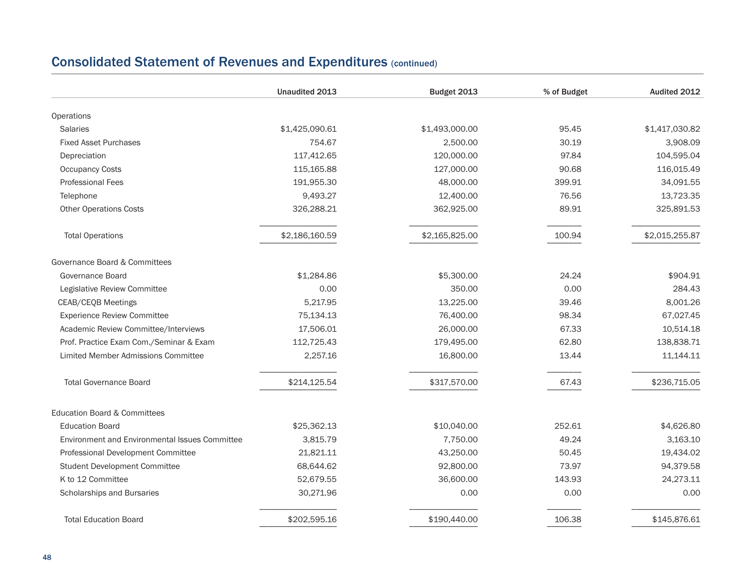## Consolidated Statement of Revenues and Expenditures (continued)

| | Unaudited 2013 | Budget 2013 | % of Budget | Audited 2012 |
|---|---|---|---|---|
| Operations | | | | |
| Salaries | $1,425,090.61 | $1,493,000.00 | 95.45 | $1,417,030.82 |
| Fixed Asset Purchases | 754.67 | 2,500.00 | 30.19 | 3,908.09 |
| Depreciation | 117,412.65 | 120,000.00 | 97.84 | 104,595.04 |
| Occupancy Costs | 115,165.88 | 127,000.00 | 90.68 | 116,015.49 |
| Professional Fees | 191,955.30 | 48,000.00 | 399.91 | 34,091.55 |
| Telephone | 9,493.27 | 12,400.00 | 76.56 | 13,723.35 |
| Other Operations Costs | 326,288.21 | 362,925.00 | 89.91 | 325,891.53 |
| Total Operations | $2,186,160.59 | $2,165,825.00 | 100.94 | $2,015,255.87 |
| Governance Board & Committees | | | | |
| Governance Board | $1,284.86 | $5,300.00 | 24.24 | $904.91 |
| Legislative Review Committee | 0.00 | 350.00 | 0.00 | 284.43 |
| CEAB/CEQB Meetings | 5,217.95 | 13,225.00 | 39.46 | 8,001.26 |
| Experience Review Committee | 75,134.13 | 76,400.00 | 98.34 | 67,027.45 |
| Academic Review Committee/Interviews | 17,506.01 | 26,000.00 | 67.33 | 10,514.18 |
| Prof. Practice Exam Com./Seminar & Exam | 112,725.43 | 179,495.00 | 62.80 | 138,838.71 |
| Limited Member Admissions Committee | 2,257.16 | 16,800.00 | 13.44 | 11,144.11 |
| Total Governance Board | $214,125.54 | $317,570.00 | 67.43 | $236,715.05 |
| Education Board & Committees | | | | |
| Education Board | $25,362.13 | $10,040.00 | 252.61 | $4,626.80 |
| Environment and Environmental Issues Committee | 3,815.79 | 7,750.00 | 49.24 | 3,163.10 |
| Professional Development Committee | 21,821.11 | 43,250.00 | 50.45 | 19,434.02 |
| Student Development Committee | 68,644.62 | 92,800.00 | 73.97 | 94,379.58 |
| K to 12 Committee | 52,679.55 | 36,600.00 | 143.93 | 24,273.11 |
| Scholarships and Bursaries | 30,271.96 | 0.00 | 0.00 | 0.00 |
| Total Education Board | $202,595.16 | $190,440.00 | 106.38 | $145,876.61 |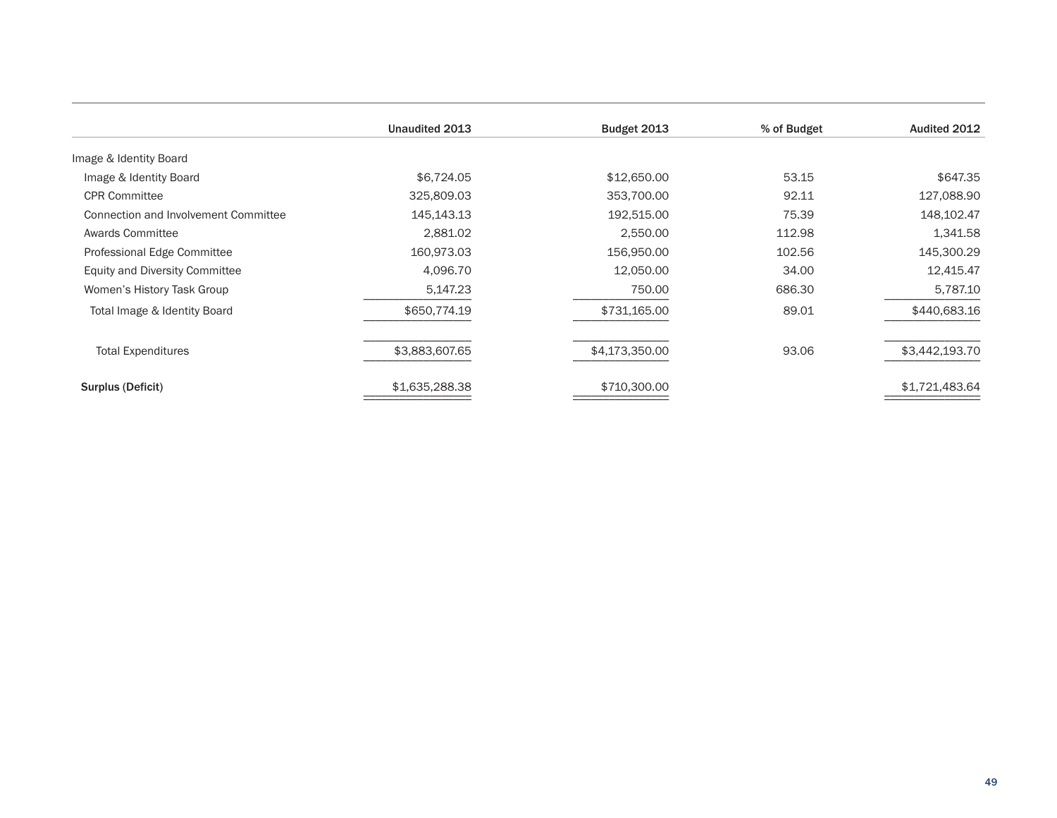| | Unaudited 2013 | Budget 2013 | % of Budget | Audited 2012 |
|---|---|---|---|---|
| Image & Identity Board | | | | |
| Image & Identity Board | $6,724.05 | $12,650.00 | 53.15 | $647.35 |
| CPR Committee | 325,809.03 | 353,700.00 | 92.11 | 127,088.90 |
| Connection and Involvement Committee | 145,143.13 | 192,515.00 | 75.39 | 148,102.47 |
| Awards Committee | 2,881.02 | 2,550.00 | 112.98 | 1,341.58 |
| Professional Edge Committee | 160,973.03 | 156,950.00 | 102.56 | 145,300.29 |
| Equity and Diversity Committee | 4,096.70 | 12,050.00 | 34.00 | 12,415.47 |
| Women's History Task Group | 5,147.23 | 750.00 | 686.30 | 5,787.10 |
| Total Image & Identity Board | $650,774.19 | $731,165.00 | 89.01 | $440,683.16 |
| Total Expenditures | $3,883,607.65 | $4,173,350.00 | 93.06 | $3,442,193.70 |
| Surplus (Deficit) | $1,635,288.38 | $710,300.00 | | $1,721,483.64 |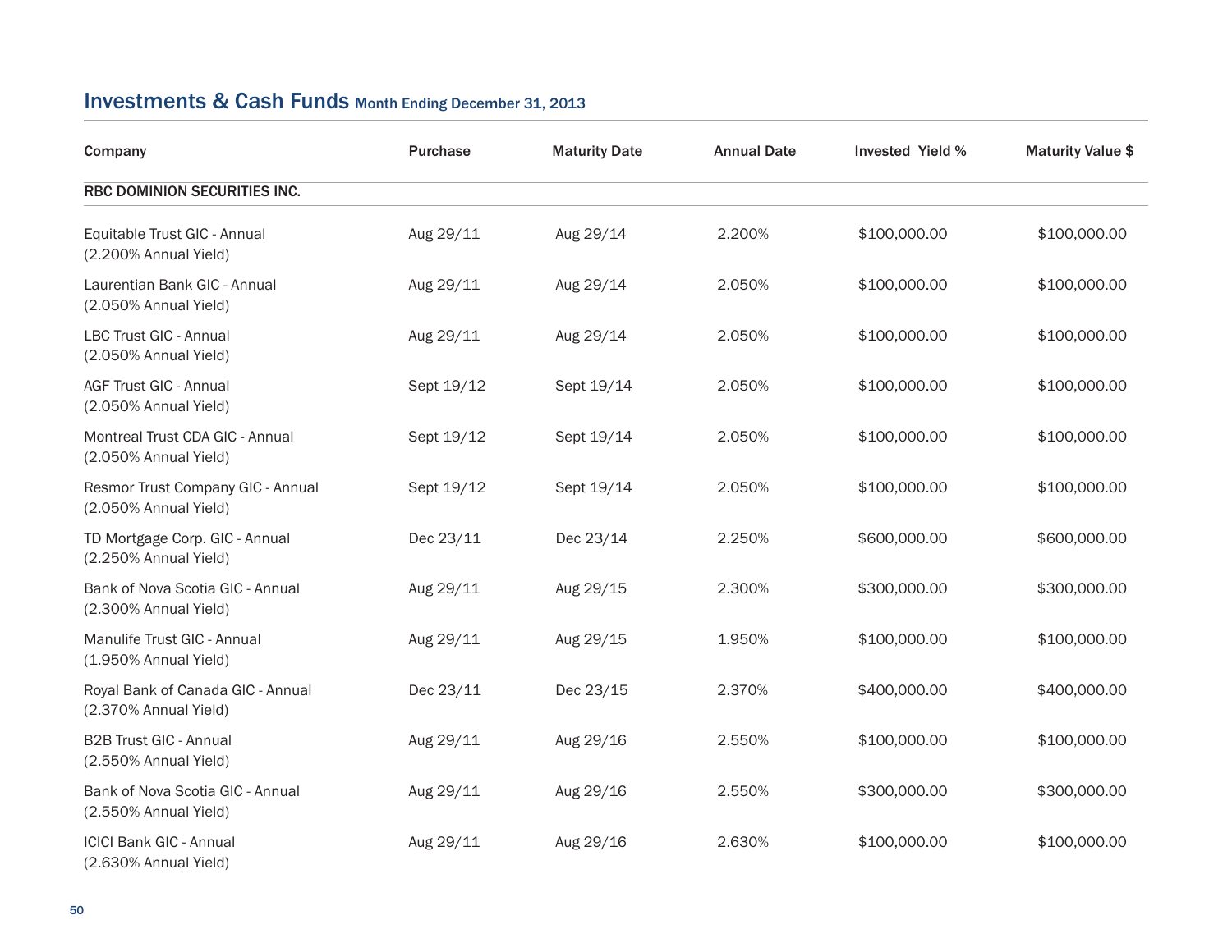## Investments & Cash Funds Month Ending December 31, 2013

| Company | Purchase | Maturity Date | Annual Date | Invested Yield % | Maturity Value $ |
|---|---|---|---|---|---|
| **RBC DOMINION SECURITIES INC.** | | | | | |
| Equitable Trust GIC - Annual (2.200% Annual Yield) | Aug 29/11 | Aug 29/14 | 2.200% | $100,000.00 | $100,000.00 |
| Laurentian Bank GIC - Annual (2.050% Annual Yield) | Aug 29/11 | Aug 29/14 | 2.050% | $100,000.00 | $100,000.00 |
| LBC Trust GIC - Annual (2.050% Annual Yield) | Aug 29/11 | Aug 29/14 | 2.050% | $100,000.00 | $100,000.00 |
| AGF Trust GIC - Annual (2.050% Annual Yield) | Sept 19/12 | Sept 19/14 | 2.050% | $100,000.00 | $100,000.00 |
| Montreal Trust CDA GIC - Annual (2.050% Annual Yield) | Sept 19/12 | Sept 19/14 | 2.050% | $100,000.00 | $100,000.00 |
| Resmor Trust Company GIC - Annual (2.050% Annual Yield) | Sept 19/12 | Sept 19/14 | 2.050% | $100,000.00 | $100,000.00 |
| TD Mortgage Corp. GIC - Annual (2.250% Annual Yield) | Dec 23/11 | Dec 23/14 | 2.250% | $600,000.00 | $600,000.00 |
| Bank of Nova Scotia GIC - Annual (2.300% Annual Yield) | Aug 29/11 | Aug 29/15 | 2.300% | $300,000.00 | $300,000.00 |
| Manulife Trust GIC - Annual (1.950% Annual Yield) | Aug 29/11 | Aug 29/15 | 1.950% | $100,000.00 | $100,000.00 |
| Royal Bank of Canada GIC - Annual (2.370% Annual Yield) | Dec 23/11 | Dec 23/15 | 2.370% | $400,000.00 | $400,000.00 |
| B2B Trust GIC - Annual (2.550% Annual Yield) | Aug 29/11 | Aug 29/16 | 2.550% | $100,000.00 | $100,000.00 |
| Bank of Nova Scotia GIC - Annual (2.550% Annual Yield) | Aug 29/11 | Aug 29/16 | 2.550% | $300,000.00 | $300,000.00 |
| ICICI Bank GIC - Annual (2.630% Annual Yield) | Aug 29/11 | Aug 29/16 | 2.630% | $100,000.00 | $100,000.00 |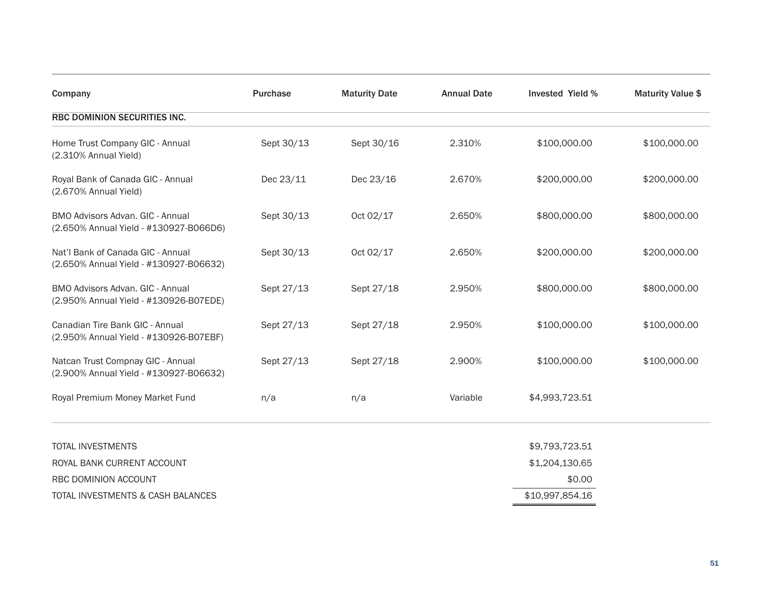| Company | Purchase | Maturity Date | Annual Date | Invested Yield % | Maturity Value $ |
|---|---|---|---|---|---|
| RBC DOMINION SECURITIES INC. | | | | | |
| Home Trust Company GIC - Annual (2.310% Annual Yield) | Sept 30/13 | Sept 30/16 | 2.310% | $100,000.00 | $100,000.00 |
| Royal Bank of Canada GIC - Annual (2.670% Annual Yield) | Dec 23/11 | Dec 23/16 | 2.670% | $200,000.00 | $200,000.00 |
| BMO Advisors Advan. GIC - Annual (2.650% Annual Yield - #130927-B066D6) | Sept 30/13 | Oct 02/17 | 2.650% | $800,000.00 | $800,000.00 |
| Nat'l Bank of Canada GIC - Annual (2.650% Annual Yield - #130927-B06632) | Sept 30/13 | Oct 02/17 | 2.650% | $200,000.00 | $200,000.00 |
| BMO Advisors Advan. GIC - Annual (2.950% Annual Yield - #130926-B07EDE) | Sept 27/13 | Sept 27/18 | 2.950% | $800,000.00 | $800,000.00 |
| Canadian Tire Bank GIC - Annual (2.950% Annual Yield - #130926-B07EBF) | Sept 27/13 | Sept 27/18 | 2.950% | $100,000.00 | $100,000.00 |
| Natcan Trust Compnay GIC - Annual (2.900% Annual Yield - #130927-B06632) | Sept 27/13 | Sept 27/18 | 2.900% | $100,000.00 | $100,000.00 |
| Royal Premium Money Market Fund | n/a | n/a | Variable | $4,993,723.51 | |
| | | | | | |
| TOTAL INVESTMENTS | | | | $9,793,723.51 | |
| ROYAL BANK CURRENT ACCOUNT | | | | $1,204,130.65 | |
| RBC DOMINION ACCOUNT | | | | $0.00 | |
| TOTAL INVESTMENTS & CASH BALANCES | | | | $10,997,854.16 | |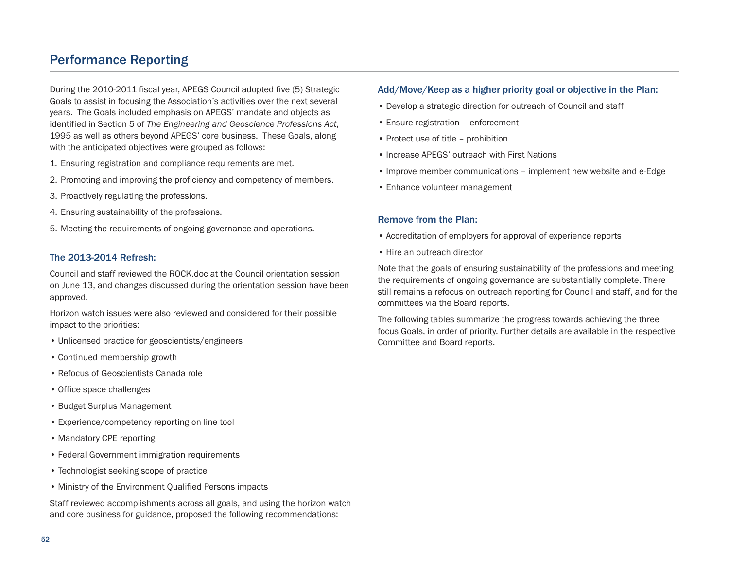# Performance Reporting

During the 2010-2011 fiscal year, APEGS Council adopted five (5) Strategic Goals to assist in focusing the Association's activities over the next several years. The Goals included emphasis on APEGS' mandate and objects as identified in Section 5 of *The Engineering and Geoscience Professions Act*, 1995 as well as others beyond APEGS' core business. These Goals, along with the anticipated objectives were grouped as follows:

1. Ensuring registration and compliance requirements are met.
2. Promoting and improving the proficiency and competency of members.
3. Proactively regulating the professions.
4. Ensuring sustainability of the professions.
5. Meeting the requirements of ongoing governance and operations.

### The 2013-2014 Refresh:

Council and staff reviewed the ROCK.doc at the Council orientation session on June 13, and changes discussed during the orientation session have been approved.

Horizon watch issues were also reviewed and considered for their possible impact to the priorities:

- Unlicensed practice for geoscientists/engineers
- Continued membership growth
- Refocus of Geoscientists Canada role
- Office space challenges
- Budget Surplus Management
- Experience/competency reporting on line tool
- Mandatory CPE reporting
- Federal Government immigration requirements
- Technologist seeking scope of practice
- Ministry of the Environment Qualified Persons impacts

Staff reviewed accomplishments across all goals, and using the horizon watch and core business for guidance, proposed the following recommendations:

### Add/Move/Keep as a higher priority goal or objective in the Plan:

- Develop a strategic direction for outreach of Council and staff
- Ensure registration – enforcement
- Protect use of title – prohibition
- Increase APEGS' outreach with First Nations
- Improve member communications – implement new website and e-Edge
- Enhance volunteer management

### Remove from the Plan:

- Accreditation of employers for approval of experience reports
- Hire an outreach director

Note that the goals of ensuring sustainability of the professions and meeting the requirements of ongoing governance are substantially complete. There still remains a refocus on outreach reporting for Council and staff, and for the committees via the Board reports.

The following tables summarize the progress towards achieving the three focus Goals, in order of priority. Further details are available in the respective Committee and Board reports.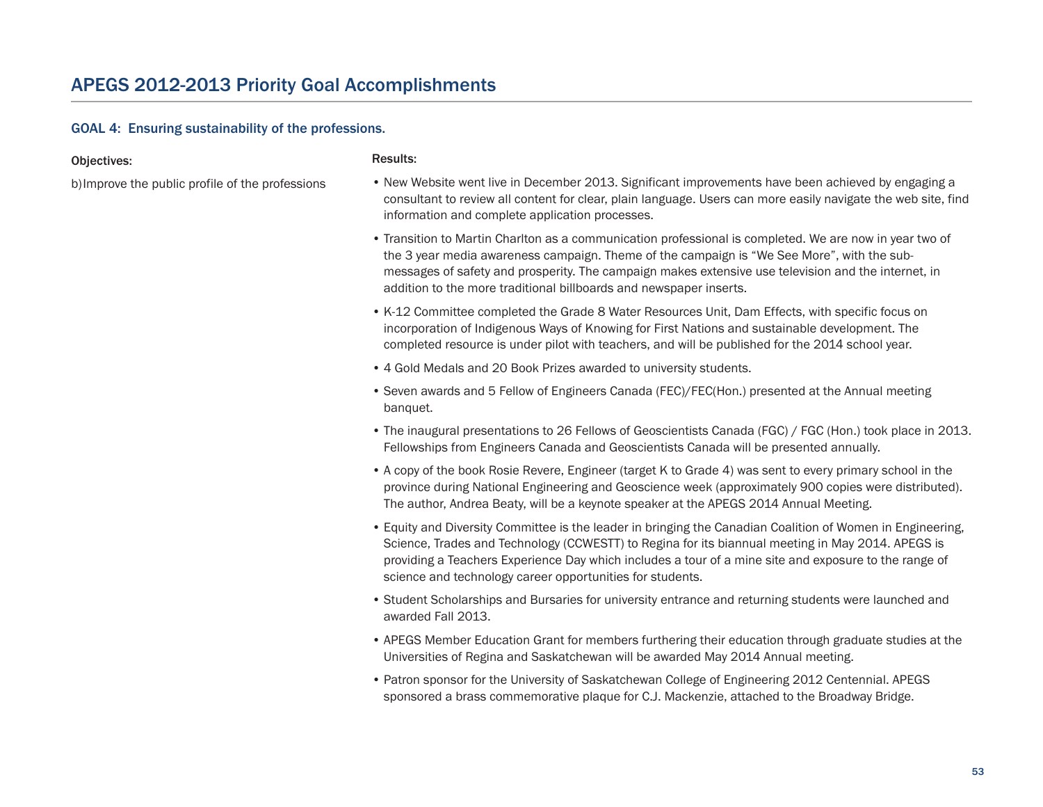# APEGS 2012-2013 Priority Goal Accomplishments

### GOAL 4: Ensuring sustainability of the professions.

| Objectives: | Results: |
|---|---|
| b) Improve the public profile of the professions | • New Website went live in December 2013. Significant improvements have been achieved by engaging a consultant to review all content for clear, plain language. Users can more easily navigate the web site, find information and complete application processes.<br>• Transition to Martin Charlton as a communication professional is completed. We are now in year two of the 3 year media awareness campaign. Theme of the campaign is "We See More", with the sub-messages of safety and prosperity. The campaign makes extensive use television and the internet, in addition to the more traditional billboards and newspaper inserts.<br>• K-12 Committee completed the Grade 8 Water Resources Unit, Dam Effects, with specific focus on incorporation of Indigenous Ways of Knowing for First Nations and sustainable development. The completed resource is under pilot with teachers, and will be published for the 2014 school year.<br>• 4 Gold Medals and 20 Book Prizes awarded to university students.<br>• Seven awards and 5 Fellow of Engineers Canada (FEC)/FEC(Hon.) presented at the Annual meeting banquet.<br>• The inaugural presentations to 26 Fellows of Geoscientists Canada (FGC) / FGC (Hon.) took place in 2013. Fellowships from Engineers Canada and Geoscientists Canada will be presented annually.<br>• A copy of the book Rosie Revere, Engineer (target K to Grade 4) was sent to every primary school in the province during National Engineering and Geoscience week (approximately 900 copies were distributed). The author, Andrea Beaty, will be a keynote speaker at the APEGS 2014 Annual Meeting.<br>• Equity and Diversity Committee is the leader in bringing the Canadian Coalition of Women in Engineering, Science, Trades and Technology (CCWESTT) to Regina for its biannual meeting in May 2014. APEGS is providing a Teachers Experience Day which includes a tour of a mine site and exposure to the range of science and technology career opportunities for students.<br>• Student Scholarships and Bursaries for university entrance and returning students were launched and awarded Fall 2013.<br>• APEGS Member Education Grant for members furthering their education through graduate studies at the Universities of Regina and Saskatchewan will be awarded May 2014 Annual meeting.<br>• Patron sponsor for the University of Saskatchewan College of Engineering 2012 Centennial. APEGS sponsored a brass commemorative plaque for C.J. Mackenzie, attached to the Broadway Bridge. |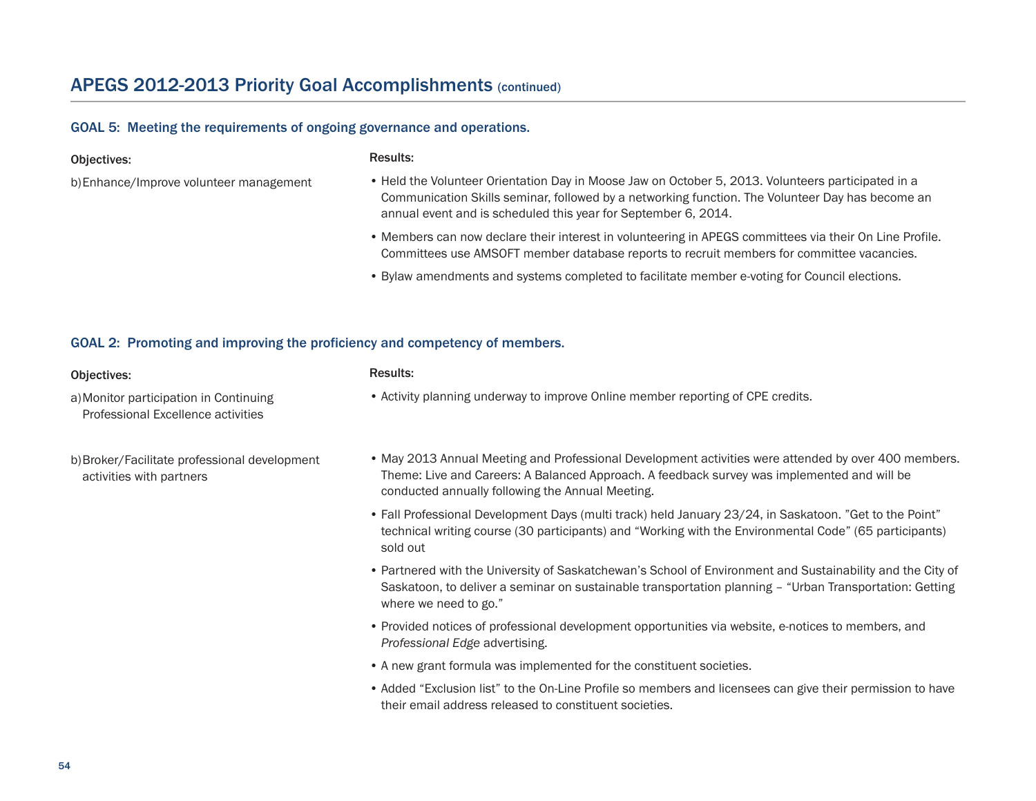## APEGS 2012-2013 Priority Goal Accomplishments (continued)

### GOAL 5: Meeting the requirements of ongoing governance and operations.

| Objectives: | Results: |
|---|---|
| b) Enhance/Improve volunteer management | • Held the Volunteer Orientation Day in Moose Jaw on October 5, 2013. Volunteers participated in a Communication Skills seminar, followed by a networking function. The Volunteer Day has become an annual event and is scheduled this year for September 6, 2014.<br>• Members can now declare their interest in volunteering in APEGS committees via their On Line Profile. Committees use AMSOFT member database reports to recruit members for committee vacancies.<br>• Bylaw amendments and systems completed to facilitate member e-voting for Council elections. |

### GOAL 2: Promoting and improving the proficiency and competency of members.

| Objectives: | Results: |
|---|---|
| a) Monitor participation in Continuing Professional Excellence activities | • Activity planning underway to improve Online member reporting of CPE credits. |
| b) Broker/Facilitate professional development activities with partners | • May 2013 Annual Meeting and Professional Development activities were attended by over 400 members. Theme: Live and Careers: A Balanced Approach. A feedback survey was implemented and will be conducted annually following the Annual Meeting.<br>• Fall Professional Development Days (multi track) held January 23/24, in Saskatoon. "Get to the Point" technical writing course (30 participants) and "Working with the Environmental Code" (65 participants) sold out<br>• Partnered with the University of Saskatchewan's School of Environment and Sustainability and the City of Saskatoon, to deliver a seminar on sustainable transportation planning – "Urban Transportation: Getting where we need to go."<br>• Provided notices of professional development opportunities via website, e-notices to members, and *Professional Edge* advertising.<br>• A new grant formula was implemented for the constituent societies.<br>• Added "Exclusion list" to the On-Line Profile so members and licensees can give their permission to have their email address released to constituent societies. |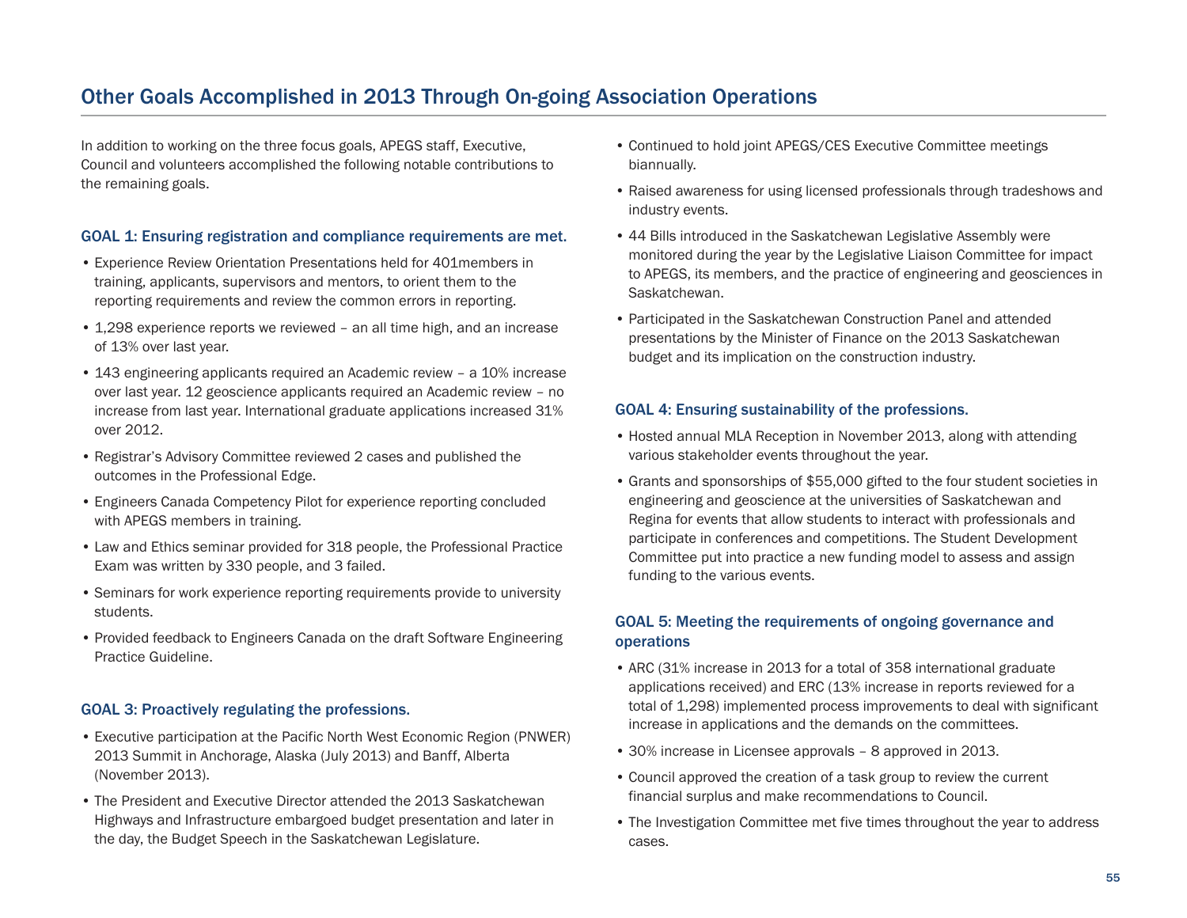## Other Goals Accomplished in 2013 Through On-going Association Operations

In addition to working on the three focus goals, APEGS staff, Executive, Council and volunteers accomplished the following notable contributions to the remaining goals.

### GOAL 1: Ensuring registration and compliance requirements are met.

- Experience Review Orientation Presentations held for 401members in training, applicants, supervisors and mentors, to orient them to the reporting requirements and review the common errors in reporting.
- 1,298 experience reports we reviewed – an all time high, and an increase of 13% over last year.
- 143 engineering applicants required an Academic review – a 10% increase over last year. 12 geoscience applicants required an Academic review – no increase from last year. International graduate applications increased 31% over 2012.
- Registrar's Advisory Committee reviewed 2 cases and published the outcomes in the Professional Edge.
- Engineers Canada Competency Pilot for experience reporting concluded with APEGS members in training.
- Law and Ethics seminar provided for 318 people, the Professional Practice Exam was written by 330 people, and 3 failed.
- Seminars for work experience reporting requirements provide to university students.
- Provided feedback to Engineers Canada on the draft Software Engineering Practice Guideline.

### GOAL 3: Proactively regulating the professions.

- Executive participation at the Pacific North West Economic Region (PNWER) 2013 Summit in Anchorage, Alaska (July 2013) and Banff, Alberta (November 2013).
- The President and Executive Director attended the 2013 Saskatchewan Highways and Infrastructure embargoed budget presentation and later in the day, the Budget Speech in the Saskatchewan Legislature.
- Continued to hold joint APEGS/CES Executive Committee meetings biannually.
- Raised awareness for using licensed professionals through tradeshows and industry events.
- 44 Bills introduced in the Saskatchewan Legislative Assembly were monitored during the year by the Legislative Liaison Committee for impact to APEGS, its members, and the practice of engineering and geosciences in Saskatchewan.
- Participated in the Saskatchewan Construction Panel and attended presentations by the Minister of Finance on the 2013 Saskatchewan budget and its implication on the construction industry.

### GOAL 4: Ensuring sustainability of the professions.

- Hosted annual MLA Reception in November 2013, along with attending various stakeholder events throughout the year.
- Grants and sponsorships of $55,000 gifted to the four student societies in engineering and geoscience at the universities of Saskatchewan and Regina for events that allow students to interact with professionals and participate in conferences and competitions. The Student Development Committee put into practice a new funding model to assess and assign funding to the various events.

### GOAL 5: Meeting the requirements of ongoing governance and operations

- ARC (31% increase in 2013 for a total of 358 international graduate applications received) and ERC (13% increase in reports reviewed for a total of 1,298) implemented process improvements to deal with significant increase in applications and the demands on the committees.
- 30% increase in Licensee approvals – 8 approved in 2013.
- Council approved the creation of a task group to review the current financial surplus and make recommendations to Council.
- The Investigation Committee met five times throughout the year to address cases.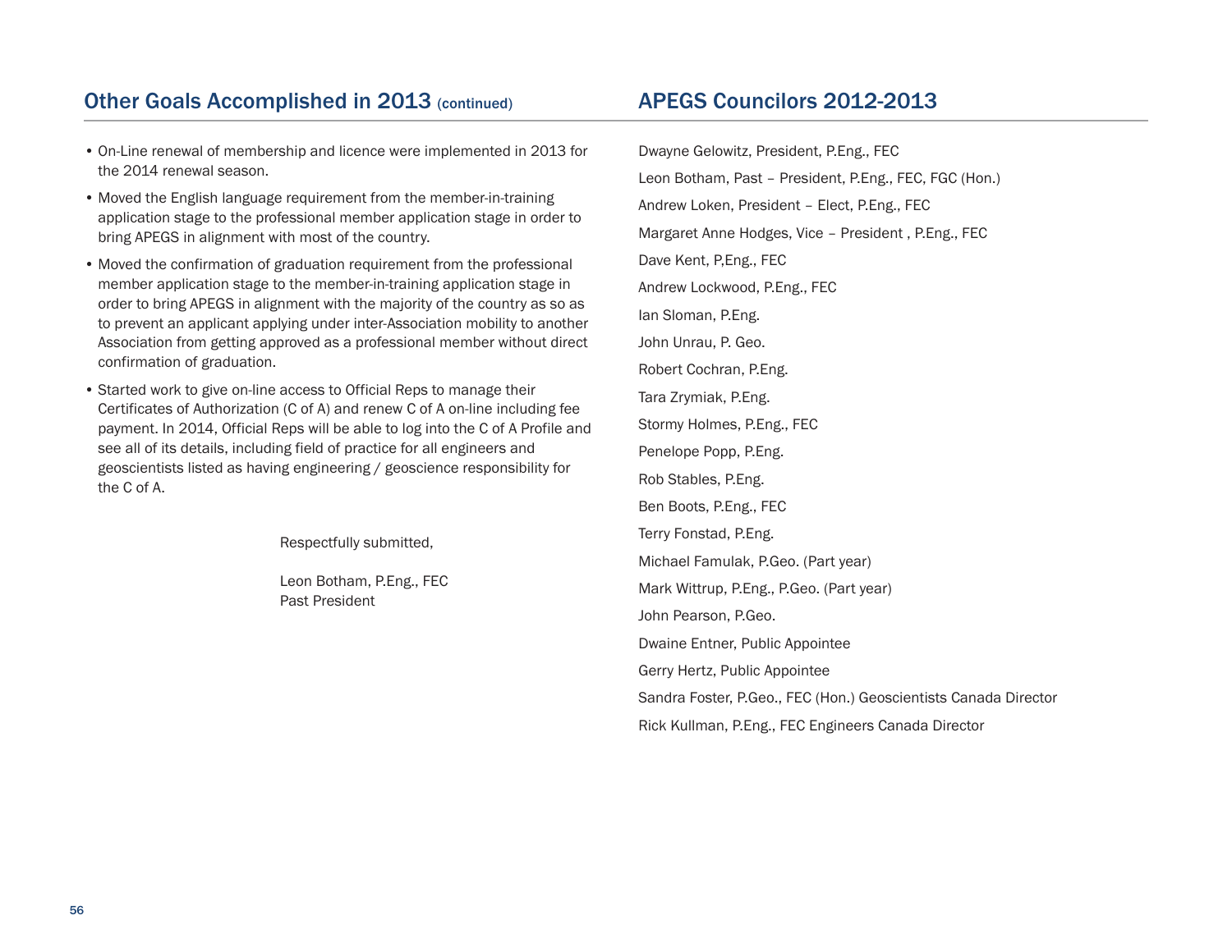## Other Goals Accomplished in 2013 (continued)

- On-Line renewal of membership and licence were implemented in 2013 for the 2014 renewal season.
- Moved the English language requirement from the member-in-training application stage to the professional member application stage in order to bring APEGS in alignment with most of the country.
- Moved the confirmation of graduation requirement from the professional member application stage to the member-in-training application stage in order to bring APEGS in alignment with the majority of the country as so as to prevent an applicant applying under inter-Association mobility to another Association from getting approved as a professional member without direct confirmation of graduation.
- Started work to give on-line access to Official Reps to manage their Certificates of Authorization (C of A) and renew C of A on-line including fee payment. In 2014, Official Reps will be able to log into the C of A Profile and see all of its details, including field of practice for all engineers and geoscientists listed as having engineering / geoscience responsibility for the C of A.

Respectfully submitted,

Leon Botham, P.Eng., FEC
Past President

## APEGS Councilors 2012-2013

Dwayne Gelowitz, President, P.Eng., FEC

Leon Botham, Past – President, P.Eng., FEC, FGC (Hon.)

Andrew Loken, President – Elect, P.Eng., FEC

Margaret Anne Hodges, Vice – President , P.Eng., FEC

Dave Kent, P,Eng., FEC

Andrew Lockwood, P.Eng., FEC

Ian Sloman, P.Eng.

John Unrau, P. Geo.

Robert Cochran, P.Eng.

Tara Zrymiak, P.Eng.

Stormy Holmes, P.Eng., FEC

Penelope Popp, P.Eng.

Rob Stables, P.Eng.

Ben Boots, P.Eng., FEC

Terry Fonstad, P.Eng.

Michael Famulak, P.Geo. (Part year)

Mark Wittrup, P.Eng., P.Geo. (Part year)

John Pearson, P.Geo.

Dwaine Entner, Public Appointee

Gerry Hertz, Public Appointee

Sandra Foster, P.Geo., FEC (Hon.) Geoscientists Canada Director

Rick Kullman, P.Eng., FEC Engineers Canada Director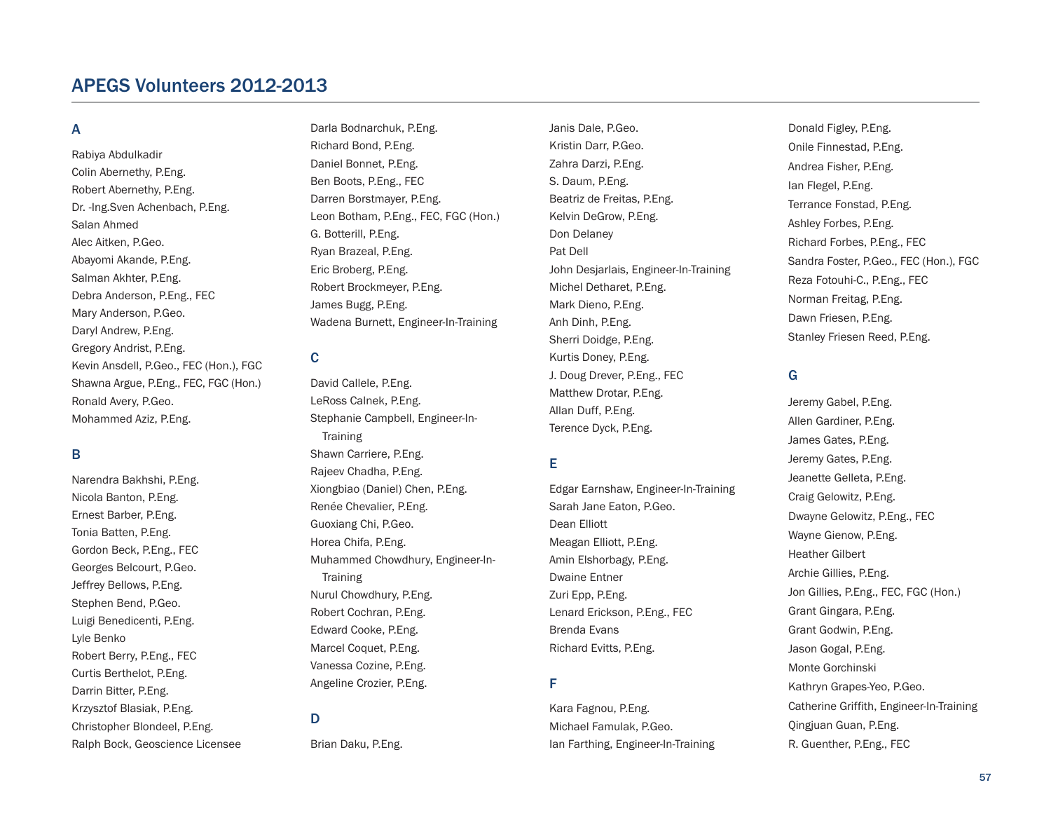# APEGS Volunteers 2012-2013

## A

Rabiya Abdulkadir
Colin Abernethy, P.Eng.
Robert Abernethy, P.Eng.
Dr. -Ing.Sven Achenbach, P.Eng.
Salan Ahmed
Alec Aitken, P.Geo.
Abayomi Akande, P.Eng.
Salman Akhter, P.Eng.
Debra Anderson, P.Eng., FEC
Mary Anderson, P.Geo.
Daryl Andrew, P.Eng.
Gregory Andrist, P.Eng.
Kevin Ansdell, P.Geo., FEC (Hon.), FGC
Shawna Argue, P.Eng., FEC, FGC (Hon.)
Ronald Avery, P.Geo.
Mohammed Aziz, P.Eng.

## B

Narendra Bakhshi, P.Eng.
Nicola Banton, P.Eng.
Ernest Barber, P.Eng.
Tonia Batten, P.Eng.
Gordon Beck, P.Eng., FEC
Georges Belcourt, P.Geo.
Jeffrey Bellows, P.Eng.
Stephen Bend, P.Geo.
Luigi Benedicenti, P.Eng.
Lyle Benko
Robert Berry, P.Eng., FEC
Curtis Berthelot, P.Eng.
Darrin Bitter, P.Eng.
Krzysztof Blasiak, P.Eng.
Christopher Blondeel, P.Eng.
Ralph Bock, Geoscience Licensee
Darla Bodnarchuk, P.Eng.
Richard Bond, P.Eng.
Daniel Bonnet, P.Eng.
Ben Boots, P.Eng., FEC
Darren Borstmayer, P.Eng.
Leon Botham, P.Eng., FEC, FGC (Hon.)
G. Botterill, P.Eng.
Ryan Brazeal, P.Eng.
Eric Broberg, P.Eng.
Robert Brockmeyer, P.Eng.
James Bugg, P.Eng.
Wadena Burnett, Engineer-In-Training

## C

David Callele, P.Eng.
LeRoss Calnek, P.Eng.
Stephanie Campbell, Engineer-In-Training
Shawn Carriere, P.Eng.
Rajeev Chadha, P.Eng.
Xiongbiao (Daniel) Chen, P.Eng.
Renée Chevalier, P.Eng.
Guoxiang Chi, P.Geo.
Horea Chifa, P.Eng.
Muhammed Chowdhury, Engineer-In-Training
Nurul Chowdhury, P.Eng.
Robert Cochran, P.Eng.
Edward Cooke, P.Eng.
Marcel Coquet, P.Eng.
Vanessa Cozine, P.Eng.
Angeline Crozier, P.Eng.

## D

Brian Daku, P.Eng.
Janis Dale, P.Geo.
Kristin Darr, P.Geo.
Zahra Darzi, P.Eng.
S. Daum, P.Eng.
Beatriz de Freitas, P.Eng.
Kelvin DeGrow, P.Eng.
Don Delaney
Pat Dell
John Desjarlais, Engineer-In-Training
Michel Detharet, P.Eng.
Mark Dieno, P.Eng.
Anh Dinh, P.Eng.
Sherri Doidge, P.Eng.
Kurtis Doney, P.Eng.
J. Doug Drever, P.Eng., FEC
Matthew Drotar, P.Eng.
Allan Duff, P.Eng.
Terence Dyck, P.Eng.

## E

Edgar Earnshaw, Engineer-In-Training
Sarah Jane Eaton, P.Geo.
Dean Elliott
Meagan Elliott, P.Eng.
Amin Elshorbagy, P.Eng.
Dwaine Entner
Zuri Epp, P.Eng.
Lenard Erickson, P.Eng., FEC
Brenda Evans
Richard Evitts, P.Eng.

## F

Kara Fagnou, P.Eng.
Michael Famulak, P.Geo.
Ian Farthing, Engineer-In-Training
Donald Figley, P.Eng.
Onile Finnestad, P.Eng.
Andrea Fisher, P.Eng.
Ian Flegel, P.Eng.
Terrance Fonstad, P.Eng.
Ashley Forbes, P.Eng.
Richard Forbes, P.Eng., FEC
Sandra Foster, P.Geo., FEC (Hon.), FGC
Reza Fotouhi-C., P.Eng., FEC
Norman Freitag, P.Eng.
Dawn Friesen, P.Eng.
Stanley Friesen Reed, P.Eng.

## G

Jeremy Gabel, P.Eng.
Allen Gardiner, P.Eng.
James Gates, P.Eng.
Jeremy Gates, P.Eng.
Jeanette Gelleta, P.Eng.
Craig Gelowitz, P.Eng.
Dwayne Gelowitz, P.Eng., FEC
Wayne Gienow, P.Eng.
Heather Gilbert
Archie Gillies, P.Eng.
Jon Gillies, P.Eng., FEC, FGC (Hon.)
Grant Gingara, P.Eng.
Grant Godwin, P.Eng.
Jason Gogal, P.Eng.
Monte Gorchinski
Kathryn Grapes-Yeo, P.Geo.
Catherine Griffith, Engineer-In-Training
Qingjuan Guan, P.Eng.
R. Guenther, P.Eng., FEC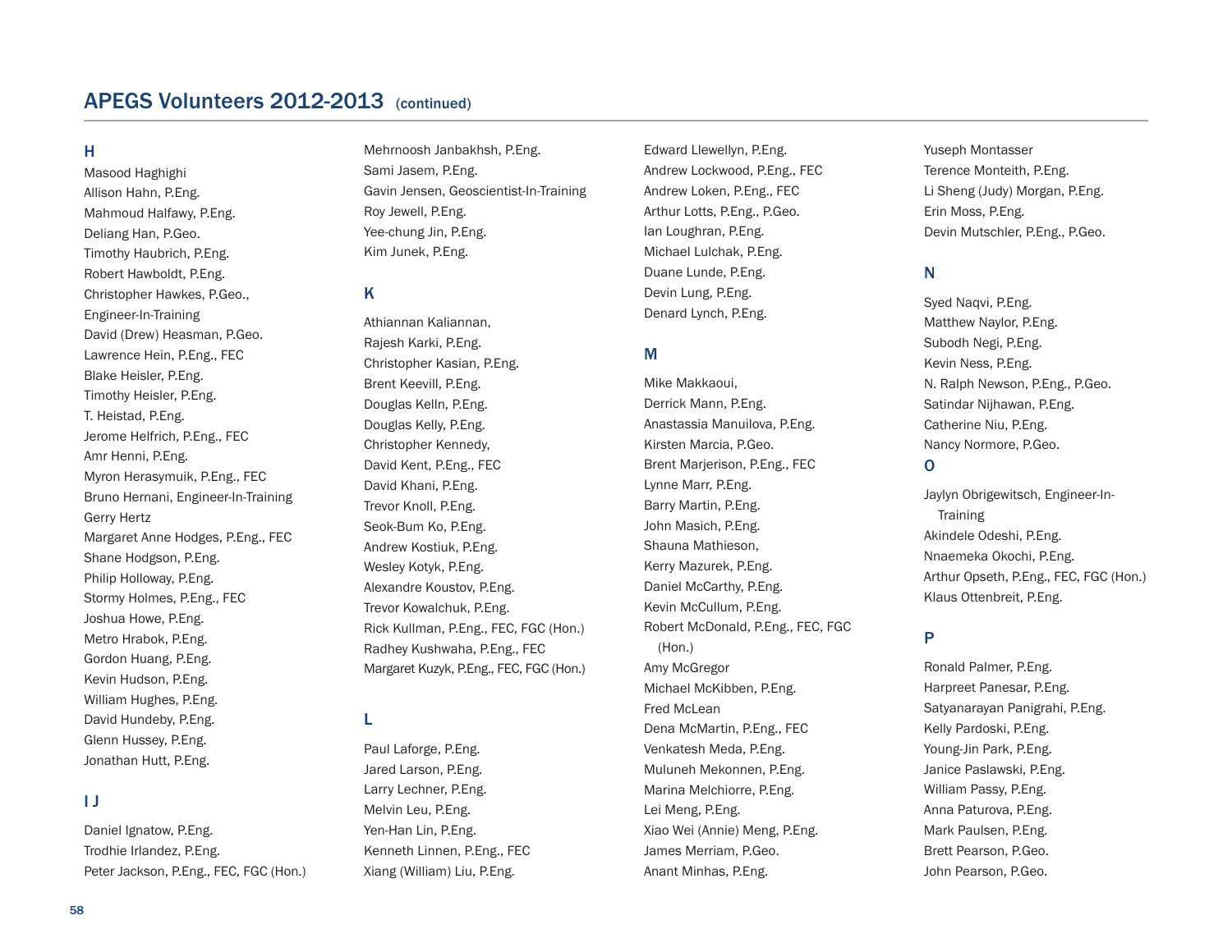## APEGS Volunteers 2012-2013 (continued)

### H

Masood Haghighi
Allison Hahn, P.Eng.
Mahmoud Halfawy, P.Eng.
Deliang Han, P.Geo.
Timothy Haubrich, P.Eng.
Robert Hawboldt, P.Eng.
Christopher Hawkes, P.Geo., Engineer-In-Training
David (Drew) Heasman, P.Geo.
Lawrence Hein, P.Eng., FEC
Blake Heisler, P.Eng.
Timothy Heisler, P.Eng.
T. Heistad, P.Eng.
Jerome Helfrich, P.Eng., FEC
Amr Henni, P.Eng.
Myron Herasymuik, P.Eng., FEC
Bruno Hernani, Engineer-In-Training
Gerry Hertz
Margaret Anne Hodges, P.Eng., FEC
Shane Hodgson, P.Eng.
Philip Holloway, P.Eng.
Stormy Holmes, P.Eng., FEC
Joshua Howe, P.Eng.
Metro Hrabok, P.Eng.
Gordon Huang, P.Eng.
Kevin Hudson, P.Eng.
William Hughes, P.Eng.
David Hundeby, P.Eng.
Glenn Hussey, P.Eng.
Jonathan Hutt, P.Eng.

### I J

Daniel Ignatow, P.Eng.
Trodhie Irlandez, P.Eng.
Peter Jackson, P.Eng., FEC, FGC (Hon.)
Mehrnoosh Janbakhsh, P.Eng.
Sami Jasem, P.Eng.
Gavin Jensen, Geoscientist-In-Training
Roy Jewell, P.Eng.
Yee-chung Jin, P.Eng.
Kim Junek, P.Eng.

### K

Athiannan Kaliannan,
Rajesh Karki, P.Eng.
Christopher Kasian, P.Eng.
Brent Keevill, P.Eng.
Douglas Kelln, P.Eng.
Douglas Kelly, P.Eng.
Christopher Kennedy,
David Kent, P.Eng., FEC
David Khani, P.Eng.
Trevor Knoll, P.Eng.
Seok-Bum Ko, P.Eng.
Andrew Kostiuk, P.Eng.
Wesley Kotyk, P.Eng.
Alexandre Koustov, P.Eng.
Trevor Kowalchuk, P.Eng.
Rick Kullman, P.Eng., FEC, FGC (Hon.)
Radhey Kushwaha, P.Eng., FEC
Margaret Kuzyk, P.Eng., FEC, FGC (Hon.)

### L

Paul Laforge, P.Eng.
Jared Larson, P.Eng.
Larry Lechner, P.Eng.
Melvin Leu, P.Eng.
Yen-Han Lin, P.Eng.
Kenneth Linnen, P.Eng., FEC
Xiang (William) Liu, P.Eng.
Edward Llewellyn, P.Eng.
Andrew Lockwood, P.Eng., FEC
Andrew Loken, P.Eng., FEC
Arthur Lotts, P.Eng., P.Geo.
Ian Loughran, P.Eng.
Michael Lulchak, P.Eng.
Duane Lunde, P.Eng.
Devin Lung, P.Eng.
Denard Lynch, P.Eng.

### M

Mike Makkaoui,
Derrick Mann, P.Eng.
Anastassia Manuilova, P.Eng.
Kirsten Marcia, P.Geo.
Brent Marjerison, P.Eng., FEC
Lynne Marr, P.Eng.
Barry Martin, P.Eng.
John Masich, P.Eng.
Shauna Mathieson,
Kerry Mazurek, P.Eng.
Daniel McCarthy, P.Eng.
Kevin McCullum, P.Eng.
Robert McDonald, P.Eng., FEC, FGC (Hon.)
Amy McGregor
Michael McKibben, P.Eng.
Fred McLean
Dena McMartin, P.Eng., FEC
Venkatesh Meda, P.Eng.
Muluneh Mekonnen, P.Eng.
Marina Melchiorre, P.Eng.
Lei Meng, P.Eng.
Xiao Wei (Annie) Meng, P.Eng.
James Merriam, P.Geo.
Anant Minhas, P.Eng.
Yuseph Montasser
Terence Monteith, P.Eng.
Li Sheng (Judy) Morgan, P.Eng.
Erin Moss, P.Eng.
Devin Mutschler, P.Eng., P.Geo.

### N

Syed Naqvi, P.Eng.
Matthew Naylor, P.Eng.
Subodh Negi, P.Eng.
Kevin Ness, P.Eng.
N. Ralph Newson, P.Eng., P.Geo.
Satindar Nijhawan, P.Eng.
Catherine Niu, P.Eng.
Nancy Normore, P.Geo.

### O

Jaylyn Obrigewitsch, Engineer-In-Training
Akindele Odeshi, P.Eng.
Nnaemeka Okochi, P.Eng.
Arthur Opseth, P.Eng., FEC, FGC (Hon.)
Klaus Ottenbreit, P.Eng.

### P

Ronald Palmer, P.Eng.
Harpreet Panesar, P.Eng.
Satyanarayan Panigrahi, P.Eng.
Kelly Pardoski, P.Eng.
Young-Jin Park, P.Eng.
Janice Paslawski, P.Eng.
William Passy, P.Eng.
Anna Paturova, P.Eng.
Mark Paulsen, P.Eng.
Brett Pearson, P.Geo.
John Pearson, P.Geo.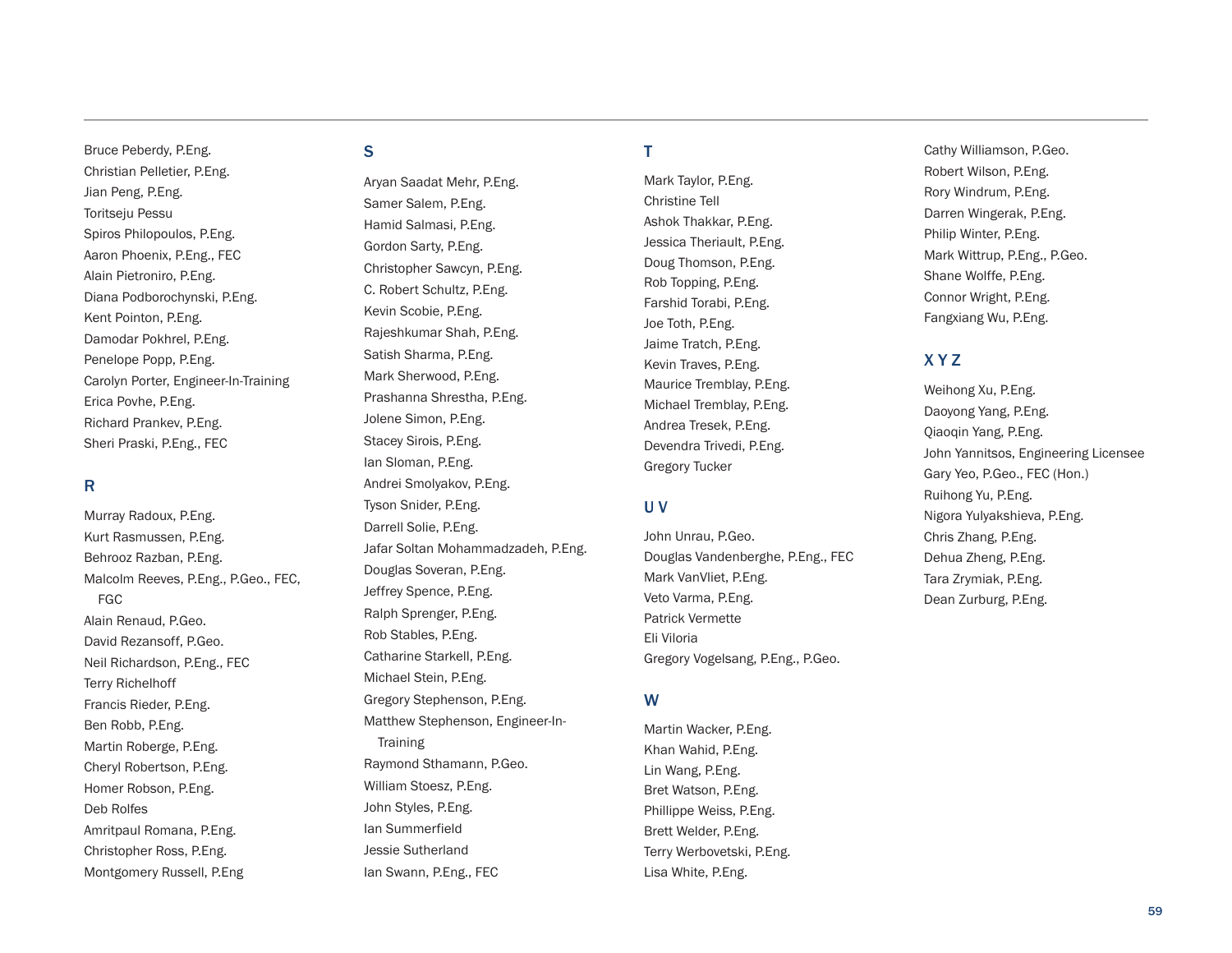Bruce Peberdy, P.Eng.
Christian Pelletier, P.Eng.
Jian Peng, P.Eng.
Toritseju Pessu
Spiros Philopoulos, P.Eng.
Aaron Phoenix, P.Eng., FEC
Alain Pietroniro, P.Eng.
Diana Podborochynski, P.Eng.
Kent Pointon, P.Eng.
Damodar Pokhrel, P.Eng.
Penelope Popp, P.Eng.
Carolyn Porter, Engineer-In-Training
Erica Povhe, P.Eng.
Richard Prankev, P.Eng.
Sheri Praski, P.Eng., FEC

## R

Murray Radoux, P.Eng.
Kurt Rasmussen, P.Eng.
Behrooz Razban, P.Eng.
Malcolm Reeves, P.Eng., P.Geo., FEC, FGC
Alain Renaud, P.Geo.
David Rezansoff, P.Geo.
Neil Richardson, P.Eng., FEC
Terry Richelhoff
Francis Rieder, P.Eng.
Ben Robb, P.Eng.
Martin Roberge, P.Eng.
Cheryl Robertson, P.Eng.
Homer Robson, P.Eng.
Deb Rolfes
Amritpaul Romana, P.Eng.
Christopher Ross, P.Eng.
Montgomery Russell, P.Eng

## S

Aryan Saadat Mehr, P.Eng.
Samer Salem, P.Eng.
Hamid Salmasi, P.Eng.
Gordon Sarty, P.Eng.
Christopher Sawcyn, P.Eng.
C. Robert Schultz, P.Eng.
Kevin Scobie, P.Eng.
Rajeshkumar Shah, P.Eng.
Satish Sharma, P.Eng.
Mark Sherwood, P.Eng.
Prashanna Shrestha, P.Eng.
Jolene Simon, P.Eng.
Stacey Sirois, P.Eng.
Ian Sloman, P.Eng.
Andrei Smolyakov, P.Eng.
Tyson Snider, P.Eng.
Darrell Solie, P.Eng.
Jafar Soltan Mohammadzadeh, P.Eng.
Douglas Soveran, P.Eng.
Jeffrey Spence, P.Eng.
Ralph Sprenger, P.Eng.
Rob Stables, P.Eng.
Catharine Starkell, P.Eng.
Michael Stein, P.Eng.
Gregory Stephenson, P.Eng.
Matthew Stephenson, Engineer-In-Training
Raymond Sthamann, P.Geo.
William Stoesz, P.Eng.
John Styles, P.Eng.
Ian Summerfield
Jessie Sutherland
Ian Swann, P.Eng., FEC

## T

Mark Taylor, P.Eng.
Christine Tell
Ashok Thakkar, P.Eng.
Jessica Theriault, P.Eng.
Doug Thomson, P.Eng.
Rob Topping, P.Eng.
Farshid Torabi, P.Eng.
Joe Toth, P.Eng.
Jaime Tratch, P.Eng.
Kevin Traves, P.Eng.
Maurice Tremblay, P.Eng.
Michael Tremblay, P.Eng.
Andrea Tresek, P.Eng.
Devendra Trivedi, P.Eng.
Gregory Tucker

## U V

John Unrau, P.Geo.
Douglas Vandenberghe, P.Eng., FEC
Mark VanVliet, P.Eng.
Veto Varma, P.Eng.
Patrick Vermette
Eli Viloria
Gregory Vogelsang, P.Eng., P.Geo.

## W

Martin Wacker, P.Eng.
Khan Wahid, P.Eng.
Lin Wang, P.Eng.
Bret Watson, P.Eng.
Phillippe Weiss, P.Eng.
Brett Welder, P.Eng.
Terry Werbovetski, P.Eng.
Lisa White, P.Eng.
Cathy Williamson, P.Geo.
Robert Wilson, P.Eng.
Rory Windrum, P.Eng.
Darren Wingerak, P.Eng.
Philip Winter, P.Eng.
Mark Wittrup, P.Eng., P.Geo.
Shane Wolffe, P.Eng.
Connor Wright, P.Eng.
Fangxiang Wu, P.Eng.

## X Y Z

Weihong Xu, P.Eng.
Daoyong Yang, P.Eng.
Qiaoqin Yang, P.Eng.
John Yannitsos, Engineering Licensee
Gary Yeo, P.Geo., FEC (Hon.)
Ruihong Yu, P.Eng.
Nigora Yulyakshieva, P.Eng.
Chris Zhang, P.Eng.
Dehua Zheng, P.Eng.
Tara Zrymiak, P.Eng.
Dean Zurburg, P.Eng.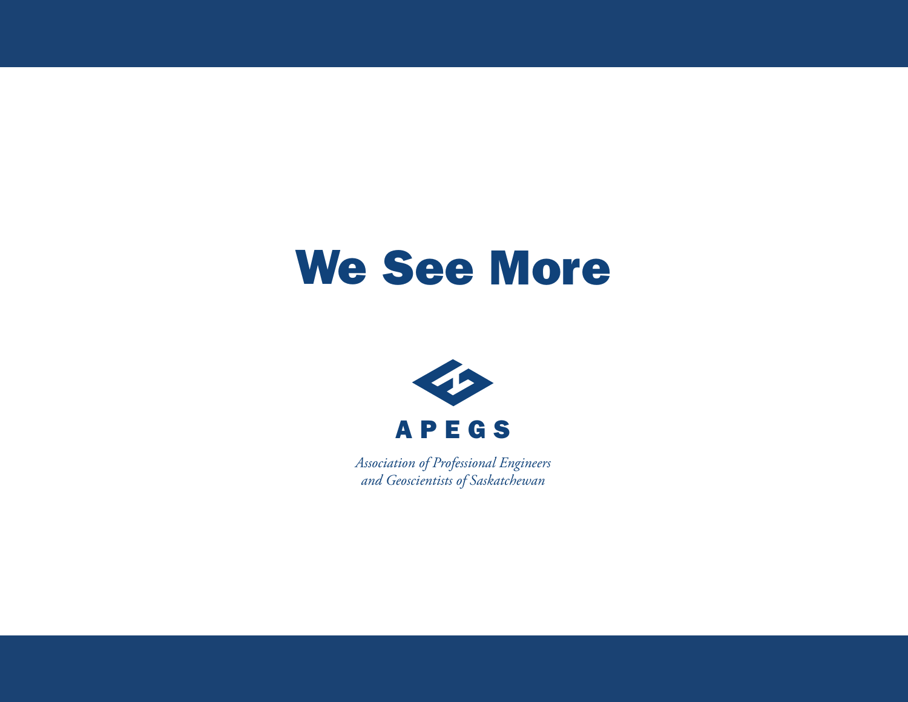# We See More

**APEGS**

*Association of Professional Engineers and Geoscientists of Saskatchewan*